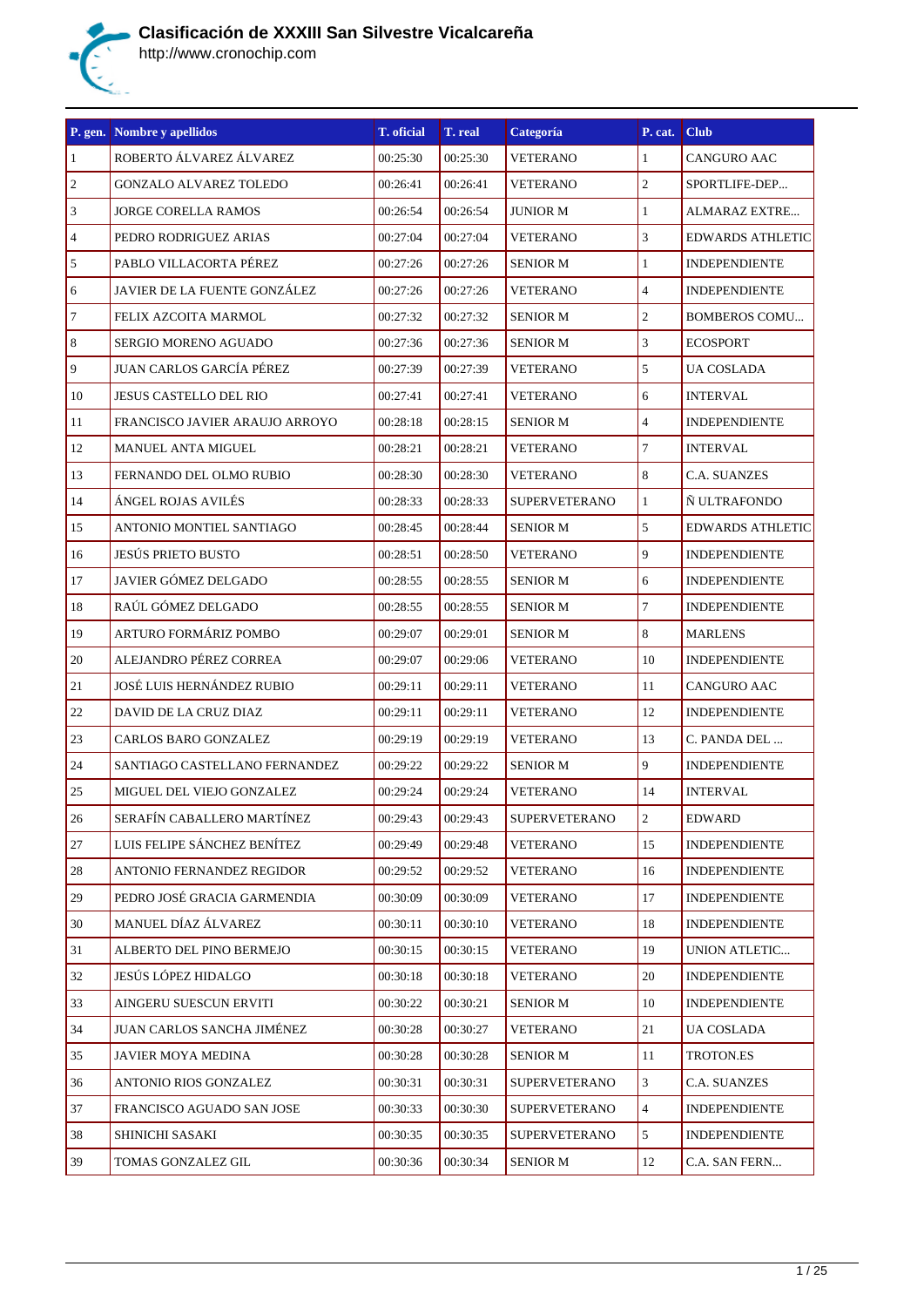# Clasificación de XXXIII San Silvestre Vicalcareña

http://www.cronochip.com

| P. gen. | Nombre y apellidos | T. oficial | T. real | Categoría | P. cat. | Club |
|---|---|---|---|---|---|---|
| 1 | ROBERTO ÁLVAREZ ÁLVAREZ | 00:25:30 | 00:25:30 | VETERANO | 1 | CANGURO AAC |
| 2 | GONZALO ALVAREZ TOLEDO | 00:26:41 | 00:26:41 | VETERANO | 2 | SPORTLIFE-DEP... |
| 3 | JORGE CORELLA RAMOS | 00:26:54 | 00:26:54 | JUNIOR M | 1 | ALMARAZ EXTRE... |
| 4 | PEDRO RODRIGUEZ ARIAS | 00:27:04 | 00:27:04 | VETERANO | 3 | EDWARDS ATHLETIC |
| 5 | PABLO VILLACORTA PÉREZ | 00:27:26 | 00:27:26 | SENIOR M | 1 | INDEPENDIENTE |
| 6 | JAVIER DE LA FUENTE GONZÁLEZ | 00:27:26 | 00:27:26 | VETERANO | 4 | INDEPENDIENTE |
| 7 | FELIX AZCOITA MARMOL | 00:27:32 | 00:27:32 | SENIOR M | 2 | BOMBEROS COMU... |
| 8 | SERGIO MORENO AGUADO | 00:27:36 | 00:27:36 | SENIOR M | 3 | ECOSPORT |
| 9 | JUAN CARLOS GARCÍA PÉREZ | 00:27:39 | 00:27:39 | VETERANO | 5 | UA COSLADA |
| 10 | JESUS CASTELLO DEL RIO | 00:27:41 | 00:27:41 | VETERANO | 6 | INTERVAL |
| 11 | FRANCISCO JAVIER ARAUJO ARROYO | 00:28:18 | 00:28:15 | SENIOR M | 4 | INDEPENDIENTE |
| 12 | MANUEL ANTA MIGUEL | 00:28:21 | 00:28:21 | VETERANO | 7 | INTERVAL |
| 13 | FERNANDO DEL OLMO RUBIO | 00:28:30 | 00:28:30 | VETERANO | 8 | C.A. SUANZES |
| 14 | ÁNGEL ROJAS AVILÉS | 00:28:33 | 00:28:33 | SUPERVETERANO | 1 | Ñ ULTRAFONDO |
| 15 | ANTONIO MONTIEL SANTIAGO | 00:28:45 | 00:28:44 | SENIOR M | 5 | EDWARDS ATHLETIC |
| 16 | JESÚS PRIETO BUSTO | 00:28:51 | 00:28:50 | VETERANO | 9 | INDEPENDIENTE |
| 17 | JAVIER GÓMEZ DELGADO | 00:28:55 | 00:28:55 | SENIOR M | 6 | INDEPENDIENTE |
| 18 | RAÚL GÓMEZ DELGADO | 00:28:55 | 00:28:55 | SENIOR M | 7 | INDEPENDIENTE |
| 19 | ARTURO FORMÁRIZ POMBO | 00:29:07 | 00:29:01 | SENIOR M | 8 | MARLENS |
| 20 | ALEJANDRO PÉREZ CORREA | 00:29:07 | 00:29:06 | VETERANO | 10 | INDEPENDIENTE |
| 21 | JOSÉ LUIS HERNÁNDEZ RUBIO | 00:29:11 | 00:29:11 | VETERANO | 11 | CANGURO AAC |
| 22 | DAVID DE LA CRUZ DIAZ | 00:29:11 | 00:29:11 | VETERANO | 12 | INDEPENDIENTE |
| 23 | CARLOS BARO GONZALEZ | 00:29:19 | 00:29:19 | VETERANO | 13 | C. PANDA DEL ... |
| 24 | SANTIAGO CASTELLANO FERNANDEZ | 00:29:22 | 00:29:22 | SENIOR M | 9 | INDEPENDIENTE |
| 25 | MIGUEL DEL VIEJO GONZALEZ | 00:29:24 | 00:29:24 | VETERANO | 14 | INTERVAL |
| 26 | SERAFÍN CABALLERO MARTÍNEZ | 00:29:43 | 00:29:43 | SUPERVETERANO | 2 | EDWARD |
| 27 | LUIS FELIPE SÁNCHEZ BENÍTEZ | 00:29:49 | 00:29:48 | VETERANO | 15 | INDEPENDIENTE |
| 28 | ANTONIO FERNANDEZ REGIDOR | 00:29:52 | 00:29:52 | VETERANO | 16 | INDEPENDIENTE |
| 29 | PEDRO JOSÉ GRACIA GARMENDIA | 00:30:09 | 00:30:09 | VETERANO | 17 | INDEPENDIENTE |
| 30 | MANUEL DÍAZ ÁLVAREZ | 00:30:11 | 00:30:10 | VETERANO | 18 | INDEPENDIENTE |
| 31 | ALBERTO DEL PINO BERMEJO | 00:30:15 | 00:30:15 | VETERANO | 19 | UNION ATLETIC... |
| 32 | JESÚS LÓPEZ HIDALGO | 00:30:18 | 00:30:18 | VETERANO | 20 | INDEPENDIENTE |
| 33 | AINGERU SUESCUN ERVITI | 00:30:22 | 00:30:21 | SENIOR M | 10 | INDEPENDIENTE |
| 34 | JUAN CARLOS SANCHA JIMÉNEZ | 00:30:28 | 00:30:27 | VETERANO | 21 | UA COSLADA |
| 35 | JAVIER MOYA MEDINA | 00:30:28 | 00:30:28 | SENIOR M | 11 | TROTON.ES |
| 36 | ANTONIO RIOS GONZALEZ | 00:30:31 | 00:30:31 | SUPERVETERANO | 3 | C.A. SUANZES |
| 37 | FRANCISCO AGUADO SAN JOSE | 00:30:33 | 00:30:30 | SUPERVETERANO | 4 | INDEPENDIENTE |
| 38 | SHINICHI SASAKI | 00:30:35 | 00:30:35 | SUPERVETERANO | 5 | INDEPENDIENTE |
| 39 | TOMAS GONZALEZ GIL | 00:30:36 | 00:30:34 | SENIOR M | 12 | C.A. SAN FERN... |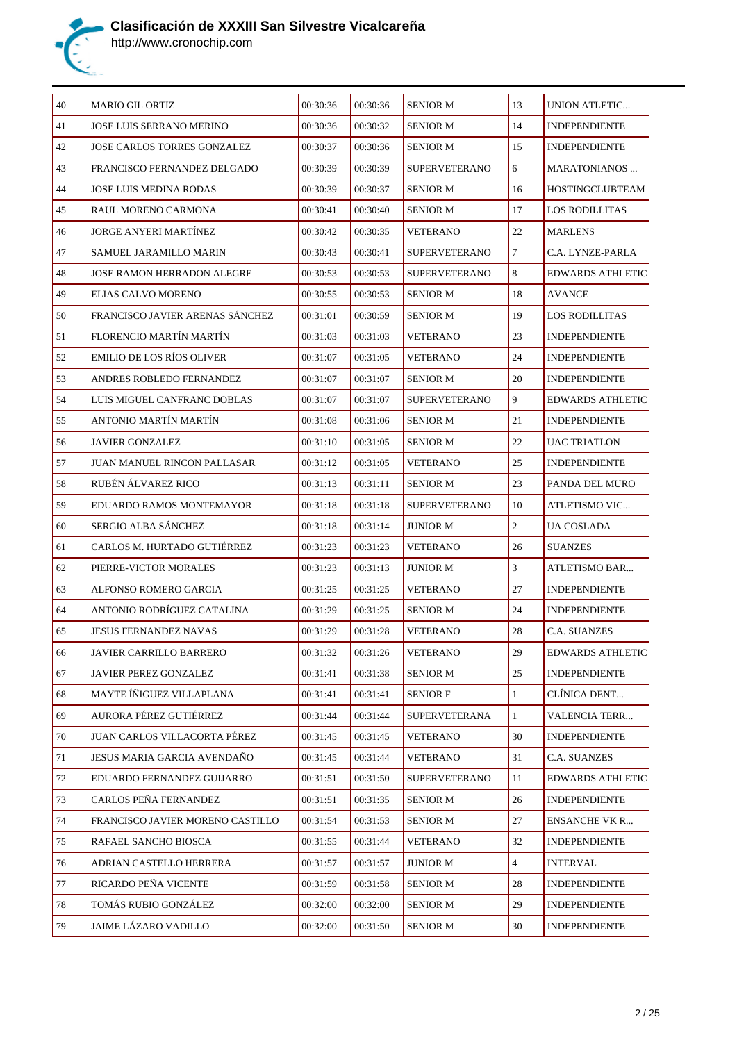| | | | | | | |
|---|---|---|---|---|---|---|
| 40 | MARIO GIL ORTIZ | 00:30:36 | 00:30:36 | SENIOR M | 13 | UNION ATLETIC... |
| 41 | JOSE LUIS SERRANO MERINO | 00:30:36 | 00:30:32 | SENIOR M | 14 | INDEPENDIENTE |
| 42 | JOSE CARLOS TORRES GONZALEZ | 00:30:37 | 00:30:36 | SENIOR M | 15 | INDEPENDIENTE |
| 43 | FRANCISCO FERNANDEZ DELGADO | 00:30:39 | 00:30:39 | SUPERVETERANO | 6 | MARATONIANOS ... |
| 44 | JOSE LUIS MEDINA RODAS | 00:30:39 | 00:30:37 | SENIOR M | 16 | HOSTINGCLUBTEAM |
| 45 | RAUL MORENO CARMONA | 00:30:41 | 00:30:40 | SENIOR M | 17 | LOS RODILLITAS |
| 46 | JORGE ANYERI MARTÍNEZ | 00:30:42 | 00:30:35 | VETERANO | 22 | MARLENS |
| 47 | SAMUEL JARAMILLO MARIN | 00:30:43 | 00:30:41 | SUPERVETERANO | 7 | C.A. LYNZE-PARLA |
| 48 | JOSE RAMON HERRADON ALEGRE | 00:30:53 | 00:30:53 | SUPERVETERANO | 8 | EDWARDS ATHLETIC |
| 49 | ELIAS CALVO MORENO | 00:30:55 | 00:30:53 | SENIOR M | 18 | AVANCE |
| 50 | FRANCISCO JAVIER ARENAS SÁNCHEZ | 00:31:01 | 00:30:59 | SENIOR M | 19 | LOS RODILLITAS |
| 51 | FLORENCIO MARTÍN MARTÍN | 00:31:03 | 00:31:03 | VETERANO | 23 | INDEPENDIENTE |
| 52 | EMILIO DE LOS RÍOS OLIVER | 00:31:07 | 00:31:05 | VETERANO | 24 | INDEPENDIENTE |
| 53 | ANDRES ROBLEDO FERNANDEZ | 00:31:07 | 00:31:07 | SENIOR M | 20 | INDEPENDIENTE |
| 54 | LUIS MIGUEL CANFRANC DOBLAS | 00:31:07 | 00:31:07 | SUPERVETERANO | 9 | EDWARDS ATHLETIC |
| 55 | ANTONIO MARTÍN MARTÍN | 00:31:08 | 00:31:06 | SENIOR M | 21 | INDEPENDIENTE |
| 56 | JAVIER GONZALEZ | 00:31:10 | 00:31:05 | SENIOR M | 22 | UAC TRIATLON |
| 57 | JUAN MANUEL RINCON PALLASAR | 00:31:12 | 00:31:05 | VETERANO | 25 | INDEPENDIENTE |
| 58 | RUBÉN ÁLVAREZ RICO | 00:31:13 | 00:31:11 | SENIOR M | 23 | PANDA DEL MURO |
| 59 | EDUARDO RAMOS MONTEMAYOR | 00:31:18 | 00:31:18 | SUPERVETERANO | 10 | ATLETISMO VIC... |
| 60 | SERGIO ALBA SÁNCHEZ | 00:31:18 | 00:31:14 | JUNIOR M | 2 | UA COSLADA |
| 61 | CARLOS M. HURTADO GUTIÉRREZ | 00:31:23 | 00:31:23 | VETERANO | 26 | SUANZES |
| 62 | PIERRE-VICTOR MORALES | 00:31:23 | 00:31:13 | JUNIOR M | 3 | ATLETISMO BAR... |
| 63 | ALFONSO ROMERO GARCIA | 00:31:25 | 00:31:25 | VETERANO | 27 | INDEPENDIENTE |
| 64 | ANTONIO RODRÍGUEZ CATALINA | 00:31:29 | 00:31:25 | SENIOR M | 24 | INDEPENDIENTE |
| 65 | JESUS FERNANDEZ NAVAS | 00:31:29 | 00:31:28 | VETERANO | 28 | C.A. SUANZES |
| 66 | JAVIER CARRILLO BARRERO | 00:31:32 | 00:31:26 | VETERANO | 29 | EDWARDS ATHLETIC |
| 67 | JAVIER PEREZ GONZALEZ | 00:31:41 | 00:31:38 | SENIOR M | 25 | INDEPENDIENTE |
| 68 | MAYTE ÍÑIGUEZ VILLAPLANA | 00:31:41 | 00:31:41 | SENIOR F | 1 | CLÍNICA DENT... |
| 69 | AURORA PÉREZ GUTIÉRREZ | 00:31:44 | 00:31:44 | SUPERVETERANA | 1 | VALENCIA TERR... |
| 70 | JUAN CARLOS VILLACORTA PÉREZ | 00:31:45 | 00:31:45 | VETERANO | 30 | INDEPENDIENTE |
| 71 | JESUS MARIA GARCIA AVENDAÑO | 00:31:45 | 00:31:44 | VETERANO | 31 | C.A. SUANZES |
| 72 | EDUARDO FERNANDEZ GUIJARRO | 00:31:51 | 00:31:50 | SUPERVETERANO | 11 | EDWARDS ATHLETIC |
| 73 | CARLOS PEÑA FERNANDEZ | 00:31:51 | 00:31:35 | SENIOR M | 26 | INDEPENDIENTE |
| 74 | FRANCISCO JAVIER MORENO CASTILLO | 00:31:54 | 00:31:53 | SENIOR M | 27 | ENSANCHE VK R... |
| 75 | RAFAEL SANCHO BIOSCA | 00:31:55 | 00:31:44 | VETERANO | 32 | INDEPENDIENTE |
| 76 | ADRIAN CASTELLO HERRERA | 00:31:57 | 00:31:57 | JUNIOR M | 4 | INTERVAL |
| 77 | RICARDO PEÑA VICENTE | 00:31:59 | 00:31:58 | SENIOR M | 28 | INDEPENDIENTE |
| 78 | TOMÁS RUBIO GONZÁLEZ | 00:32:00 | 00:32:00 | SENIOR M | 29 | INDEPENDIENTE |
| 79 | JAIME LÁZARO VADILLO | 00:32:00 | 00:31:50 | SENIOR M | 30 | INDEPENDIENTE |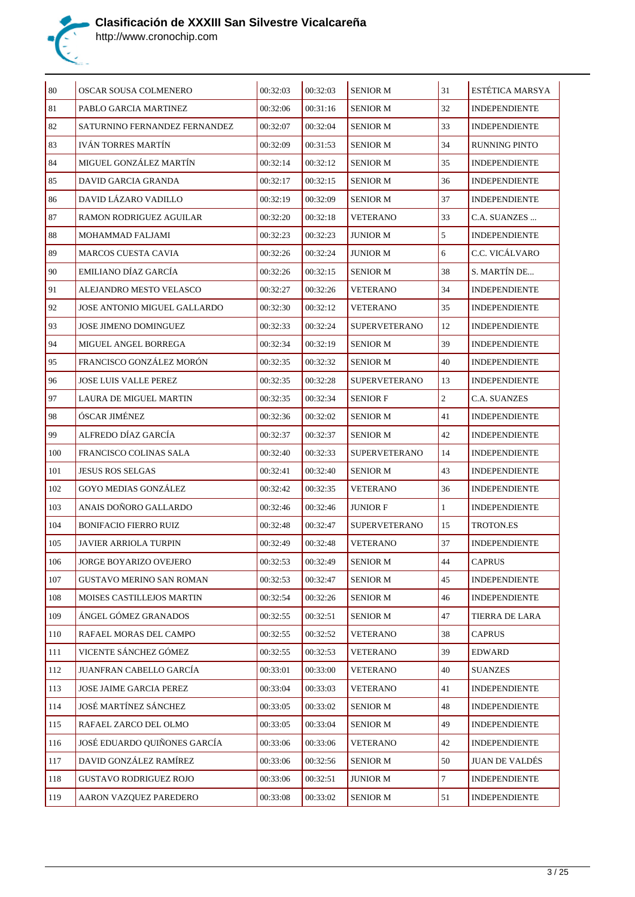# Clasificación de XXXIII San Silvestre Vicalcareña

http://www.cronochip.com

| | | | | | | |
|---|---|---|---|---|---|---|
| 80 | OSCAR SOUSA COLMENERO | 00:32:03 | 00:32:03 | SENIOR M | 31 | ESTÉTICA MARSYA |
| 81 | PABLO GARCIA MARTINEZ | 00:32:06 | 00:31:16 | SENIOR M | 32 | INDEPENDIENTE |
| 82 | SATURNINO FERNANDEZ FERNANDEZ | 00:32:07 | 00:32:04 | SENIOR M | 33 | INDEPENDIENTE |
| 83 | IVÁN TORRES MARTÍN | 00:32:09 | 00:31:53 | SENIOR M | 34 | RUNNING PINTO |
| 84 | MIGUEL GONZÁLEZ MARTÍN | 00:32:14 | 00:32:12 | SENIOR M | 35 | INDEPENDIENTE |
| 85 | DAVID GARCIA GRANDA | 00:32:17 | 00:32:15 | SENIOR M | 36 | INDEPENDIENTE |
| 86 | DAVID LÁZARO VADILLO | 00:32:19 | 00:32:09 | SENIOR M | 37 | INDEPENDIENTE |
| 87 | RAMON RODRIGUEZ AGUILAR | 00:32:20 | 00:32:18 | VETERANO | 33 | C.A. SUANZES ... |
| 88 | MOHAMMAD FALJAMI | 00:32:23 | 00:32:23 | JUNIOR M | 5 | INDEPENDIENTE |
| 89 | MARCOS CUESTA CAVIA | 00:32:26 | 00:32:24 | JUNIOR M | 6 | C.C. VICÁLVARO |
| 90 | EMILIANO DÍAZ GARCÍA | 00:32:26 | 00:32:15 | SENIOR M | 38 | S. MARTÍN DE... |
| 91 | ALEJANDRO MESTO VELASCO | 00:32:27 | 00:32:26 | VETERANO | 34 | INDEPENDIENTE |
| 92 | JOSE ANTONIO MIGUEL GALLARDO | 00:32:30 | 00:32:12 | VETERANO | 35 | INDEPENDIENTE |
| 93 | JOSE JIMENO DOMINGUEZ | 00:32:33 | 00:32:24 | SUPERVETERANO | 12 | INDEPENDIENTE |
| 94 | MIGUEL ANGEL BORREGA | 00:32:34 | 00:32:19 | SENIOR M | 39 | INDEPENDIENTE |
| 95 | FRANCISCO GONZÁLEZ MORÓN | 00:32:35 | 00:32:32 | SENIOR M | 40 | INDEPENDIENTE |
| 96 | JOSE LUIS VALLE PEREZ | 00:32:35 | 00:32:28 | SUPERVETERANO | 13 | INDEPENDIENTE |
| 97 | LAURA DE MIGUEL MARTIN | 00:32:35 | 00:32:34 | SENIOR F | 2 | C.A. SUANZES |
| 98 | ÓSCAR JIMÉNEZ | 00:32:36 | 00:32:02 | SENIOR M | 41 | INDEPENDIENTE |
| 99 | ALFREDO DÍAZ GARCÍA | 00:32:37 | 00:32:37 | SENIOR M | 42 | INDEPENDIENTE |
| 100 | FRANCISCO COLINAS SALA | 00:32:40 | 00:32:33 | SUPERVETERANO | 14 | INDEPENDIENTE |
| 101 | JESUS ROS SELGAS | 00:32:41 | 00:32:40 | SENIOR M | 43 | INDEPENDIENTE |
| 102 | GOYO MEDIAS GONZÁLEZ | 00:32:42 | 00:32:35 | VETERANO | 36 | INDEPENDIENTE |
| 103 | ANAIS DOÑORO GALLARDO | 00:32:46 | 00:32:46 | JUNIOR F | 1 | INDEPENDIENTE |
| 104 | BONIFACIO FIERRO RUIZ | 00:32:48 | 00:32:47 | SUPERVETERANO | 15 | TROTON.ES |
| 105 | JAVIER ARRIOLA TURPIN | 00:32:49 | 00:32:48 | VETERANO | 37 | INDEPENDIENTE |
| 106 | JORGE BOYARIZO OVEJERO | 00:32:53 | 00:32:49 | SENIOR M | 44 | CAPRUS |
| 107 | GUSTAVO MERINO SAN ROMAN | 00:32:53 | 00:32:47 | SENIOR M | 45 | INDEPENDIENTE |
| 108 | MOISES CASTILLEJOS MARTIN | 00:32:54 | 00:32:26 | SENIOR M | 46 | INDEPENDIENTE |
| 109 | ÁNGEL GÓMEZ GRANADOS | 00:32:55 | 00:32:51 | SENIOR M | 47 | TIERRA DE LARA |
| 110 | RAFAEL MORAS DEL CAMPO | 00:32:55 | 00:32:52 | VETERANO | 38 | CAPRUS |
| 111 | VICENTE SÁNCHEZ GÓMEZ | 00:32:55 | 00:32:53 | VETERANO | 39 | EDWARD |
| 112 | JUANFRAN CABELLO GARCÍA | 00:33:01 | 00:33:00 | VETERANO | 40 | SUANZES |
| 113 | JOSE JAIME GARCIA PEREZ | 00:33:04 | 00:33:03 | VETERANO | 41 | INDEPENDIENTE |
| 114 | JOSÉ MARTÍNEZ SÁNCHEZ | 00:33:05 | 00:33:02 | SENIOR M | 48 | INDEPENDIENTE |
| 115 | RAFAEL ZARCO DEL OLMO | 00:33:05 | 00:33:04 | SENIOR M | 49 | INDEPENDIENTE |
| 116 | JOSÉ EDUARDO QUIÑONES GARCÍA | 00:33:06 | 00:33:06 | VETERANO | 42 | INDEPENDIENTE |
| 117 | DAVID GONZÁLEZ RAMÍREZ | 00:33:06 | 00:32:56 | SENIOR M | 50 | JUAN DE VALDÉS |
| 118 | GUSTAVO RODRIGUEZ ROJO | 00:33:06 | 00:32:51 | JUNIOR M | 7 | INDEPENDIENTE |
| 119 | AARON VAZQUEZ PAREDERO | 00:33:08 | 00:33:02 | SENIOR M | 51 | INDEPENDIENTE |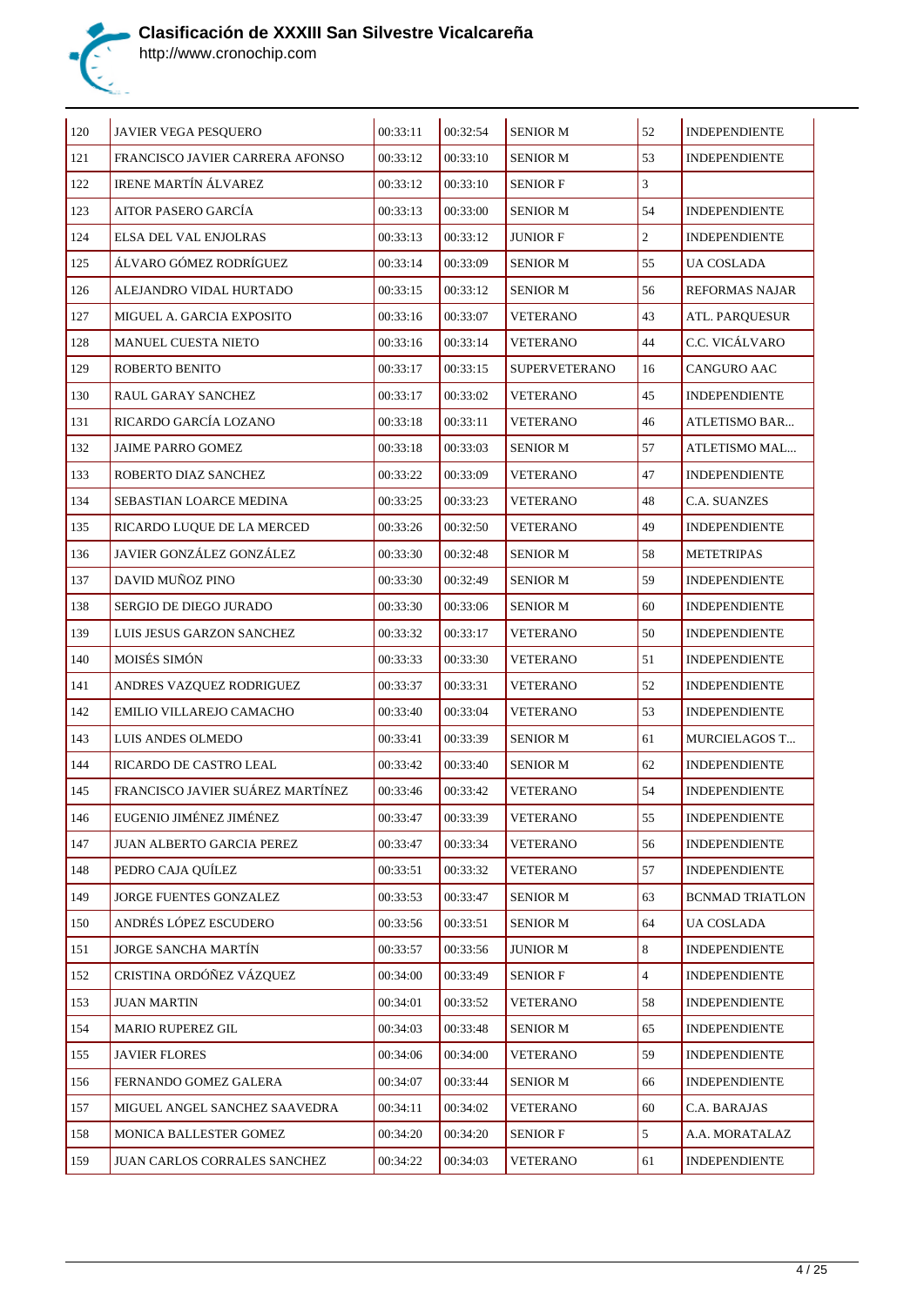| | | | | | | |
|---|---|---|---|---|---|---|
| 120 | JAVIER VEGA PESQUERO | 00:33:11 | 00:32:54 | SENIOR M | 52 | INDEPENDIENTE |
| 121 | FRANCISCO JAVIER CARRERA AFONSO | 00:33:12 | 00:33:10 | SENIOR M | 53 | INDEPENDIENTE |
| 122 | IRENE MARTÍN ÁLVAREZ | 00:33:12 | 00:33:10 | SENIOR F | 3 | |
| 123 | AITOR PASERO GARCÍA | 00:33:13 | 00:33:00 | SENIOR M | 54 | INDEPENDIENTE |
| 124 | ELSA DEL VAL ENJOLRAS | 00:33:13 | 00:33:12 | JUNIOR F | 2 | INDEPENDIENTE |
| 125 | ÁLVARO GÓMEZ RODRÍGUEZ | 00:33:14 | 00:33:09 | SENIOR M | 55 | UA COSLADA |
| 126 | ALEJANDRO VIDAL HURTADO | 00:33:15 | 00:33:12 | SENIOR M | 56 | REFORMAS NAJAR |
| 127 | MIGUEL A. GARCIA EXPOSITO | 00:33:16 | 00:33:07 | VETERANO | 43 | ATL. PARQUESUR |
| 128 | MANUEL CUESTA NIETO | 00:33:16 | 00:33:14 | VETERANO | 44 | C.C. VICÁLVARO |
| 129 | ROBERTO BENITO | 00:33:17 | 00:33:15 | SUPERVETERANO | 16 | CANGURO AAC |
| 130 | RAUL GARAY SANCHEZ | 00:33:17 | 00:33:02 | VETERANO | 45 | INDEPENDIENTE |
| 131 | RICARDO GARCÍA LOZANO | 00:33:18 | 00:33:11 | VETERANO | 46 | ATLETISMO BAR... |
| 132 | JAIME PARRO GOMEZ | 00:33:18 | 00:33:03 | SENIOR M | 57 | ATLETISMO MAL... |
| 133 | ROBERTO DIAZ SANCHEZ | 00:33:22 | 00:33:09 | VETERANO | 47 | INDEPENDIENTE |
| 134 | SEBASTIAN LOARCE MEDINA | 00:33:25 | 00:33:23 | VETERANO | 48 | C.A. SUANZES |
| 135 | RICARDO LUQUE DE LA MERCED | 00:33:26 | 00:32:50 | VETERANO | 49 | INDEPENDIENTE |
| 136 | JAVIER GONZÁLEZ GONZÁLEZ | 00:33:30 | 00:32:48 | SENIOR M | 58 | METETRIPAS |
| 137 | DAVID MUÑOZ PINO | 00:33:30 | 00:32:49 | SENIOR M | 59 | INDEPENDIENTE |
| 138 | SERGIO DE DIEGO JURADO | 00:33:30 | 00:33:06 | SENIOR M | 60 | INDEPENDIENTE |
| 139 | LUIS JESUS GARZON SANCHEZ | 00:33:32 | 00:33:17 | VETERANO | 50 | INDEPENDIENTE |
| 140 | MOISÉS SIMÓN | 00:33:33 | 00:33:30 | VETERANO | 51 | INDEPENDIENTE |
| 141 | ANDRES VAZQUEZ RODRIGUEZ | 00:33:37 | 00:33:31 | VETERANO | 52 | INDEPENDIENTE |
| 142 | EMILIO VILLAREJO CAMACHO | 00:33:40 | 00:33:04 | VETERANO | 53 | INDEPENDIENTE |
| 143 | LUIS ANDES OLMEDO | 00:33:41 | 00:33:39 | SENIOR M | 61 | MURCIELAGOS T... |
| 144 | RICARDO DE CASTRO LEAL | 00:33:42 | 00:33:40 | SENIOR M | 62 | INDEPENDIENTE |
| 145 | FRANCISCO JAVIER SUÁREZ MARTÍNEZ | 00:33:46 | 00:33:42 | VETERANO | 54 | INDEPENDIENTE |
| 146 | EUGENIO JIMÉNEZ JIMÉNEZ | 00:33:47 | 00:33:39 | VETERANO | 55 | INDEPENDIENTE |
| 147 | JUAN ALBERTO GARCIA PEREZ | 00:33:47 | 00:33:34 | VETERANO | 56 | INDEPENDIENTE |
| 148 | PEDRO CAJA QUÍLEZ | 00:33:51 | 00:33:32 | VETERANO | 57 | INDEPENDIENTE |
| 149 | JORGE FUENTES GONZALEZ | 00:33:53 | 00:33:47 | SENIOR M | 63 | BCNMAD TRIATLON |
| 150 | ANDRÉS LÓPEZ ESCUDERO | 00:33:56 | 00:33:51 | SENIOR M | 64 | UA COSLADA |
| 151 | JORGE SANCHA MARTÍN | 00:33:57 | 00:33:56 | JUNIOR M | 8 | INDEPENDIENTE |
| 152 | CRISTINA ORDÓÑEZ VÁZQUEZ | 00:34:00 | 00:33:49 | SENIOR F | 4 | INDEPENDIENTE |
| 153 | JUAN MARTIN | 00:34:01 | 00:33:52 | VETERANO | 58 | INDEPENDIENTE |
| 154 | MARIO RUPEREZ GIL | 00:34:03 | 00:33:48 | SENIOR M | 65 | INDEPENDIENTE |
| 155 | JAVIER FLORES | 00:34:06 | 00:34:00 | VETERANO | 59 | INDEPENDIENTE |
| 156 | FERNANDO GOMEZ GALERA | 00:34:07 | 00:33:44 | SENIOR M | 66 | INDEPENDIENTE |
| 157 | MIGUEL ANGEL SANCHEZ SAAVEDRA | 00:34:11 | 00:34:02 | VETERANO | 60 | C.A. BARAJAS |
| 158 | MONICA BALLESTER GOMEZ | 00:34:20 | 00:34:20 | SENIOR F | 5 | A.A. MORATALAZ |
| 159 | JUAN CARLOS CORRALES SANCHEZ | 00:34:22 | 00:34:03 | VETERANO | 61 | INDEPENDIENTE |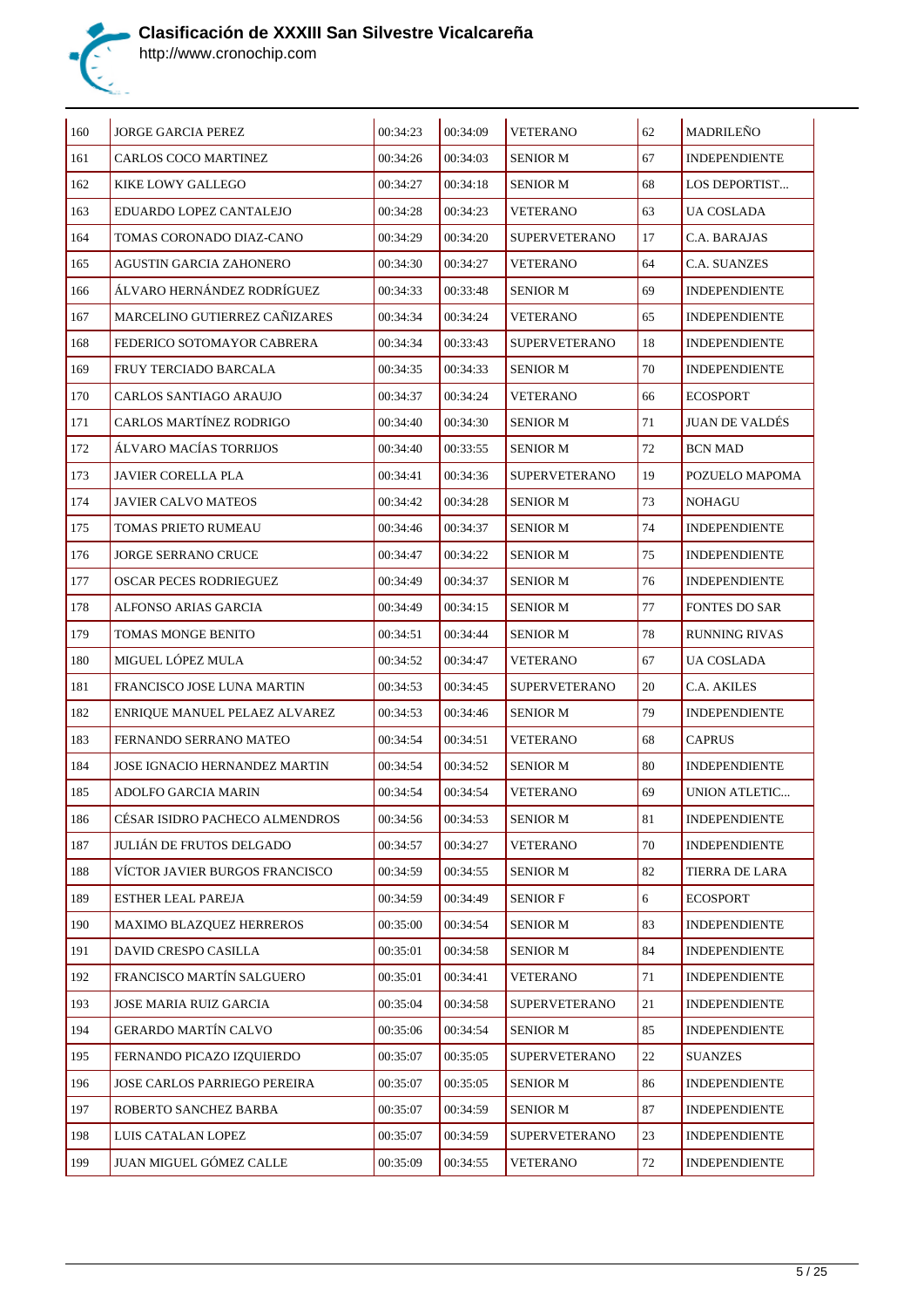# Clasificación de XXXIII San Silvestre Vicalcareña

http://www.cronochip.com

| | | | | | | |
|---|---|---|---|---|---|---|
| 160 | JORGE GARCIA PEREZ | 00:34:23 | 00:34:09 | VETERANO | 62 | MADRILEÑO |
| 161 | CARLOS COCO MARTINEZ | 00:34:26 | 00:34:03 | SENIOR M | 67 | INDEPENDIENTE |
| 162 | KIKE LOWY GALLEGO | 00:34:27 | 00:34:18 | SENIOR M | 68 | LOS DEPORTIST... |
| 163 | EDUARDO LOPEZ CANTALEJO | 00:34:28 | 00:34:23 | VETERANO | 63 | UA COSLADA |
| 164 | TOMAS CORONADO DIAZ-CANO | 00:34:29 | 00:34:20 | SUPERVETERANO | 17 | C.A. BARAJAS |
| 165 | AGUSTIN GARCIA ZAHONERO | 00:34:30 | 00:34:27 | VETERANO | 64 | C.A. SUANZES |
| 166 | ÁLVARO HERNÁNDEZ RODRÍGUEZ | 00:34:33 | 00:33:48 | SENIOR M | 69 | INDEPENDIENTE |
| 167 | MARCELINO GUTIERREZ CAÑIZARES | 00:34:34 | 00:34:24 | VETERANO | 65 | INDEPENDIENTE |
| 168 | FEDERICO SOTOMAYOR CABRERA | 00:34:34 | 00:33:43 | SUPERVETERANO | 18 | INDEPENDIENTE |
| 169 | FRUY TERCIADO BARCALA | 00:34:35 | 00:34:33 | SENIOR M | 70 | INDEPENDIENTE |
| 170 | CARLOS SANTIAGO ARAUJO | 00:34:37 | 00:34:24 | VETERANO | 66 | ECOSPORT |
| 171 | CARLOS MARTÍNEZ RODRIGO | 00:34:40 | 00:34:30 | SENIOR M | 71 | JUAN DE VALDÉS |
| 172 | ÁLVARO MACÍAS TORRIJOS | 00:34:40 | 00:33:55 | SENIOR M | 72 | BCN MAD |
| 173 | JAVIER CORELLA PLA | 00:34:41 | 00:34:36 | SUPERVETERANO | 19 | POZUELO MAPOMA |
| 174 | JAVIER CALVO MATEOS | 00:34:42 | 00:34:28 | SENIOR M | 73 | NOHAGU |
| 175 | TOMAS PRIETO RUMEAU | 00:34:46 | 00:34:37 | SENIOR M | 74 | INDEPENDIENTE |
| 176 | JORGE SERRANO CRUCE | 00:34:47 | 00:34:22 | SENIOR M | 75 | INDEPENDIENTE |
| 177 | OSCAR PECES RODRIEGUEZ | 00:34:49 | 00:34:37 | SENIOR M | 76 | INDEPENDIENTE |
| 178 | ALFONSO ARIAS GARCIA | 00:34:49 | 00:34:15 | SENIOR M | 77 | FONTES DO SAR |
| 179 | TOMAS MONGE BENITO | 00:34:51 | 00:34:44 | SENIOR M | 78 | RUNNING RIVAS |
| 180 | MIGUEL LÓPEZ MULA | 00:34:52 | 00:34:47 | VETERANO | 67 | UA COSLADA |
| 181 | FRANCISCO JOSE LUNA MARTIN | 00:34:53 | 00:34:45 | SUPERVETERANO | 20 | C.A. AKILES |
| 182 | ENRIQUE MANUEL PELAEZ ALVAREZ | 00:34:53 | 00:34:46 | SENIOR M | 79 | INDEPENDIENTE |
| 183 | FERNANDO SERRANO MATEO | 00:34:54 | 00:34:51 | VETERANO | 68 | CAPRUS |
| 184 | JOSE IGNACIO HERNANDEZ MARTIN | 00:34:54 | 00:34:52 | SENIOR M | 80 | INDEPENDIENTE |
| 185 | ADOLFO GARCIA MARIN | 00:34:54 | 00:34:54 | VETERANO | 69 | UNION ATLETIC... |
| 186 | CÉSAR ISIDRO PACHECO ALMENDROS | 00:34:56 | 00:34:53 | SENIOR M | 81 | INDEPENDIENTE |
| 187 | JULIÁN DE FRUTOS DELGADO | 00:34:57 | 00:34:27 | VETERANO | 70 | INDEPENDIENTE |
| 188 | VÍCTOR JAVIER BURGOS FRANCISCO | 00:34:59 | 00:34:55 | SENIOR M | 82 | TIERRA DE LARA |
| 189 | ESTHER LEAL PAREJA | 00:34:59 | 00:34:49 | SENIOR F | 6 | ECOSPORT |
| 190 | MAXIMO BLAZQUEZ HERREROS | 00:35:00 | 00:34:54 | SENIOR M | 83 | INDEPENDIENTE |
| 191 | DAVID CRESPO CASILLA | 00:35:01 | 00:34:58 | SENIOR M | 84 | INDEPENDIENTE |
| 192 | FRANCISCO MARTÍN SALGUERO | 00:35:01 | 00:34:41 | VETERANO | 71 | INDEPENDIENTE |
| 193 | JOSE MARIA RUIZ GARCIA | 00:35:04 | 00:34:58 | SUPERVETERANO | 21 | INDEPENDIENTE |
| 194 | GERARDO MARTÍN CALVO | 00:35:06 | 00:34:54 | SENIOR M | 85 | INDEPENDIENTE |
| 195 | FERNANDO PICAZO IZQUIERDO | 00:35:07 | 00:35:05 | SUPERVETERANO | 22 | SUANZES |
| 196 | JOSE CARLOS PARRIEGO PEREIRA | 00:35:07 | 00:35:05 | SENIOR M | 86 | INDEPENDIENTE |
| 197 | ROBERTO SANCHEZ BARBA | 00:35:07 | 00:34:59 | SENIOR M | 87 | INDEPENDIENTE |
| 198 | LUIS CATALAN LOPEZ | 00:35:07 | 00:34:59 | SUPERVETERANO | 23 | INDEPENDIENTE |
| 199 | JUAN MIGUEL GÓMEZ CALLE | 00:35:09 | 00:34:55 | VETERANO | 72 | INDEPENDIENTE |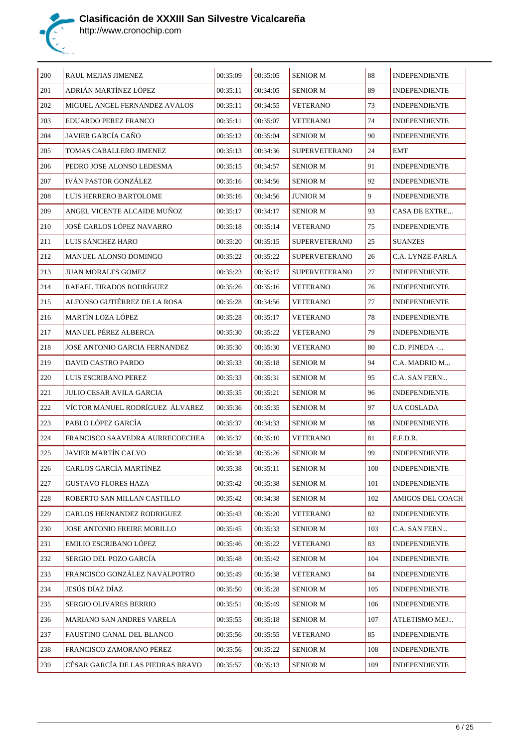# Clasificación de XXXIII San Silvestre Vicalcareña

http://www.cronochip.com

| | | | | | | |
|---|---|---|---|---|---|---|
| 200 | RAUL MEJIAS JIMENEZ | 00:35:09 | 00:35:05 | SENIOR M | 88 | INDEPENDIENTE |
| 201 | ADRIÁN MARTÍNEZ LÓPEZ | 00:35:11 | 00:34:05 | SENIOR M | 89 | INDEPENDIENTE |
| 202 | MIGUEL ANGEL FERNANDEZ AVALOS | 00:35:11 | 00:34:55 | VETERANO | 73 | INDEPENDIENTE |
| 203 | EDUARDO PEREZ FRANCO | 00:35:11 | 00:35:07 | VETERANO | 74 | INDEPENDIENTE |
| 204 | JAVIER GARCÍA CAÑO | 00:35:12 | 00:35:04 | SENIOR M | 90 | INDEPENDIENTE |
| 205 | TOMAS CABALLERO JIMENEZ | 00:35:13 | 00:34:36 | SUPERVETERANO | 24 | EMT |
| 206 | PEDRO JOSE ALONSO LEDESMA | 00:35:15 | 00:34:57 | SENIOR M | 91 | INDEPENDIENTE |
| 207 | IVÁN PASTOR GONZÁLEZ | 00:35:16 | 00:34:56 | SENIOR M | 92 | INDEPENDIENTE |
| 208 | LUIS HERRERO BARTOLOME | 00:35:16 | 00:34:56 | JUNIOR M | 9 | INDEPENDIENTE |
| 209 | ANGEL VICENTE ALCAIDE MUÑOZ | 00:35:17 | 00:34:17 | SENIOR M | 93 | CASA DE EXTRE... |
| 210 | JOSÉ CARLOS LÓPEZ NAVARRO | 00:35:18 | 00:35:14 | VETERANO | 75 | INDEPENDIENTE |
| 211 | LUIS SÁNCHEZ HARO | 00:35:20 | 00:35:15 | SUPERVETERANO | 25 | SUANZES |
| 212 | MANUEL ALONSO DOMINGO | 00:35:22 | 00:35:22 | SUPERVETERANO | 26 | C.A. LYNZE-PARLA |
| 213 | JUAN MORALES GOMEZ | 00:35:23 | 00:35:17 | SUPERVETERANO | 27 | INDEPENDIENTE |
| 214 | RAFAEL TIRADOS RODRÍGUEZ | 00:35:26 | 00:35:16 | VETERANO | 76 | INDEPENDIENTE |
| 215 | ALFONSO GUTIÉRREZ DE LA ROSA | 00:35:28 | 00:34:56 | VETERANO | 77 | INDEPENDIENTE |
| 216 | MARTÍN LOZA LÓPEZ | 00:35:28 | 00:35:17 | VETERANO | 78 | INDEPENDIENTE |
| 217 | MANUEL PÉREZ ALBERCA | 00:35:30 | 00:35:22 | VETERANO | 79 | INDEPENDIENTE |
| 218 | JOSE ANTONIO GARCIA FERNANDEZ | 00:35:30 | 00:35:30 | VETERANO | 80 | C.D. PINEDA -... |
| 219 | DAVID CASTRO PARDO | 00:35:33 | 00:35:18 | SENIOR M | 94 | C.A. MADRID M... |
| 220 | LUIS ESCRIBANO PEREZ | 00:35:33 | 00:35:31 | SENIOR M | 95 | C.A. SAN FERN... |
| 221 | JULIO CESAR AVILA GARCIA | 00:35:35 | 00:35:21 | SENIOR M | 96 | INDEPENDIENTE |
| 222 | VÍCTOR MANUEL RODRÍGUEZ ÁLVAREZ | 00:35:36 | 00:35:35 | SENIOR M | 97 | UA COSLADA |
| 223 | PABLO LÓPEZ GARCÍA | 00:35:37 | 00:34:33 | SENIOR M | 98 | INDEPENDIENTE |
| 224 | FRANCISCO SAAVEDRA AURRECOECHEA | 00:35:37 | 00:35:10 | VETERANO | 81 | F.F.D.R. |
| 225 | JAVIER MARTÍN CALVO | 00:35:38 | 00:35:26 | SENIOR M | 99 | INDEPENDIENTE |
| 226 | CARLOS GARCÍA MARTÍNEZ | 00:35:38 | 00:35:11 | SENIOR M | 100 | INDEPENDIENTE |
| 227 | GUSTAVO FLORES HAZA | 00:35:42 | 00:35:38 | SENIOR M | 101 | INDEPENDIENTE |
| 228 | ROBERTO SAN MILLAN CASTILLO | 00:35:42 | 00:34:38 | SENIOR M | 102 | AMIGOS DEL COACH |
| 229 | CARLOS HERNANDEZ RODRIGUEZ | 00:35:43 | 00:35:20 | VETERANO | 82 | INDEPENDIENTE |
| 230 | JOSE ANTONIO FREIRE MORILLO | 00:35:45 | 00:35:33 | SENIOR M | 103 | C.A. SAN FERN... |
| 231 | EMILIO ESCRIBANO LÓPEZ | 00:35:46 | 00:35:22 | VETERANO | 83 | INDEPENDIENTE |
| 232 | SERGIO DEL POZO GARCÍA | 00:35:48 | 00:35:42 | SENIOR M | 104 | INDEPENDIENTE |
| 233 | FRANCISCO GONZÁLEZ NAVALPOTRO | 00:35:49 | 00:35:38 | VETERANO | 84 | INDEPENDIENTE |
| 234 | JESÚS DÍAZ DÍAZ | 00:35:50 | 00:35:28 | SENIOR M | 105 | INDEPENDIENTE |
| 235 | SERGIO OLIVARES BERRIO | 00:35:51 | 00:35:49 | SENIOR M | 106 | INDEPENDIENTE |
| 236 | MARIANO SAN ANDRES VARELA | 00:35:55 | 00:35:18 | SENIOR M | 107 | ATLETISMO MEJ... |
| 237 | FAUSTINO CANAL DEL BLANCO | 00:35:56 | 00:35:55 | VETERANO | 85 | INDEPENDIENTE |
| 238 | FRANCISCO ZAMORANO PÉREZ | 00:35:56 | 00:35:22 | SENIOR M | 108 | INDEPENDIENTE |
| 239 | CÉSAR GARCÍA DE LAS PIEDRAS BRAVO | 00:35:57 | 00:35:13 | SENIOR M | 109 | INDEPENDIENTE |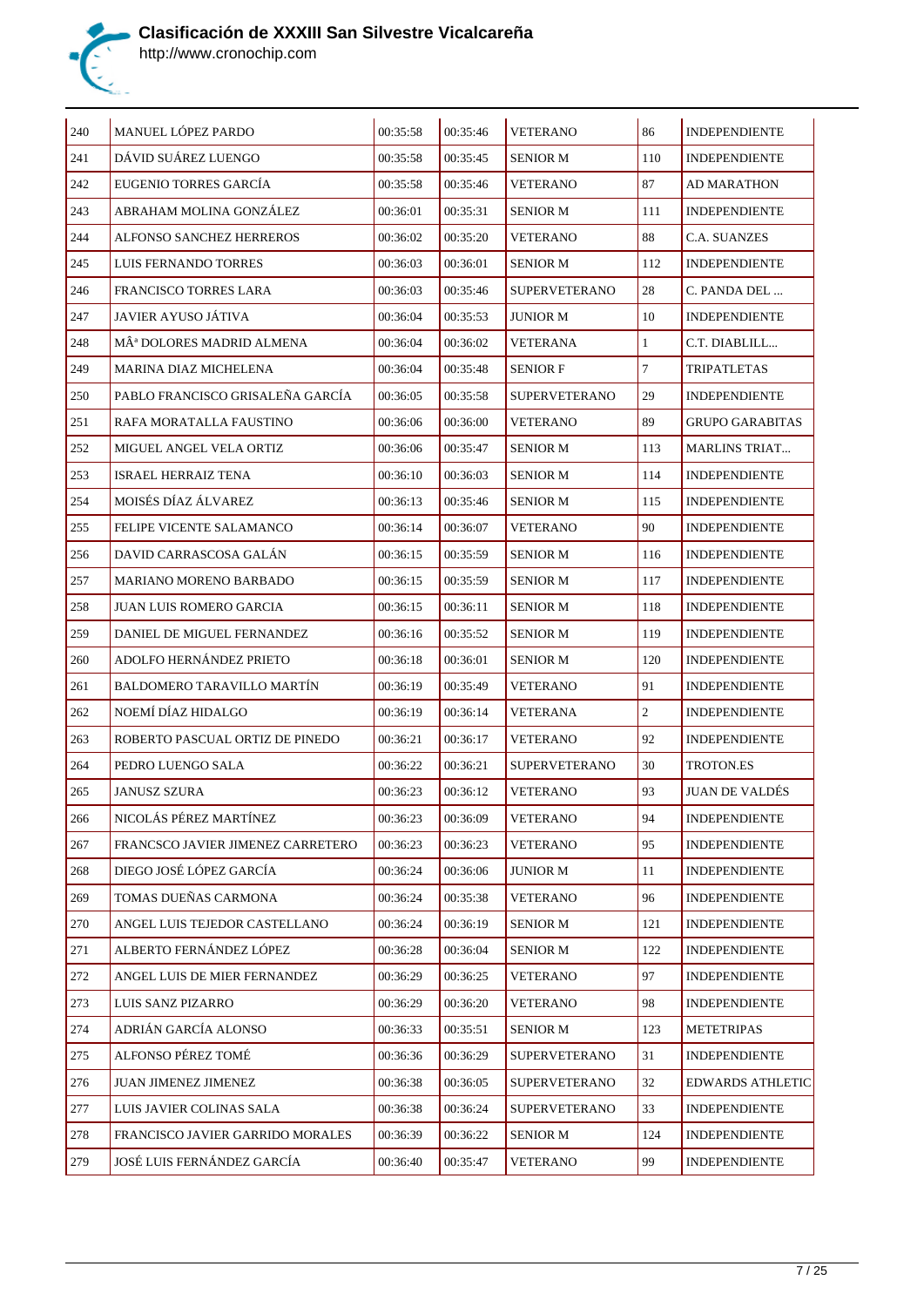# Clasificación de XXXIII San Silvestre Vicalcareña

http://www.cronochip.com

| | | | | | | |
|---|---|---|---|---|---|---|
| 240 | MANUEL LÓPEZ PARDO | 00:35:58 | 00:35:46 | VETERANO | 86 | INDEPENDIENTE |
| 241 | DÁVID SUÁREZ LUENGO | 00:35:58 | 00:35:45 | SENIOR M | 110 | INDEPENDIENTE |
| 242 | EUGENIO TORRES GARCÍA | 00:35:58 | 00:35:46 | VETERANO | 87 | AD MARATHON |
| 243 | ABRAHAM MOLINA GONZÁLEZ | 00:36:01 | 00:35:31 | SENIOR M | 111 | INDEPENDIENTE |
| 244 | ALFONSO SANCHEZ HERREROS | 00:36:02 | 00:35:20 | VETERANO | 88 | C.A. SUANZES |
| 245 | LUIS FERNANDO TORRES | 00:36:03 | 00:36:01 | SENIOR M | 112 | INDEPENDIENTE |
| 246 | FRANCISCO TORRES LARA | 00:36:03 | 00:35:46 | SUPERVETERANO | 28 | C. PANDA DEL ... |
| 247 | JAVIER AYUSO JÁTIVA | 00:36:04 | 00:35:53 | JUNIOR M | 10 | INDEPENDIENTE |
| 248 | MÂª DOLORES MADRID ALMENA | 00:36:04 | 00:36:02 | VETERANA | 1 | C.T. DIABLILL... |
| 249 | MARINA DIAZ MICHELENA | 00:36:04 | 00:35:48 | SENIOR F | 7 | TRIPATLETAS |
| 250 | PABLO FRANCISCO GRISALEÑA GARCÍA | 00:36:05 | 00:35:58 | SUPERVETERANO | 29 | INDEPENDIENTE |
| 251 | RAFA MORATALLA FAUSTINO | 00:36:06 | 00:36:00 | VETERANO | 89 | GRUPO GARABITAS |
| 252 | MIGUEL ANGEL VELA ORTIZ | 00:36:06 | 00:35:47 | SENIOR M | 113 | MARLINS TRIAT... |
| 253 | ISRAEL HERRAIZ TENA | 00:36:10 | 00:36:03 | SENIOR M | 114 | INDEPENDIENTE |
| 254 | MOISÉS DÍAZ ÁLVAREZ | 00:36:13 | 00:35:46 | SENIOR M | 115 | INDEPENDIENTE |
| 255 | FELIPE VICENTE SALAMANCO | 00:36:14 | 00:36:07 | VETERANO | 90 | INDEPENDIENTE |
| 256 | DAVID CARRASCOSA GALÁN | 00:36:15 | 00:35:59 | SENIOR M | 116 | INDEPENDIENTE |
| 257 | MARIANO MORENO BARBADO | 00:36:15 | 00:35:59 | SENIOR M | 117 | INDEPENDIENTE |
| 258 | JUAN LUIS ROMERO GARCIA | 00:36:15 | 00:36:11 | SENIOR M | 118 | INDEPENDIENTE |
| 259 | DANIEL DE MIGUEL FERNANDEZ | 00:36:16 | 00:35:52 | SENIOR M | 119 | INDEPENDIENTE |
| 260 | ADOLFO HERNÁNDEZ PRIETO | 00:36:18 | 00:36:01 | SENIOR M | 120 | INDEPENDIENTE |
| 261 | BALDOMERO TARAVILLO MARTÍN | 00:36:19 | 00:35:49 | VETERANO | 91 | INDEPENDIENTE |
| 262 | NOEMÍ DÍAZ HIDALGO | 00:36:19 | 00:36:14 | VETERANA | 2 | INDEPENDIENTE |
| 263 | ROBERTO PASCUAL ORTIZ DE PINEDO | 00:36:21 | 00:36:17 | VETERANO | 92 | INDEPENDIENTE |
| 264 | PEDRO LUENGO SALA | 00:36:22 | 00:36:21 | SUPERVETERANO | 30 | TROTON.ES |
| 265 | JANUSZ SZURA | 00:36:23 | 00:36:12 | VETERANO | 93 | JUAN DE VALDÉS |
| 266 | NICOLÁS PÉREZ MARTÍNEZ | 00:36:23 | 00:36:09 | VETERANO | 94 | INDEPENDIENTE |
| 267 | FRANCSCO JAVIER JIMENEZ CARRETERO | 00:36:23 | 00:36:23 | VETERANO | 95 | INDEPENDIENTE |
| 268 | DIEGO JOSÉ LÓPEZ GARCÍA | 00:36:24 | 00:36:06 | JUNIOR M | 11 | INDEPENDIENTE |
| 269 | TOMAS DUEÑAS CARMONA | 00:36:24 | 00:35:38 | VETERANO | 96 | INDEPENDIENTE |
| 270 | ANGEL LUIS TEJEDOR CASTELLANO | 00:36:24 | 00:36:19 | SENIOR M | 121 | INDEPENDIENTE |
| 271 | ALBERTO FERNÁNDEZ LÓPEZ | 00:36:28 | 00:36:04 | SENIOR M | 122 | INDEPENDIENTE |
| 272 | ANGEL LUIS DE MIER FERNANDEZ | 00:36:29 | 00:36:25 | VETERANO | 97 | INDEPENDIENTE |
| 273 | LUIS SANZ PIZARRO | 00:36:29 | 00:36:20 | VETERANO | 98 | INDEPENDIENTE |
| 274 | ADRIÁN GARCÍA ALONSO | 00:36:33 | 00:35:51 | SENIOR M | 123 | METETRIPAS |
| 275 | ALFONSO PÉREZ TOMÉ | 00:36:36 | 00:36:29 | SUPERVETERANO | 31 | INDEPENDIENTE |
| 276 | JUAN JIMENEZ JIMENEZ | 00:36:38 | 00:36:05 | SUPERVETERANO | 32 | EDWARDS ATHLETIC |
| 277 | LUIS JAVIER COLINAS SALA | 00:36:38 | 00:36:24 | SUPERVETERANO | 33 | INDEPENDIENTE |
| 278 | FRANCISCO JAVIER GARRIDO MORALES | 00:36:39 | 00:36:22 | SENIOR M | 124 | INDEPENDIENTE |
| 279 | JOSÉ LUIS FERNÁNDEZ GARCÍA | 00:36:40 | 00:35:47 | VETERANO | 99 | INDEPENDIENTE |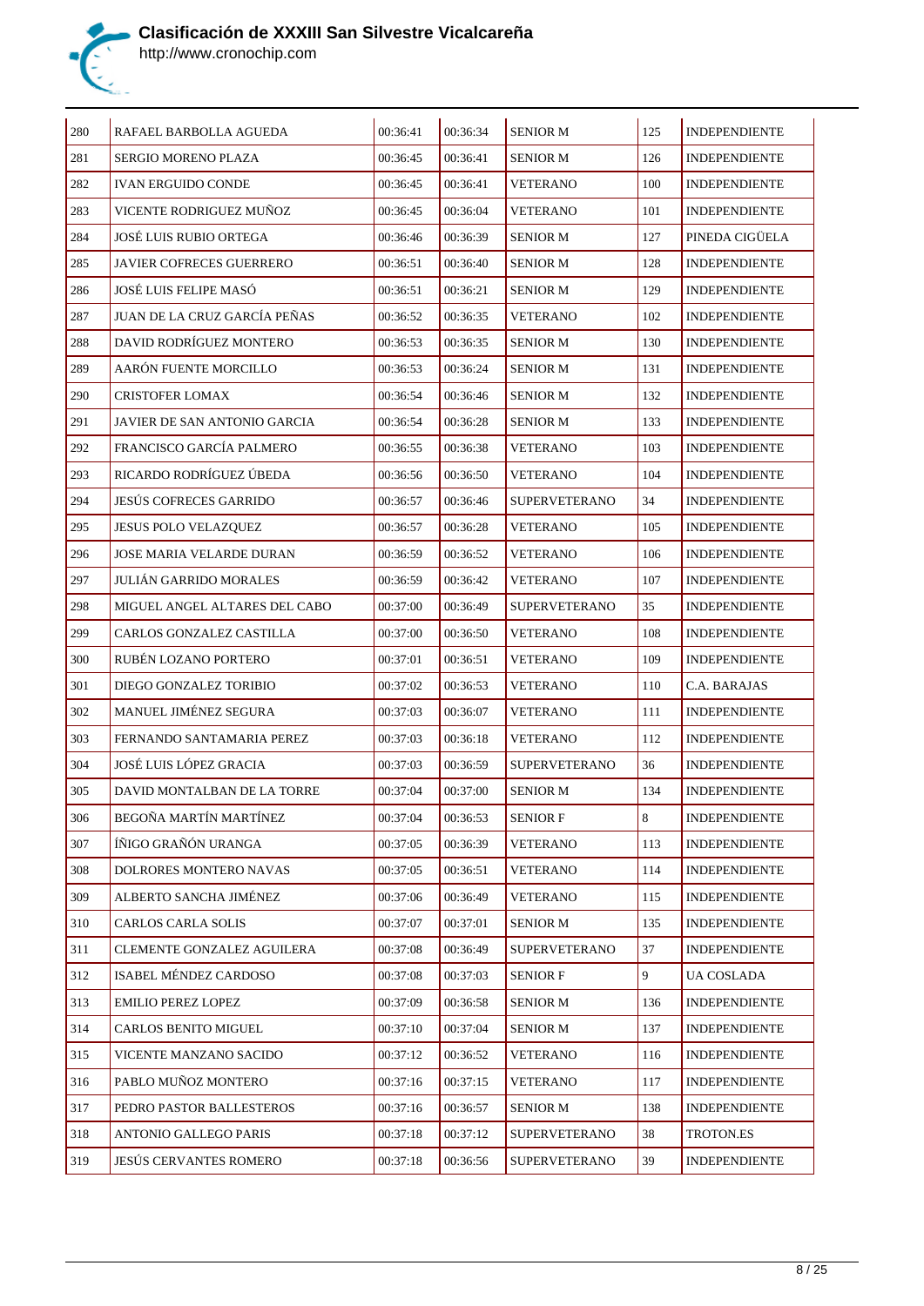# Clasificación de XXXIII San Silvestre Vicalcareña

http://www.cronochip.com

| | | | | | | |
|---|---|---|---|---|---|---|
| 280 | RAFAEL BARBOLLA AGUEDA | 00:36:41 | 00:36:34 | SENIOR M | 125 | INDEPENDIENTE |
| 281 | SERGIO MORENO PLAZA | 00:36:45 | 00:36:41 | SENIOR M | 126 | INDEPENDIENTE |
| 282 | IVAN ERGUIDO CONDE | 00:36:45 | 00:36:41 | VETERANO | 100 | INDEPENDIENTE |
| 283 | VICENTE RODRIGUEZ MUÑOZ | 00:36:45 | 00:36:04 | VETERANO | 101 | INDEPENDIENTE |
| 284 | JOSÉ LUIS RUBIO ORTEGA | 00:36:46 | 00:36:39 | SENIOR M | 127 | PINEDA CIGÜELA |
| 285 | JAVIER COFRECES GUERRERO | 00:36:51 | 00:36:40 | SENIOR M | 128 | INDEPENDIENTE |
| 286 | JOSÉ LUIS FELIPE MASÓ | 00:36:51 | 00:36:21 | SENIOR M | 129 | INDEPENDIENTE |
| 287 | JUAN DE LA CRUZ GARCÍA PEÑAS | 00:36:52 | 00:36:35 | VETERANO | 102 | INDEPENDIENTE |
| 288 | DAVID RODRÍGUEZ MONTERO | 00:36:53 | 00:36:35 | SENIOR M | 130 | INDEPENDIENTE |
| 289 | AARÓN FUENTE MORCILLO | 00:36:53 | 00:36:24 | SENIOR M | 131 | INDEPENDIENTE |
| 290 | CRISTOFER LOMAX | 00:36:54 | 00:36:46 | SENIOR M | 132 | INDEPENDIENTE |
| 291 | JAVIER DE SAN ANTONIO GARCIA | 00:36:54 | 00:36:28 | SENIOR M | 133 | INDEPENDIENTE |
| 292 | FRANCISCO GARCÍA PALMERO | 00:36:55 | 00:36:38 | VETERANO | 103 | INDEPENDIENTE |
| 293 | RICARDO RODRÍGUEZ ÚBEDA | 00:36:56 | 00:36:50 | VETERANO | 104 | INDEPENDIENTE |
| 294 | JESÚS COFRECES GARRIDO | 00:36:57 | 00:36:46 | SUPERVETERANO | 34 | INDEPENDIENTE |
| 295 | JESUS POLO VELAZQUEZ | 00:36:57 | 00:36:28 | VETERANO | 105 | INDEPENDIENTE |
| 296 | JOSE MARIA VELARDE DURAN | 00:36:59 | 00:36:52 | VETERANO | 106 | INDEPENDIENTE |
| 297 | JULIÁN GARRIDO MORALES | 00:36:59 | 00:36:42 | VETERANO | 107 | INDEPENDIENTE |
| 298 | MIGUEL ANGEL ALTARES DEL CABO | 00:37:00 | 00:36:49 | SUPERVETERANO | 35 | INDEPENDIENTE |
| 299 | CARLOS GONZALEZ CASTILLA | 00:37:00 | 00:36:50 | VETERANO | 108 | INDEPENDIENTE |
| 300 | RUBÉN LOZANO PORTERO | 00:37:01 | 00:36:51 | VETERANO | 109 | INDEPENDIENTE |
| 301 | DIEGO GONZALEZ TORIBIO | 00:37:02 | 00:36:53 | VETERANO | 110 | C.A. BARAJAS |
| 302 | MANUEL JIMÉNEZ SEGURA | 00:37:03 | 00:36:07 | VETERANO | 111 | INDEPENDIENTE |
| 303 | FERNANDO SANTAMARIA PEREZ | 00:37:03 | 00:36:18 | VETERANO | 112 | INDEPENDIENTE |
| 304 | JOSÉ LUIS LÓPEZ GRACIA | 00:37:03 | 00:36:59 | SUPERVETERANO | 36 | INDEPENDIENTE |
| 305 | DAVID MONTALBAN DE LA TORRE | 00:37:04 | 00:37:00 | SENIOR M | 134 | INDEPENDIENTE |
| 306 | BEGOÑA MARTÍN MARTÍNEZ | 00:37:04 | 00:36:53 | SENIOR F | 8 | INDEPENDIENTE |
| 307 | ÍÑIGO GRAÑÓN URANGA | 00:37:05 | 00:36:39 | VETERANO | 113 | INDEPENDIENTE |
| 308 | DOLRORES MONTERO NAVAS | 00:37:05 | 00:36:51 | VETERANO | 114 | INDEPENDIENTE |
| 309 | ALBERTO SANCHA JIMÉNEZ | 00:37:06 | 00:36:49 | VETERANO | 115 | INDEPENDIENTE |
| 310 | CARLOS CARLA SOLIS | 00:37:07 | 00:37:01 | SENIOR M | 135 | INDEPENDIENTE |
| 311 | CLEMENTE GONZALEZ AGUILERA | 00:37:08 | 00:36:49 | SUPERVETERANO | 37 | INDEPENDIENTE |
| 312 | ISABEL MÉNDEZ CARDOSO | 00:37:08 | 00:37:03 | SENIOR F | 9 | UA COSLADA |
| 313 | EMILIO PEREZ LOPEZ | 00:37:09 | 00:36:58 | SENIOR M | 136 | INDEPENDIENTE |
| 314 | CARLOS BENITO MIGUEL | 00:37:10 | 00:37:04 | SENIOR M | 137 | INDEPENDIENTE |
| 315 | VICENTE MANZANO SACIDO | 00:37:12 | 00:36:52 | VETERANO | 116 | INDEPENDIENTE |
| 316 | PABLO MUÑOZ MONTERO | 00:37:16 | 00:37:15 | VETERANO | 117 | INDEPENDIENTE |
| 317 | PEDRO PASTOR BALLESTEROS | 00:37:16 | 00:36:57 | SENIOR M | 138 | INDEPENDIENTE |
| 318 | ANTONIO GALLEGO PARIS | 00:37:18 | 00:37:12 | SUPERVETERANO | 38 | TROTON.ES |
| 319 | JESÚS CERVANTES ROMERO | 00:37:18 | 00:36:56 | SUPERVETERANO | 39 | INDEPENDIENTE |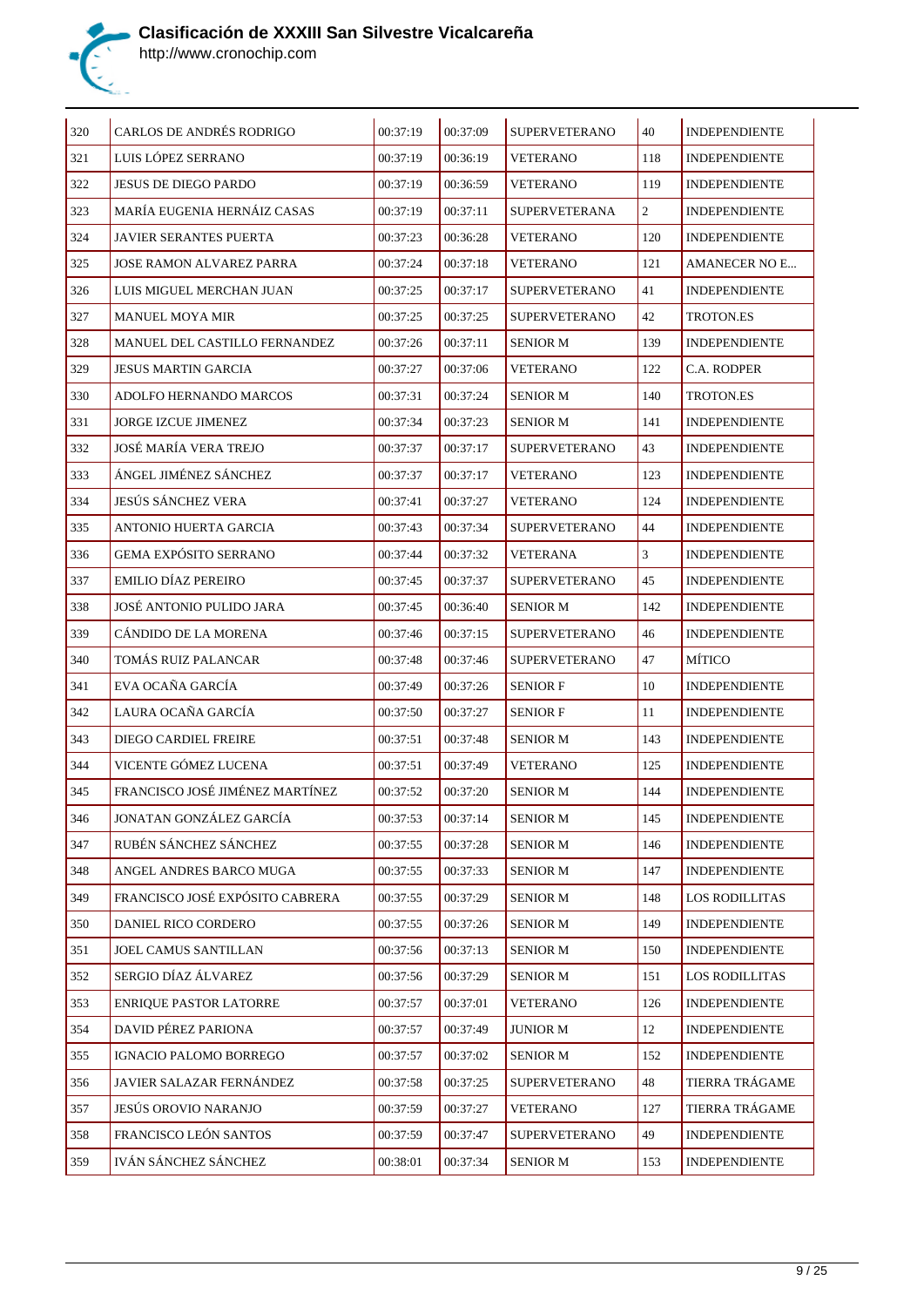# Clasificación de XXXIII San Silvestre Vicalcareña

http://www.cronochip.com

| | | | | | | |
|---|---|---|---|---|---|---|
| 320 | CARLOS DE ANDRÉS RODRIGO | 00:37:19 | 00:37:09 | SUPERVETERANO | 40 | INDEPENDIENTE |
| 321 | LUIS LÓPEZ SERRANO | 00:37:19 | 00:36:19 | VETERANO | 118 | INDEPENDIENTE |
| 322 | JESUS DE DIEGO PARDO | 00:37:19 | 00:36:59 | VETERANO | 119 | INDEPENDIENTE |
| 323 | MARÍA EUGENIA HERNÁIZ CASAS | 00:37:19 | 00:37:11 | SUPERVETERANA | 2 | INDEPENDIENTE |
| 324 | JAVIER SERANTES PUERTA | 00:37:23 | 00:36:28 | VETERANO | 120 | INDEPENDIENTE |
| 325 | JOSE RAMON ALVAREZ PARRA | 00:37:24 | 00:37:18 | VETERANO | 121 | AMANECER NO E... |
| 326 | LUIS MIGUEL MERCHAN JUAN | 00:37:25 | 00:37:17 | SUPERVETERANO | 41 | INDEPENDIENTE |
| 327 | MANUEL MOYA MIR | 00:37:25 | 00:37:25 | SUPERVETERANO | 42 | TROTON.ES |
| 328 | MANUEL DEL CASTILLO FERNANDEZ | 00:37:26 | 00:37:11 | SENIOR M | 139 | INDEPENDIENTE |
| 329 | JESUS MARTIN GARCIA | 00:37:27 | 00:37:06 | VETERANO | 122 | C.A. RODPER |
| 330 | ADOLFO HERNANDO MARCOS | 00:37:31 | 00:37:24 | SENIOR M | 140 | TROTON.ES |
| 331 | JORGE IZCUE JIMENEZ | 00:37:34 | 00:37:23 | SENIOR M | 141 | INDEPENDIENTE |
| 332 | JOSÉ MARÍA VERA TREJO | 00:37:37 | 00:37:17 | SUPERVETERANO | 43 | INDEPENDIENTE |
| 333 | ÁNGEL JIMÉNEZ SÁNCHEZ | 00:37:37 | 00:37:17 | VETERANO | 123 | INDEPENDIENTE |
| 334 | JESÚS SÁNCHEZ VERA | 00:37:41 | 00:37:27 | VETERANO | 124 | INDEPENDIENTE |
| 335 | ANTONIO HUERTA GARCIA | 00:37:43 | 00:37:34 | SUPERVETERANO | 44 | INDEPENDIENTE |
| 336 | GEMA EXPÓSITO SERRANO | 00:37:44 | 00:37:32 | VETERANA | 3 | INDEPENDIENTE |
| 337 | EMILIO DÍAZ PEREIRO | 00:37:45 | 00:37:37 | SUPERVETERANO | 45 | INDEPENDIENTE |
| 338 | JOSÉ ANTONIO PULIDO JARA | 00:37:45 | 00:36:40 | SENIOR M | 142 | INDEPENDIENTE |
| 339 | CÁNDIDO DE LA MORENA | 00:37:46 | 00:37:15 | SUPERVETERANO | 46 | INDEPENDIENTE |
| 340 | TOMÁS RUIZ PALANCAR | 00:37:48 | 00:37:46 | SUPERVETERANO | 47 | MÍTICO |
| 341 | EVA OCAÑA GARCÍA | 00:37:49 | 00:37:26 | SENIOR F | 10 | INDEPENDIENTE |
| 342 | LAURA OCAÑA GARCÍA | 00:37:50 | 00:37:27 | SENIOR F | 11 | INDEPENDIENTE |
| 343 | DIEGO CARDIEL FREIRE | 00:37:51 | 00:37:48 | SENIOR M | 143 | INDEPENDIENTE |
| 344 | VICENTE GÓMEZ LUCENA | 00:37:51 | 00:37:49 | VETERANO | 125 | INDEPENDIENTE |
| 345 | FRANCISCO JOSÉ JIMÉNEZ MARTÍNEZ | 00:37:52 | 00:37:20 | SENIOR M | 144 | INDEPENDIENTE |
| 346 | JONATAN GONZÁLEZ GARCÍA | 00:37:53 | 00:37:14 | SENIOR M | 145 | INDEPENDIENTE |
| 347 | RUBÉN SÁNCHEZ SÁNCHEZ | 00:37:55 | 00:37:28 | SENIOR M | 146 | INDEPENDIENTE |
| 348 | ANGEL ANDRES BARCO MUGA | 00:37:55 | 00:37:33 | SENIOR M | 147 | INDEPENDIENTE |
| 349 | FRANCISCO JOSÉ EXPÓSITO CABRERA | 00:37:55 | 00:37:29 | SENIOR M | 148 | LOS RODILLITAS |
| 350 | DANIEL RICO CORDERO | 00:37:55 | 00:37:26 | SENIOR M | 149 | INDEPENDIENTE |
| 351 | JOEL CAMUS SANTILLAN | 00:37:56 | 00:37:13 | SENIOR M | 150 | INDEPENDIENTE |
| 352 | SERGIO DÍAZ ÁLVAREZ | 00:37:56 | 00:37:29 | SENIOR M | 151 | LOS RODILLITAS |
| 353 | ENRIQUE PASTOR LATORRE | 00:37:57 | 00:37:01 | VETERANO | 126 | INDEPENDIENTE |
| 354 | DAVID PÉREZ PARIONA | 00:37:57 | 00:37:49 | JUNIOR M | 12 | INDEPENDIENTE |
| 355 | IGNACIO PALOMO BORREGO | 00:37:57 | 00:37:02 | SENIOR M | 152 | INDEPENDIENTE |
| 356 | JAVIER SALAZAR FERNÁNDEZ | 00:37:58 | 00:37:25 | SUPERVETERANO | 48 | TIERRA TRÁGAME |
| 357 | JESÚS OROVIO NARANJO | 00:37:59 | 00:37:27 | VETERANO | 127 | TIERRA TRÁGAME |
| 358 | FRANCISCO LEÓN SANTOS | 00:37:59 | 00:37:47 | SUPERVETERANO | 49 | INDEPENDIENTE |
| 359 | IVÁN SÁNCHEZ SÁNCHEZ | 00:38:01 | 00:37:34 | SENIOR M | 153 | INDEPENDIENTE |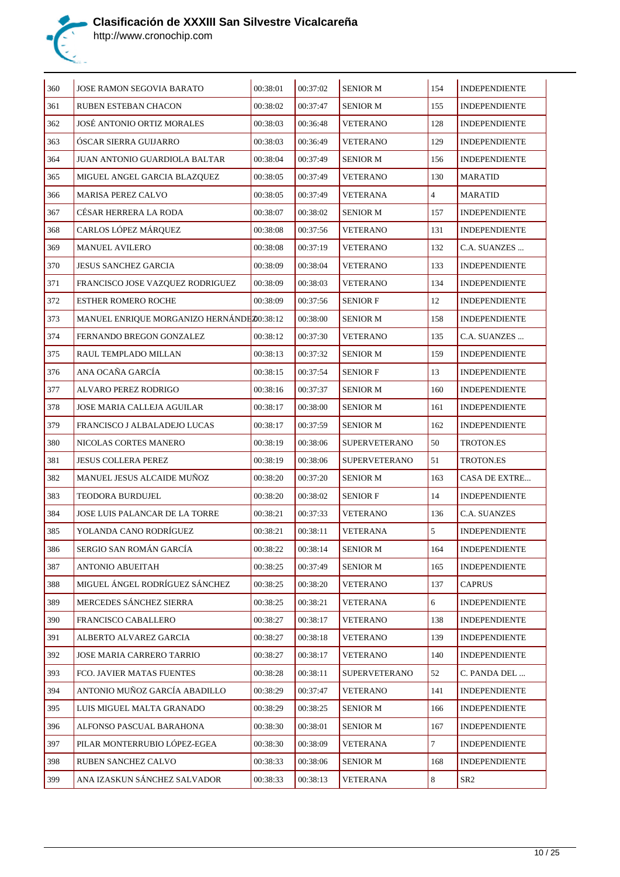# Clasificación de XXXIII San Silvestre Vicalcareña

http://www.cronochip.com

| | | | | | | |
|---|---|---|---|---|---|---|
| 360 | JOSE RAMON SEGOVIA BARATO | 00:38:01 | 00:37:02 | SENIOR M | 154 | INDEPENDIENTE |
| 361 | RUBEN ESTEBAN CHACON | 00:38:02 | 00:37:47 | SENIOR M | 155 | INDEPENDIENTE |
| 362 | JOSÉ ANTONIO ORTIZ MORALES | 00:38:03 | 00:36:48 | VETERANO | 128 | INDEPENDIENTE |
| 363 | ÓSCAR SIERRA GUIJARRO | 00:38:03 | 00:36:49 | VETERANO | 129 | INDEPENDIENTE |
| 364 | JUAN ANTONIO GUARDIOLA BALTAR | 00:38:04 | 00:37:49 | SENIOR M | 156 | INDEPENDIENTE |
| 365 | MIGUEL ANGEL GARCIA BLAZQUEZ | 00:38:05 | 00:37:49 | VETERANO | 130 | MARATID |
| 366 | MARISA PEREZ CALVO | 00:38:05 | 00:37:49 | VETERANA | 4 | MARATID |
| 367 | CÉSAR HERRERA LA RODA | 00:38:07 | 00:38:02 | SENIOR M | 157 | INDEPENDIENTE |
| 368 | CARLOS LÓPEZ MÁRQUEZ | 00:38:08 | 00:37:56 | VETERANO | 131 | INDEPENDIENTE |
| 369 | MANUEL AVILERO | 00:38:08 | 00:37:19 | VETERANO | 132 | C.A. SUANZES ... |
| 370 | JESUS SANCHEZ GARCIA | 00:38:09 | 00:38:04 | VETERANO | 133 | INDEPENDIENTE |
| 371 | FRANCISCO JOSE VAZQUEZ RODRIGUEZ | 00:38:09 | 00:38:03 | VETERANO | 134 | INDEPENDIENTE |
| 372 | ESTHER ROMERO ROCHE | 00:38:09 | 00:37:56 | SENIOR F | 12 | INDEPENDIENTE |
| 373 | MANUEL ENRIQUE MORGANIZO HERNÁNDEZ | 00:38:12 | 00:38:00 | SENIOR M | 158 | INDEPENDIENTE |
| 374 | FERNANDO BREGON GONZALEZ | 00:38:12 | 00:37:30 | VETERANO | 135 | C.A. SUANZES ... |
| 375 | RAUL TEMPLADO MILLAN | 00:38:13 | 00:37:32 | SENIOR M | 159 | INDEPENDIENTE |
| 376 | ANA OCAÑA GARCÍA | 00:38:15 | 00:37:54 | SENIOR F | 13 | INDEPENDIENTE |
| 377 | ALVARO PEREZ RODRIGO | 00:38:16 | 00:37:37 | SENIOR M | 160 | INDEPENDIENTE |
| 378 | JOSE MARIA CALLEJA AGUILAR | 00:38:17 | 00:38:00 | SENIOR M | 161 | INDEPENDIENTE |
| 379 | FRANCISCO J ALBALADEJO LUCAS | 00:38:17 | 00:37:59 | SENIOR M | 162 | INDEPENDIENTE |
| 380 | NICOLAS CORTES MANERO | 00:38:19 | 00:38:06 | SUPERVETERANO | 50 | TROTON.ES |
| 381 | JESUS COLLERA PEREZ | 00:38:19 | 00:38:06 | SUPERVETERANO | 51 | TROTON.ES |
| 382 | MANUEL JESUS ALCAIDE MUÑOZ | 00:38:20 | 00:37:20 | SENIOR M | 163 | CASA DE EXTRE... |
| 383 | TEODORA BURDUJEL | 00:38:20 | 00:38:02 | SENIOR F | 14 | INDEPENDIENTE |
| 384 | JOSE LUIS PALANCAR DE LA TORRE | 00:38:21 | 00:37:33 | VETERANO | 136 | C.A. SUANZES |
| 385 | YOLANDA CANO RODRÍGUEZ | 00:38:21 | 00:38:11 | VETERANA | 5 | INDEPENDIENTE |
| 386 | SERGIO SAN ROMÁN GARCÍA | 00:38:22 | 00:38:14 | SENIOR M | 164 | INDEPENDIENTE |
| 387 | ANTONIO ABUEITAH | 00:38:25 | 00:37:49 | SENIOR M | 165 | INDEPENDIENTE |
| 388 | MIGUEL ÁNGEL RODRÍGUEZ SÁNCHEZ | 00:38:25 | 00:38:20 | VETERANO | 137 | CAPRUS |
| 389 | MERCEDES SÁNCHEZ SIERRA | 00:38:25 | 00:38:21 | VETERANA | 6 | INDEPENDIENTE |
| 390 | FRANCISCO CABALLERO | 00:38:27 | 00:38:17 | VETERANO | 138 | INDEPENDIENTE |
| 391 | ALBERTO ALVAREZ GARCIA | 00:38:27 | 00:38:18 | VETERANO | 139 | INDEPENDIENTE |
| 392 | JOSE MARIA CARRERO TARRIO | 00:38:27 | 00:38:17 | VETERANO | 140 | INDEPENDIENTE |
| 393 | FCO. JAVIER MATAS FUENTES | 00:38:28 | 00:38:11 | SUPERVETERANO | 52 | C. PANDA DEL ... |
| 394 | ANTONIO MUÑOZ GARCÍA ABADILLO | 00:38:29 | 00:37:47 | VETERANO | 141 | INDEPENDIENTE |
| 395 | LUIS MIGUEL MALTA GRANADO | 00:38:29 | 00:38:25 | SENIOR M | 166 | INDEPENDIENTE |
| 396 | ALFONSO PASCUAL BARAHONA | 00:38:30 | 00:38:01 | SENIOR M | 167 | INDEPENDIENTE |
| 397 | PILAR MONTERRUBIO LÓPEZ-EGEA | 00:38:30 | 00:38:09 | VETERANA | 7 | INDEPENDIENTE |
| 398 | RUBEN SANCHEZ CALVO | 00:38:33 | 00:38:06 | SENIOR M | 168 | INDEPENDIENTE |
| 399 | ANA IZASKUN SÁNCHEZ SALVADOR | 00:38:33 | 00:38:13 | VETERANA | 8 | SR2 |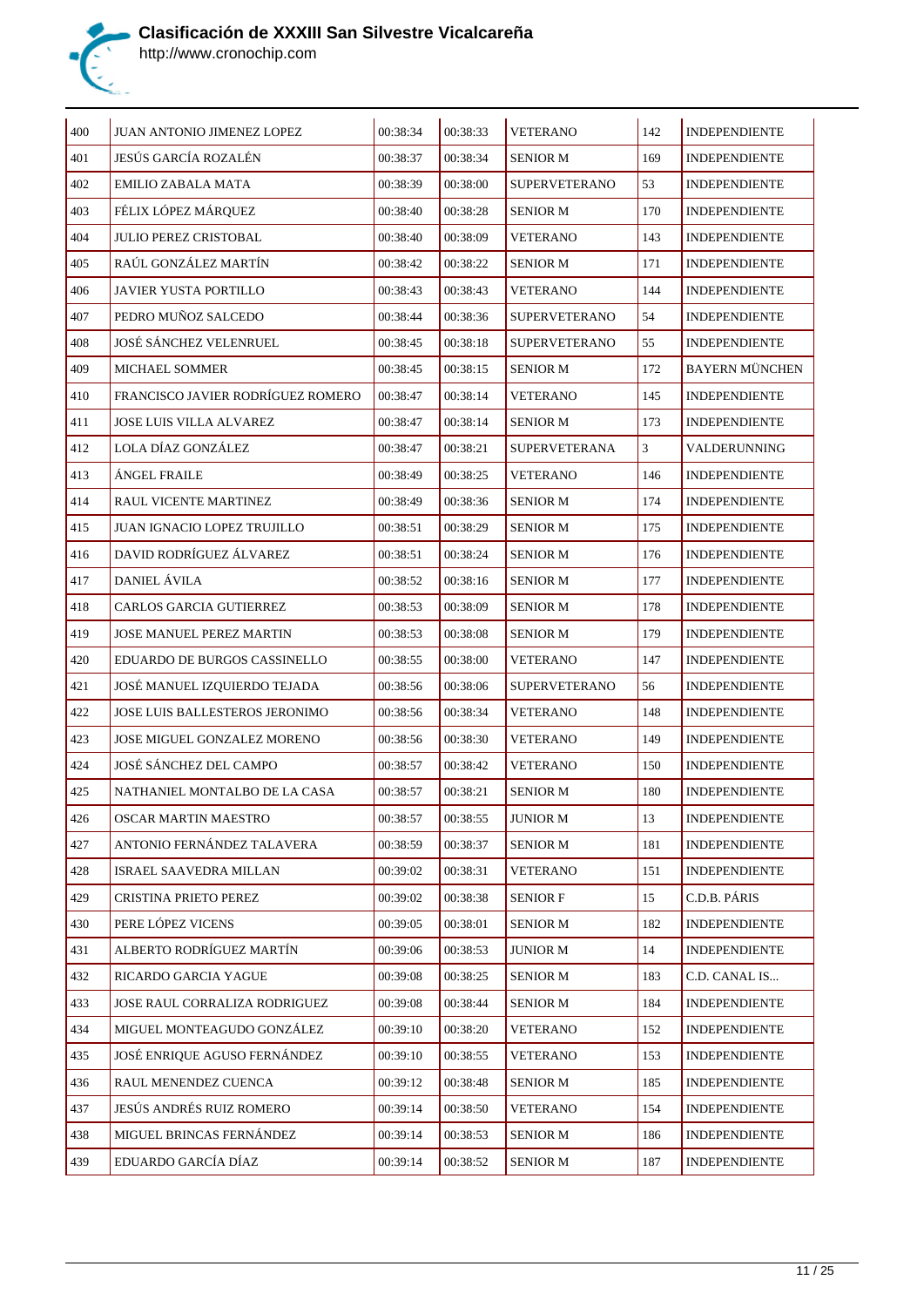# Clasificación de XXXIII San Silvestre Vicalcareña

http://www.cronochip.com

| 400 | JUAN ANTONIO JIMENEZ LOPEZ | 00:38:34 | 00:38:33 | VETERANO | 142 | INDEPENDIENTE |
|---|---|---|---|---|---|---|
| 401 | JESÚS GARCÍA ROZALÉN | 00:38:37 | 00:38:34 | SENIOR M | 169 | INDEPENDIENTE |
| 402 | EMILIO ZABALA MATA | 00:38:39 | 00:38:00 | SUPERVETERANO | 53 | INDEPENDIENTE |
| 403 | FÉLIX LÓPEZ MÁRQUEZ | 00:38:40 | 00:38:28 | SENIOR M | 170 | INDEPENDIENTE |
| 404 | JULIO PEREZ CRISTOBAL | 00:38:40 | 00:38:09 | VETERANO | 143 | INDEPENDIENTE |
| 405 | RAÚL GONZÁLEZ MARTÍN | 00:38:42 | 00:38:22 | SENIOR M | 171 | INDEPENDIENTE |
| 406 | JAVIER YUSTA PORTILLO | 00:38:43 | 00:38:43 | VETERANO | 144 | INDEPENDIENTE |
| 407 | PEDRO MUÑOZ SALCEDO | 00:38:44 | 00:38:36 | SUPERVETERANO | 54 | INDEPENDIENTE |
| 408 | JOSÉ SÁNCHEZ VELENRUEL | 00:38:45 | 00:38:18 | SUPERVETERANO | 55 | INDEPENDIENTE |
| 409 | MICHAEL SOMMER | 00:38:45 | 00:38:15 | SENIOR M | 172 | BAYERN MÜNCHEN |
| 410 | FRANCISCO JAVIER RODRÍGUEZ ROMERO | 00:38:47 | 00:38:14 | VETERANO | 145 | INDEPENDIENTE |
| 411 | JOSE LUIS VILLA ALVAREZ | 00:38:47 | 00:38:14 | SENIOR M | 173 | INDEPENDIENTE |
| 412 | LOLA DÍAZ GONZÁLEZ | 00:38:47 | 00:38:21 | SUPERVETERANA | 3 | VALDERUNNING |
| 413 | ÁNGEL FRAILE | 00:38:49 | 00:38:25 | VETERANO | 146 | INDEPENDIENTE |
| 414 | RAUL VICENTE MARTINEZ | 00:38:49 | 00:38:36 | SENIOR M | 174 | INDEPENDIENTE |
| 415 | JUAN IGNACIO LOPEZ TRUJILLO | 00:38:51 | 00:38:29 | SENIOR M | 175 | INDEPENDIENTE |
| 416 | DAVID RODRÍGUEZ ÁLVAREZ | 00:38:51 | 00:38:24 | SENIOR M | 176 | INDEPENDIENTE |
| 417 | DANIEL ÁVILA | 00:38:52 | 00:38:16 | SENIOR M | 177 | INDEPENDIENTE |
| 418 | CARLOS GARCIA GUTIERREZ | 00:38:53 | 00:38:09 | SENIOR M | 178 | INDEPENDIENTE |
| 419 | JOSE MANUEL PEREZ MARTIN | 00:38:53 | 00:38:08 | SENIOR M | 179 | INDEPENDIENTE |
| 420 | EDUARDO DE BURGOS CASSINELLO | 00:38:55 | 00:38:00 | VETERANO | 147 | INDEPENDIENTE |
| 421 | JOSÉ MANUEL IZQUIERDO TEJADA | 00:38:56 | 00:38:06 | SUPERVETERANO | 56 | INDEPENDIENTE |
| 422 | JOSE LUIS BALLESTEROS JERONIMO | 00:38:56 | 00:38:34 | VETERANO | 148 | INDEPENDIENTE |
| 423 | JOSE MIGUEL GONZALEZ MORENO | 00:38:56 | 00:38:30 | VETERANO | 149 | INDEPENDIENTE |
| 424 | JOSÉ SÁNCHEZ DEL CAMPO | 00:38:57 | 00:38:42 | VETERANO | 150 | INDEPENDIENTE |
| 425 | NATHANIEL MONTALBO DE LA CASA | 00:38:57 | 00:38:21 | SENIOR M | 180 | INDEPENDIENTE |
| 426 | OSCAR MARTIN MAESTRO | 00:38:57 | 00:38:55 | JUNIOR M | 13 | INDEPENDIENTE |
| 427 | ANTONIO FERNÁNDEZ TALAVERA | 00:38:59 | 00:38:37 | SENIOR M | 181 | INDEPENDIENTE |
| 428 | ISRAEL SAAVEDRA MILLAN | 00:39:02 | 00:38:31 | VETERANO | 151 | INDEPENDIENTE |
| 429 | CRISTINA PRIETO PEREZ | 00:39:02 | 00:38:38 | SENIOR F | 15 | C.D.B. PÁRIS |
| 430 | PERE LÓPEZ VICENS | 00:39:05 | 00:38:01 | SENIOR M | 182 | INDEPENDIENTE |
| 431 | ALBERTO RODRÍGUEZ MARTÍN | 00:39:06 | 00:38:53 | JUNIOR M | 14 | INDEPENDIENTE |
| 432 | RICARDO GARCIA YAGUE | 00:39:08 | 00:38:25 | SENIOR M | 183 | C.D. CANAL IS... |
| 433 | JOSE RAUL CORRALIZA RODRIGUEZ | 00:39:08 | 00:38:44 | SENIOR M | 184 | INDEPENDIENTE |
| 434 | MIGUEL MONTEAGUDO GONZÁLEZ | 00:39:10 | 00:38:20 | VETERANO | 152 | INDEPENDIENTE |
| 435 | JOSÉ ENRIQUE AGUSO FERNÁNDEZ | 00:39:10 | 00:38:55 | VETERANO | 153 | INDEPENDIENTE |
| 436 | RAUL MENENDEZ CUENCA | 00:39:12 | 00:38:48 | SENIOR M | 185 | INDEPENDIENTE |
| 437 | JESÚS ANDRÉS RUIZ ROMERO | 00:39:14 | 00:38:50 | VETERANO | 154 | INDEPENDIENTE |
| 438 | MIGUEL BRINCAS FERNÁNDEZ | 00:39:14 | 00:38:53 | SENIOR M | 186 | INDEPENDIENTE |
| 439 | EDUARDO GARCÍA DÍAZ | 00:39:14 | 00:38:52 | SENIOR M | 187 | INDEPENDIENTE |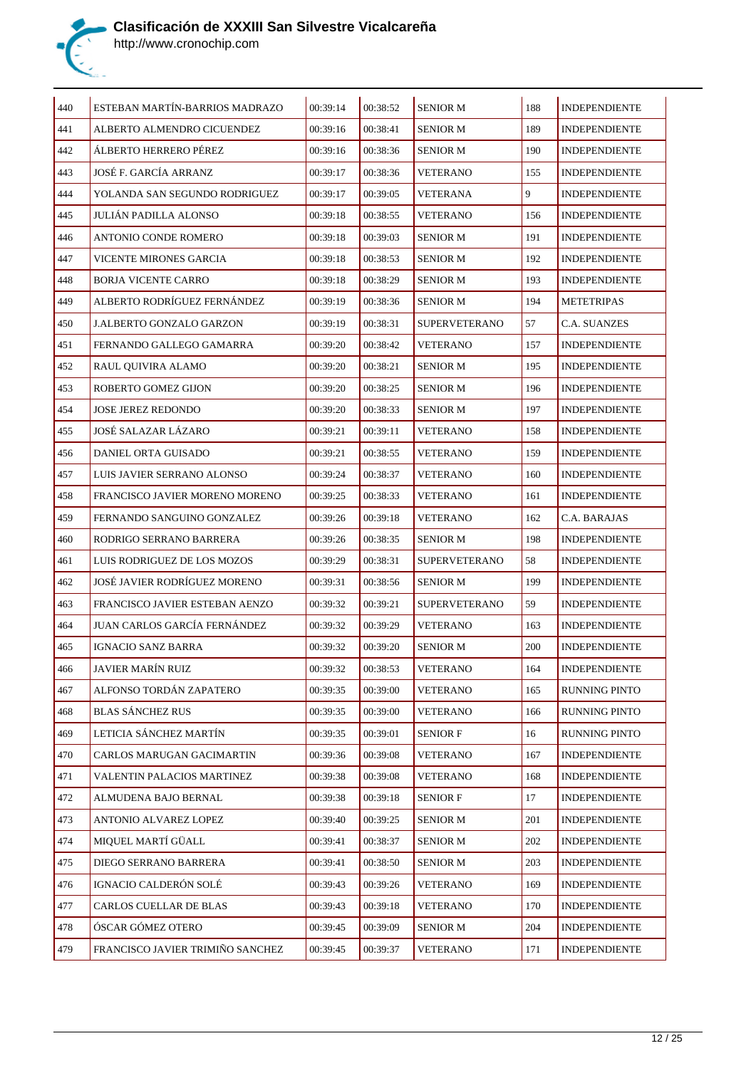## Clasificación de XXXIII San Silvestre Vicalcareña

http://www.cronochip.com

| | | | | | | |
|---|---|---|---|---|---|---|
| 440 | ESTEBAN MARTÍN-BARRIOS MADRAZO | 00:39:14 | 00:38:52 | SENIOR M | 188 | INDEPENDIENTE |
| 441 | ALBERTO ALMENDRO CICUENDEZ | 00:39:16 | 00:38:41 | SENIOR M | 189 | INDEPENDIENTE |
| 442 | ÁLBERTO HERRERO PÉREZ | 00:39:16 | 00:38:36 | SENIOR M | 190 | INDEPENDIENTE |
| 443 | JOSÉ F. GARCÍA ARRANZ | 00:39:17 | 00:38:36 | VETERANO | 155 | INDEPENDIENTE |
| 444 | YOLANDA SAN SEGUNDO RODRIGUEZ | 00:39:17 | 00:39:05 | VETERANA | 9 | INDEPENDIENTE |
| 445 | JULIÁN PADILLA ALONSO | 00:39:18 | 00:38:55 | VETERANO | 156 | INDEPENDIENTE |
| 446 | ANTONIO CONDE ROMERO | 00:39:18 | 00:39:03 | SENIOR M | 191 | INDEPENDIENTE |
| 447 | VICENTE MIRONES GARCIA | 00:39:18 | 00:38:53 | SENIOR M | 192 | INDEPENDIENTE |
| 448 | BORJA VICENTE CARRO | 00:39:18 | 00:38:29 | SENIOR M | 193 | INDEPENDIENTE |
| 449 | ALBERTO RODRÍGUEZ FERNÁNDEZ | 00:39:19 | 00:38:36 | SENIOR M | 194 | METETRIPAS |
| 450 | J.ALBERTO GONZALO GARZON | 00:39:19 | 00:38:31 | SUPERVETERANO | 57 | C.A. SUANZES |
| 451 | FERNANDO GALLEGO GAMARRA | 00:39:20 | 00:38:42 | VETERANO | 157 | INDEPENDIENTE |
| 452 | RAUL QUIVIRA ALAMO | 00:39:20 | 00:38:21 | SENIOR M | 195 | INDEPENDIENTE |
| 453 | ROBERTO GOMEZ GIJON | 00:39:20 | 00:38:25 | SENIOR M | 196 | INDEPENDIENTE |
| 454 | JOSE JEREZ REDONDO | 00:39:20 | 00:38:33 | SENIOR M | 197 | INDEPENDIENTE |
| 455 | JOSÉ SALAZAR LÁZARO | 00:39:21 | 00:39:11 | VETERANO | 158 | INDEPENDIENTE |
| 456 | DANIEL ORTA GUISADO | 00:39:21 | 00:38:55 | VETERANO | 159 | INDEPENDIENTE |
| 457 | LUIS JAVIER SERRANO ALONSO | 00:39:24 | 00:38:37 | VETERANO | 160 | INDEPENDIENTE |
| 458 | FRANCISCO JAVIER MORENO MORENO | 00:39:25 | 00:38:33 | VETERANO | 161 | INDEPENDIENTE |
| 459 | FERNANDO SANGUINO GONZALEZ | 00:39:26 | 00:39:18 | VETERANO | 162 | C.A. BARAJAS |
| 460 | RODRIGO SERRANO BARRERA | 00:39:26 | 00:38:35 | SENIOR M | 198 | INDEPENDIENTE |
| 461 | LUIS RODRIGUEZ DE LOS MOZOS | 00:39:29 | 00:38:31 | SUPERVETERANO | 58 | INDEPENDIENTE |
| 462 | JOSÉ JAVIER RODRÍGUEZ MORENO | 00:39:31 | 00:38:56 | SENIOR M | 199 | INDEPENDIENTE |
| 463 | FRANCISCO JAVIER ESTEBAN AENZO | 00:39:32 | 00:39:21 | SUPERVETERANO | 59 | INDEPENDIENTE |
| 464 | JUAN CARLOS GARCÍA FERNÁNDEZ | 00:39:32 | 00:39:29 | VETERANO | 163 | INDEPENDIENTE |
| 465 | IGNACIO SANZ BARRA | 00:39:32 | 00:39:20 | SENIOR M | 200 | INDEPENDIENTE |
| 466 | JAVIER MARÍN RUIZ | 00:39:32 | 00:38:53 | VETERANO | 164 | INDEPENDIENTE |
| 467 | ALFONSO TORDÁN ZAPATERO | 00:39:35 | 00:39:00 | VETERANO | 165 | RUNNING PINTO |
| 468 | BLAS SÁNCHEZ RUS | 00:39:35 | 00:39:00 | VETERANO | 166 | RUNNING PINTO |
| 469 | LETICIA SÁNCHEZ MARTÍN | 00:39:35 | 00:39:01 | SENIOR F | 16 | RUNNING PINTO |
| 470 | CARLOS MARUGAN GACIMARTIN | 00:39:36 | 00:39:08 | VETERANO | 167 | INDEPENDIENTE |
| 471 | VALENTIN PALACIOS MARTINEZ | 00:39:38 | 00:39:08 | VETERANO | 168 | INDEPENDIENTE |
| 472 | ALMUDENA BAJO BERNAL | 00:39:38 | 00:39:18 | SENIOR F | 17 | INDEPENDIENTE |
| 473 | ANTONIO ALVAREZ LOPEZ | 00:39:40 | 00:39:25 | SENIOR M | 201 | INDEPENDIENTE |
| 474 | MIQUEL MARTÍ GÜALL | 00:39:41 | 00:38:37 | SENIOR M | 202 | INDEPENDIENTE |
| 475 | DIEGO SERRANO BARRERA | 00:39:41 | 00:38:50 | SENIOR M | 203 | INDEPENDIENTE |
| 476 | IGNACIO CALDERÓN SOLÉ | 00:39:43 | 00:39:26 | VETERANO | 169 | INDEPENDIENTE |
| 477 | CARLOS CUELLAR DE BLAS | 00:39:43 | 00:39:18 | VETERANO | 170 | INDEPENDIENTE |
| 478 | ÓSCAR GÓMEZ OTERO | 00:39:45 | 00:39:09 | SENIOR M | 204 | INDEPENDIENTE |
| 479 | FRANCISCO JAVIER TRIMIÑO SANCHEZ | 00:39:45 | 00:39:37 | VETERANO | 171 | INDEPENDIENTE |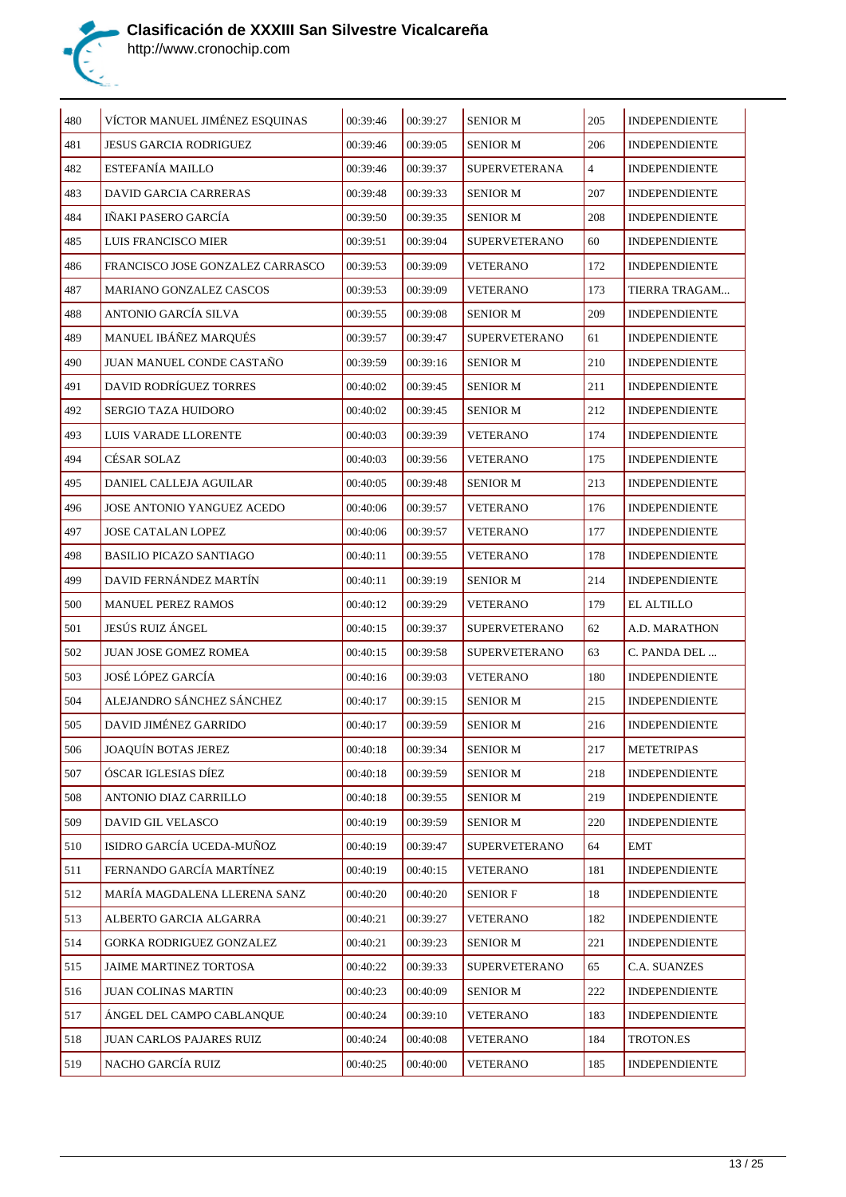# Clasificación de XXXIII San Silvestre Vicalcareña

http://www.cronochip.com

| | | | | | | |
|---|---|---|---|---|---|---|
| 480 | VÍCTOR MANUEL JIMÉNEZ ESQUINAS | 00:39:46 | 00:39:27 | SENIOR M | 205 | INDEPENDIENTE |
| 481 | JESUS GARCIA RODRIGUEZ | 00:39:46 | 00:39:05 | SENIOR M | 206 | INDEPENDIENTE |
| 482 | ESTEFANÍA MAILLO | 00:39:46 | 00:39:37 | SUPERVETERANA | 4 | INDEPENDIENTE |
| 483 | DAVID GARCIA CARRERAS | 00:39:48 | 00:39:33 | SENIOR M | 207 | INDEPENDIENTE |
| 484 | IÑAKI PASERO GARCÍA | 00:39:50 | 00:39:35 | SENIOR M | 208 | INDEPENDIENTE |
| 485 | LUIS FRANCISCO MIER | 00:39:51 | 00:39:04 | SUPERVETERANO | 60 | INDEPENDIENTE |
| 486 | FRANCISCO JOSE GONZALEZ CARRASCO | 00:39:53 | 00:39:09 | VETERANO | 172 | INDEPENDIENTE |
| 487 | MARIANO GONZALEZ CASCOS | 00:39:53 | 00:39:09 | VETERANO | 173 | TIERRA TRAGAM... |
| 488 | ANTONIO GARCÍA SILVA | 00:39:55 | 00:39:08 | SENIOR M | 209 | INDEPENDIENTE |
| 489 | MANUEL IBÁÑEZ MARQUÉS | 00:39:57 | 00:39:47 | SUPERVETERANO | 61 | INDEPENDIENTE |
| 490 | JUAN MANUEL CONDE CASTAÑO | 00:39:59 | 00:39:16 | SENIOR M | 210 | INDEPENDIENTE |
| 491 | DAVID RODRÍGUEZ TORRES | 00:40:02 | 00:39:45 | SENIOR M | 211 | INDEPENDIENTE |
| 492 | SERGIO TAZA HUIDORO | 00:40:02 | 00:39:45 | SENIOR M | 212 | INDEPENDIENTE |
| 493 | LUIS VARADE LLORENTE | 00:40:03 | 00:39:39 | VETERANO | 174 | INDEPENDIENTE |
| 494 | CÉSAR SOLAZ | 00:40:03 | 00:39:56 | VETERANO | 175 | INDEPENDIENTE |
| 495 | DANIEL CALLEJA AGUILAR | 00:40:05 | 00:39:48 | SENIOR M | 213 | INDEPENDIENTE |
| 496 | JOSE ANTONIO YANGUEZ ACEDO | 00:40:06 | 00:39:57 | VETERANO | 176 | INDEPENDIENTE |
| 497 | JOSE CATALAN LOPEZ | 00:40:06 | 00:39:57 | VETERANO | 177 | INDEPENDIENTE |
| 498 | BASILIO PICAZO SANTIAGO | 00:40:11 | 00:39:55 | VETERANO | 178 | INDEPENDIENTE |
| 499 | DAVID FERNÁNDEZ MARTÍN | 00:40:11 | 00:39:19 | SENIOR M | 214 | INDEPENDIENTE |
| 500 | MANUEL PEREZ RAMOS | 00:40:12 | 00:39:29 | VETERANO | 179 | EL ALTILLO |
| 501 | JESÚS RUIZ ÁNGEL | 00:40:15 | 00:39:37 | SUPERVETERANO | 62 | A.D. MARATHON |
| 502 | JUAN JOSE GOMEZ ROMEA | 00:40:15 | 00:39:58 | SUPERVETERANO | 63 | C. PANDA DEL ... |
| 503 | JOSÉ LÓPEZ GARCÍA | 00:40:16 | 00:39:03 | VETERANO | 180 | INDEPENDIENTE |
| 504 | ALEJANDRO SÁNCHEZ SÁNCHEZ | 00:40:17 | 00:39:15 | SENIOR M | 215 | INDEPENDIENTE |
| 505 | DAVID JIMÉNEZ GARRIDO | 00:40:17 | 00:39:59 | SENIOR M | 216 | INDEPENDIENTE |
| 506 | JOAQUÍN BOTAS JEREZ | 00:40:18 | 00:39:34 | SENIOR M | 217 | METETRIPAS |
| 507 | ÓSCAR IGLESIAS DÍEZ | 00:40:18 | 00:39:59 | SENIOR M | 218 | INDEPENDIENTE |
| 508 | ANTONIO DIAZ CARRILLO | 00:40:18 | 00:39:55 | SENIOR M | 219 | INDEPENDIENTE |
| 509 | DAVID GIL VELASCO | 00:40:19 | 00:39:59 | SENIOR M | 220 | INDEPENDIENTE |
| 510 | ISIDRO GARCÍA UCEDA-MUÑOZ | 00:40:19 | 00:39:47 | SUPERVETERANO | 64 | EMT |
| 511 | FERNANDO GARCÍA MARTÍNEZ | 00:40:19 | 00:40:15 | VETERANO | 181 | INDEPENDIENTE |
| 512 | MARÍA MAGDALENA LLERENA SANZ | 00:40:20 | 00:40:20 | SENIOR F | 18 | INDEPENDIENTE |
| 513 | ALBERTO GARCIA ALGARRA | 00:40:21 | 00:39:27 | VETERANO | 182 | INDEPENDIENTE |
| 514 | GORKA RODRIGUEZ GONZALEZ | 00:40:21 | 00:39:23 | SENIOR M | 221 | INDEPENDIENTE |
| 515 | JAIME MARTINEZ TORTOSA | 00:40:22 | 00:39:33 | SUPERVETERANO | 65 | C.A. SUANZES |
| 516 | JUAN COLINAS MARTIN | 00:40:23 | 00:40:09 | SENIOR M | 222 | INDEPENDIENTE |
| 517 | ÁNGEL DEL CAMPO CABLANQUE | 00:40:24 | 00:39:10 | VETERANO | 183 | INDEPENDIENTE |
| 518 | JUAN CARLOS PAJARES RUIZ | 00:40:24 | 00:40:08 | VETERANO | 184 | TROTON.ES |
| 519 | NACHO GARCÍA RUIZ | 00:40:25 | 00:40:00 | VETERANO | 185 | INDEPENDIENTE |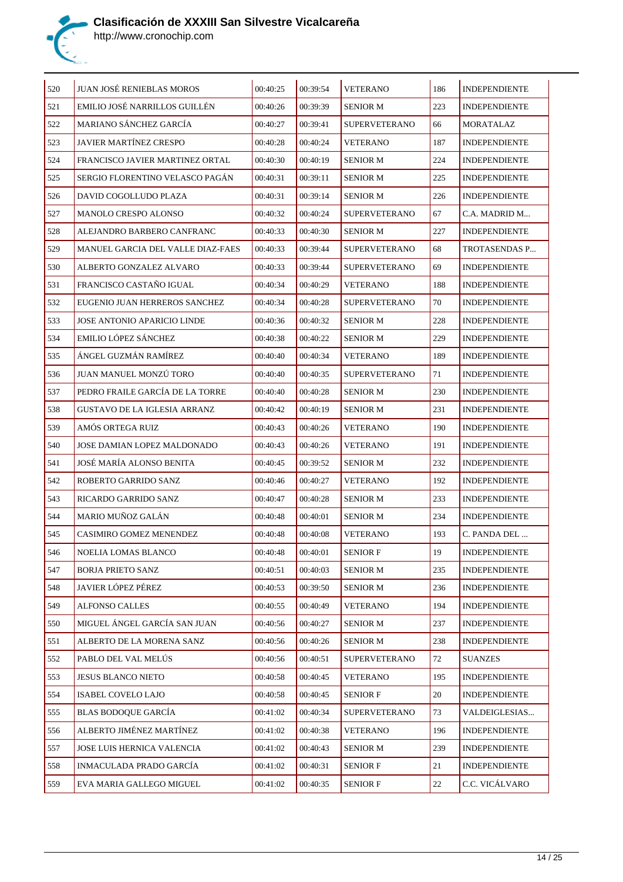# Clasificación de XXXIII San Silvestre Vicalcareña

http://www.cronochip.com

| | | | | | | |
|---|---|---|---|---|---|---|
| 520 | JUAN JOSÉ RENIEBLAS MOROS | 00:40:25 | 00:39:54 | VETERANO | 186 | INDEPENDIENTE |
| 521 | EMILIO JOSÉ NARRILLOS GUILLÉN | 00:40:26 | 00:39:39 | SENIOR M | 223 | INDEPENDIENTE |
| 522 | MARIANO SÁNCHEZ GARCÍA | 00:40:27 | 00:39:41 | SUPERVETERANO | 66 | MORATALAZ |
| 523 | JAVIER MARTÍNEZ CRESPO | 00:40:28 | 00:40:24 | VETERANO | 187 | INDEPENDIENTE |
| 524 | FRANCISCO JAVIER MARTINEZ ORTAL | 00:40:30 | 00:40:19 | SENIOR M | 224 | INDEPENDIENTE |
| 525 | SERGIO FLORENTINO VELASCO PAGÁN | 00:40:31 | 00:39:11 | SENIOR M | 225 | INDEPENDIENTE |
| 526 | DAVID COGOLLUDO PLAZA | 00:40:31 | 00:39:14 | SENIOR M | 226 | INDEPENDIENTE |
| 527 | MANOLO CRESPO ALONSO | 00:40:32 | 00:40:24 | SUPERVETERANO | 67 | C.A. MADRID M... |
| 528 | ALEJANDRO BARBERO CANFRANC | 00:40:33 | 00:40:30 | SENIOR M | 227 | INDEPENDIENTE |
| 529 | MANUEL GARCIA DEL VALLE DIAZ-FAES | 00:40:33 | 00:39:44 | SUPERVETERANO | 68 | TROTASENDAS P... |
| 530 | ALBERTO GONZALEZ ALVARO | 00:40:33 | 00:39:44 | SUPERVETERANO | 69 | INDEPENDIENTE |
| 531 | FRANCISCO CASTAÑO IGUAL | 00:40:34 | 00:40:29 | VETERANO | 188 | INDEPENDIENTE |
| 532 | EUGENIO JUAN HERREROS SANCHEZ | 00:40:34 | 00:40:28 | SUPERVETERANO | 70 | INDEPENDIENTE |
| 533 | JOSE ANTONIO APARICIO LINDE | 00:40:36 | 00:40:32 | SENIOR M | 228 | INDEPENDIENTE |
| 534 | EMILIO LÓPEZ SÁNCHEZ | 00:40:38 | 00:40:22 | SENIOR M | 229 | INDEPENDIENTE |
| 535 | ÁNGEL GUZMÁN RAMÍREZ | 00:40:40 | 00:40:34 | VETERANO | 189 | INDEPENDIENTE |
| 536 | JUAN MANUEL MONZÚ TORO | 00:40:40 | 00:40:35 | SUPERVETERANO | 71 | INDEPENDIENTE |
| 537 | PEDRO FRAILE GARCÍA DE LA TORRE | 00:40:40 | 00:40:28 | SENIOR M | 230 | INDEPENDIENTE |
| 538 | GUSTAVO DE LA IGLESIA ARRANZ | 00:40:42 | 00:40:19 | SENIOR M | 231 | INDEPENDIENTE |
| 539 | AMÓS ORTEGA RUIZ | 00:40:43 | 00:40:26 | VETERANO | 190 | INDEPENDIENTE |
| 540 | JOSE DAMIAN LOPEZ MALDONADO | 00:40:43 | 00:40:26 | VETERANO | 191 | INDEPENDIENTE |
| 541 | JOSÉ MARÍA ALONSO BENITA | 00:40:45 | 00:39:52 | SENIOR M | 232 | INDEPENDIENTE |
| 542 | ROBERTO GARRIDO SANZ | 00:40:46 | 00:40:27 | VETERANO | 192 | INDEPENDIENTE |
| 543 | RICARDO GARRIDO SANZ | 00:40:47 | 00:40:28 | SENIOR M | 233 | INDEPENDIENTE |
| 544 | MARIO MUÑOZ GALÁN | 00:40:48 | 00:40:01 | SENIOR M | 234 | INDEPENDIENTE |
| 545 | CASIMIRO GOMEZ MENENDEZ | 00:40:48 | 00:40:08 | VETERANO | 193 | C. PANDA DEL ... |
| 546 | NOELIA LOMAS BLANCO | 00:40:48 | 00:40:01 | SENIOR F | 19 | INDEPENDIENTE |
| 547 | BORJA PRIETO SANZ | 00:40:51 | 00:40:03 | SENIOR M | 235 | INDEPENDIENTE |
| 548 | JAVIER LÓPEZ PÉREZ | 00:40:53 | 00:39:50 | SENIOR M | 236 | INDEPENDIENTE |
| 549 | ALFONSO CALLES | 00:40:55 | 00:40:49 | VETERANO | 194 | INDEPENDIENTE |
| 550 | MIGUEL ÁNGEL GARCÍA SAN JUAN | 00:40:56 | 00:40:27 | SENIOR M | 237 | INDEPENDIENTE |
| 551 | ALBERTO DE LA MORENA SANZ | 00:40:56 | 00:40:26 | SENIOR M | 238 | INDEPENDIENTE |
| 552 | PABLO DEL VAL MELÚS | 00:40:56 | 00:40:51 | SUPERVETERANO | 72 | SUANZES |
| 553 | JESUS BLANCO NIETO | 00:40:58 | 00:40:45 | VETERANO | 195 | INDEPENDIENTE |
| 554 | ISABEL COVELO LAJO | 00:40:58 | 00:40:45 | SENIOR F | 20 | INDEPENDIENTE |
| 555 | BLAS BODOQUE GARCÍA | 00:41:02 | 00:40:34 | SUPERVETERANO | 73 | VALDEIGLESIAS... |
| 556 | ALBERTO JIMÉNEZ MARTÍNEZ | 00:41:02 | 00:40:38 | VETERANO | 196 | INDEPENDIENTE |
| 557 | JOSE LUIS HERNICA VALENCIA | 00:41:02 | 00:40:43 | SENIOR M | 239 | INDEPENDIENTE |
| 558 | INMACULADA PRADO GARCÍA | 00:41:02 | 00:40:31 | SENIOR F | 21 | INDEPENDIENTE |
| 559 | EVA MARIA GALLEGO MIGUEL | 00:41:02 | 00:40:35 | SENIOR F | 22 | C.C. VICÁLVARO |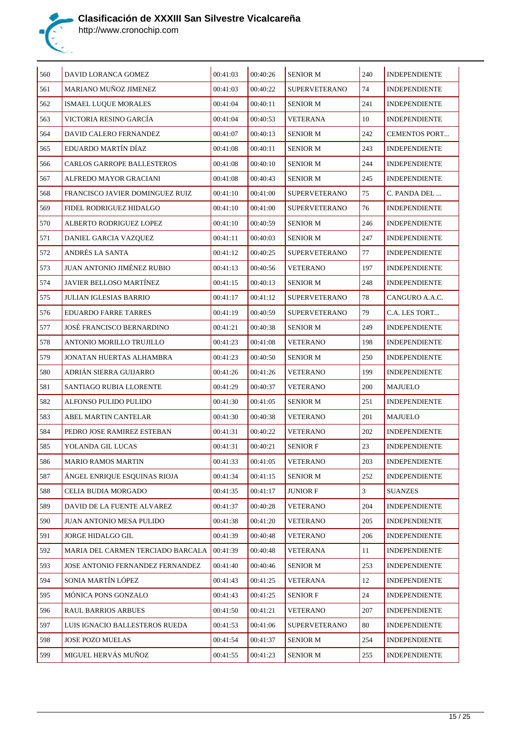# Clasificación de XXXIII San Silvestre Vicalcareña

http://www.cronochip.com

| | | | | | | |
|---|---|---|---|---|---|---|
| 560 | DAVID LORANCA GOMEZ | 00:41:03 | 00:40:26 | SENIOR M | 240 | INDEPENDIENTE |
| 561 | MARIANO MUÑOZ JIMENEZ | 00:41:03 | 00:40:22 | SUPERVETERANO | 74 | INDEPENDIENTE |
| 562 | ISMAEL LUQUE MORALES | 00:41:04 | 00:40:11 | SENIOR M | 241 | INDEPENDIENTE |
| 563 | VICTORIA RESINO GARCÍA | 00:41:04 | 00:40:53 | VETERANA | 10 | INDEPENDIENTE |
| 564 | DAVID CALERO FERNANDEZ | 00:41:07 | 00:40:13 | SENIOR M | 242 | CEMENTOS PORT... |
| 565 | EDUARDO MARTÍN DÍAZ | 00:41:08 | 00:40:11 | SENIOR M | 243 | INDEPENDIENTE |
| 566 | CARLOS GARROPE BALLESTEROS | 00:41:08 | 00:40:10 | SENIOR M | 244 | INDEPENDIENTE |
| 567 | ALFREDO MAYOR GRACIANI | 00:41:08 | 00:40:43 | SENIOR M | 245 | INDEPENDIENTE |
| 568 | FRANCISCO JAVIER DOMINGUEZ RUIZ | 00:41:10 | 00:41:00 | SUPERVETERANO | 75 | C. PANDA DEL ... |
| 569 | FIDEL RODRIGUEZ HIDALGO | 00:41:10 | 00:41:00 | SUPERVETERANO | 76 | INDEPENDIENTE |
| 570 | ALBERTO RODRIGUEZ LOPEZ | 00:41:10 | 00:40:59 | SENIOR M | 246 | INDEPENDIENTE |
| 571 | DANIEL GARCIA VAZQUEZ | 00:41:11 | 00:40:03 | SENIOR M | 247 | INDEPENDIENTE |
| 572 | ANDRÉS LA SANTA | 00:41:12 | 00:40:25 | SUPERVETERANO | 77 | INDEPENDIENTE |
| 573 | JUAN ANTONIO JIMÉNEZ RUBIO | 00:41:13 | 00:40:56 | VETERANO | 197 | INDEPENDIENTE |
| 574 | JAVIER BELLOSO MARTÍNEZ | 00:41:15 | 00:40:13 | SENIOR M | 248 | INDEPENDIENTE |
| 575 | JULIAN IGLESIAS BARRIO | 00:41:17 | 00:41:12 | SUPERVETERANO | 78 | CANGURO A.A.C. |
| 576 | EDUARDO FARRE TARRES | 00:41:19 | 00:40:59 | SUPERVETERANO | 79 | C.A. LES TORT... |
| 577 | JOSÉ FRANCISCO BERNARDINO | 00:41:21 | 00:40:38 | SENIOR M | 249 | INDEPENDIENTE |
| 578 | ANTONIO MORILLO TRUJILLO | 00:41:23 | 00:41:08 | VETERANO | 198 | INDEPENDIENTE |
| 579 | JONATAN HUERTAS ALHAMBRA | 00:41:23 | 00:40:50 | SENIOR M | 250 | INDEPENDIENTE |
| 580 | ADRIÁN SIERRA GUIJARRO | 00:41:26 | 00:41:26 | VETERANO | 199 | INDEPENDIENTE |
| 581 | SANTIAGO RUBIA LLORENTE | 00:41:29 | 00:40:37 | VETERANO | 200 | MAJUELO |
| 582 | ALFONSO PULIDO PULIDO | 00:41:30 | 00:41:05 | SENIOR M | 251 | INDEPENDIENTE |
| 583 | ABEL MARTIN CANTELAR | 00:41:30 | 00:40:38 | VETERANO | 201 | MAJUELO |
| 584 | PEDRO JOSE RAMIREZ ESTEBAN | 00:41:31 | 00:40:22 | VETERANO | 202 | INDEPENDIENTE |
| 585 | YOLANDA GIL LUCAS | 00:41:31 | 00:40:21 | SENIOR F | 23 | INDEPENDIENTE |
| 586 | MARIO RAMOS MARTIN | 00:41:33 | 00:41:05 | VETERANO | 203 | INDEPENDIENTE |
| 587 | ÁNGEL ENRIQUE ESQUINAS RIOJA | 00:41:34 | 00:41:15 | SENIOR M | 252 | INDEPENDIENTE |
| 588 | CELIA BUDIA MORGADO | 00:41:35 | 00:41:17 | JUNIOR F | 3 | SUANZES |
| 589 | DAVID DE LA FUENTE ALVAREZ | 00:41:37 | 00:40:28 | VETERANO | 204 | INDEPENDIENTE |
| 590 | JUAN ANTONIO MESA PULIDO | 00:41:38 | 00:41:20 | VETERANO | 205 | INDEPENDIENTE |
| 591 | JORGE HIDALGO GIL | 00:41:39 | 00:40:48 | VETERANO | 206 | INDEPENDIENTE |
| 592 | MARIA DEL CARMEN TERCIADO BARCALA | 00:41:39 | 00:40:48 | VETERANA | 11 | INDEPENDIENTE |
| 593 | JOSE ANTONIO FERNANDEZ FERNANDEZ | 00:41:40 | 00:40:46 | SENIOR M | 253 | INDEPENDIENTE |
| 594 | SONIA MARTÍN LÓPEZ | 00:41:43 | 00:41:25 | VETERANA | 12 | INDEPENDIENTE |
| 595 | MÓNICA PONS GONZALO | 00:41:43 | 00:41:25 | SENIOR F | 24 | INDEPENDIENTE |
| 596 | RAUL BARRIOS ARBUES | 00:41:50 | 00:41:21 | VETERANO | 207 | INDEPENDIENTE |
| 597 | LUIS IGNACIO BALLESTEROS RUEDA | 00:41:53 | 00:41:06 | SUPERVETERANO | 80 | INDEPENDIENTE |
| 598 | JOSE POZO MUELAS | 00:41:54 | 00:41:37 | SENIOR M | 254 | INDEPENDIENTE |
| 599 | MIGUEL HERVÁS MUÑOZ | 00:41:55 | 00:41:23 | SENIOR M | 255 | INDEPENDIENTE |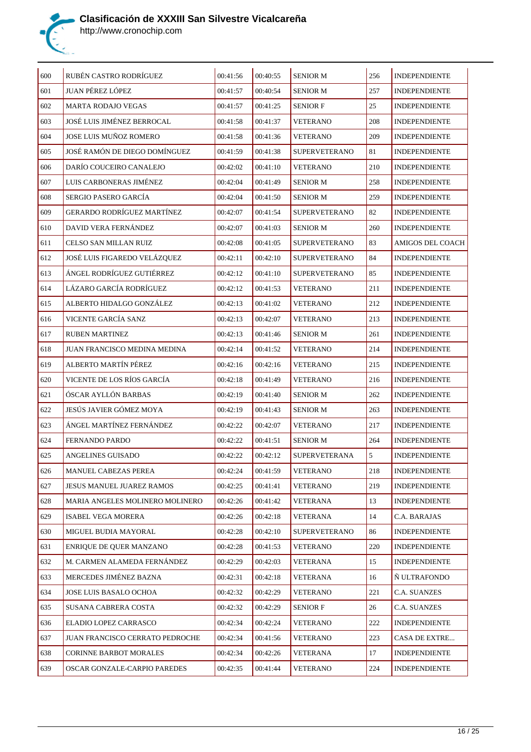# Clasificación de XXXIII San Silvestre Vicalcareña

http://www.cronochip.com

| | | | | | | |
|---|---|---|---|---|---|---|
| 600 | RUBÉN CASTRO RODRÍGUEZ | 00:41:56 | 00:40:55 | SENIOR M | 256 | INDEPENDIENTE |
| 601 | JUAN PÉREZ LÓPEZ | 00:41:57 | 00:40:54 | SENIOR M | 257 | INDEPENDIENTE |
| 602 | MARTA RODAJO VEGAS | 00:41:57 | 00:41:25 | SENIOR F | 25 | INDEPENDIENTE |
| 603 | JOSÉ LUIS JIMÉNEZ BERROCAL | 00:41:58 | 00:41:37 | VETERANO | 208 | INDEPENDIENTE |
| 604 | JOSE LUIS MUÑOZ ROMERO | 00:41:58 | 00:41:36 | VETERANO | 209 | INDEPENDIENTE |
| 605 | JOSÉ RAMÓN DE DIEGO DOMÍNGUEZ | 00:41:59 | 00:41:38 | SUPERVETERANO | 81 | INDEPENDIENTE |
| 606 | DARÍO COUCEIRO CANALEJO | 00:42:02 | 00:41:10 | VETERANO | 210 | INDEPENDIENTE |
| 607 | LUIS CARBONERAS JIMÉNEZ | 00:42:04 | 00:41:49 | SENIOR M | 258 | INDEPENDIENTE |
| 608 | SERGIO PASERO GARCÍA | 00:42:04 | 00:41:50 | SENIOR M | 259 | INDEPENDIENTE |
| 609 | GERARDO RODRÍGUEZ MARTÍNEZ | 00:42:07 | 00:41:54 | SUPERVETERANO | 82 | INDEPENDIENTE |
| 610 | DAVID VERA FERNÁNDEZ | 00:42:07 | 00:41:03 | SENIOR M | 260 | INDEPENDIENTE |
| 611 | CELSO SAN MILLAN RUIZ | 00:42:08 | 00:41:05 | SUPERVETERANO | 83 | AMIGOS DEL COACH |
| 612 | JOSÉ LUIS FIGAREDO VELÁZQUEZ | 00:42:11 | 00:42:10 | SUPERVETERANO | 84 | INDEPENDIENTE |
| 613 | ÁNGEL RODRÍGUEZ GUTIÉRREZ | 00:42:12 | 00:41:10 | SUPERVETERANO | 85 | INDEPENDIENTE |
| 614 | LÁZARO GARCÍA RODRÍGUEZ | 00:42:12 | 00:41:53 | VETERANO | 211 | INDEPENDIENTE |
| 615 | ALBERTO HIDALGO GONZÁLEZ | 00:42:13 | 00:41:02 | VETERANO | 212 | INDEPENDIENTE |
| 616 | VICENTE GARCÍA SANZ | 00:42:13 | 00:42:07 | VETERANO | 213 | INDEPENDIENTE |
| 617 | RUBEN MARTINEZ | 00:42:13 | 00:41:46 | SENIOR M | 261 | INDEPENDIENTE |
| 618 | JUAN FRANCISCO MEDINA MEDINA | 00:42:14 | 00:41:52 | VETERANO | 214 | INDEPENDIENTE |
| 619 | ALBERTO MARTÍN PÉREZ | 00:42:16 | 00:42:16 | VETERANO | 215 | INDEPENDIENTE |
| 620 | VICENTE DE LOS RÍOS GARCÍA | 00:42:18 | 00:41:49 | VETERANO | 216 | INDEPENDIENTE |
| 621 | ÓSCAR AYLLÓN BARBAS | 00:42:19 | 00:41:40 | SENIOR M | 262 | INDEPENDIENTE |
| 622 | JESÚS JAVIER GÓMEZ MOYA | 00:42:19 | 00:41:43 | SENIOR M | 263 | INDEPENDIENTE |
| 623 | ÁNGEL MARTÍNEZ FERNÁNDEZ | 00:42:22 | 00:42:07 | VETERANO | 217 | INDEPENDIENTE |
| 624 | FERNANDO PARDO | 00:42:22 | 00:41:51 | SENIOR M | 264 | INDEPENDIENTE |
| 625 | ANGELINES GUISADO | 00:42:22 | 00:42:12 | SUPERVETERANA | 5 | INDEPENDIENTE |
| 626 | MANUEL CABEZAS PEREA | 00:42:24 | 00:41:59 | VETERANO | 218 | INDEPENDIENTE |
| 627 | JESUS MANUEL JUAREZ RAMOS | 00:42:25 | 00:41:41 | VETERANO | 219 | INDEPENDIENTE |
| 628 | MARIA ANGELES MOLINERO MOLINERO | 00:42:26 | 00:41:42 | VETERANA | 13 | INDEPENDIENTE |
| 629 | ISABEL VEGA MORERA | 00:42:26 | 00:42:18 | VETERANA | 14 | C.A. BARAJAS |
| 630 | MIGUEL BUDIA MAYORAL | 00:42:28 | 00:42:10 | SUPERVETERANO | 86 | INDEPENDIENTE |
| 631 | ENRIQUE DE QUER MANZANO | 00:42:28 | 00:41:53 | VETERANO | 220 | INDEPENDIENTE |
| 632 | M. CARMEN ALAMEDA FERNÁNDEZ | 00:42:29 | 00:42:03 | VETERANA | 15 | INDEPENDIENTE |
| 633 | MERCEDES JIMÉNEZ BAZNA | 00:42:31 | 00:42:18 | VETERANA | 16 | Ñ ULTRAFONDO |
| 634 | JOSE LUIS BASALO OCHOA | 00:42:32 | 00:42:29 | VETERANO | 221 | C.A. SUANZES |
| 635 | SUSANA CABRERA COSTA | 00:42:32 | 00:42:29 | SENIOR F | 26 | C.A. SUANZES |
| 636 | ELADIO LOPEZ CARRASCO | 00:42:34 | 00:42:24 | VETERANO | 222 | INDEPENDIENTE |
| 637 | JUAN FRANCISCO CERRATO PEDROCHE | 00:42:34 | 00:41:56 | VETERANO | 223 | CASA DE EXTRE... |
| 638 | CORINNE BARBOT MORALES | 00:42:34 | 00:42:26 | VETERANA | 17 | INDEPENDIENTE |
| 639 | OSCAR GONZALE-CARPIO PAREDES | 00:42:35 | 00:41:44 | VETERANO | 224 | INDEPENDIENTE |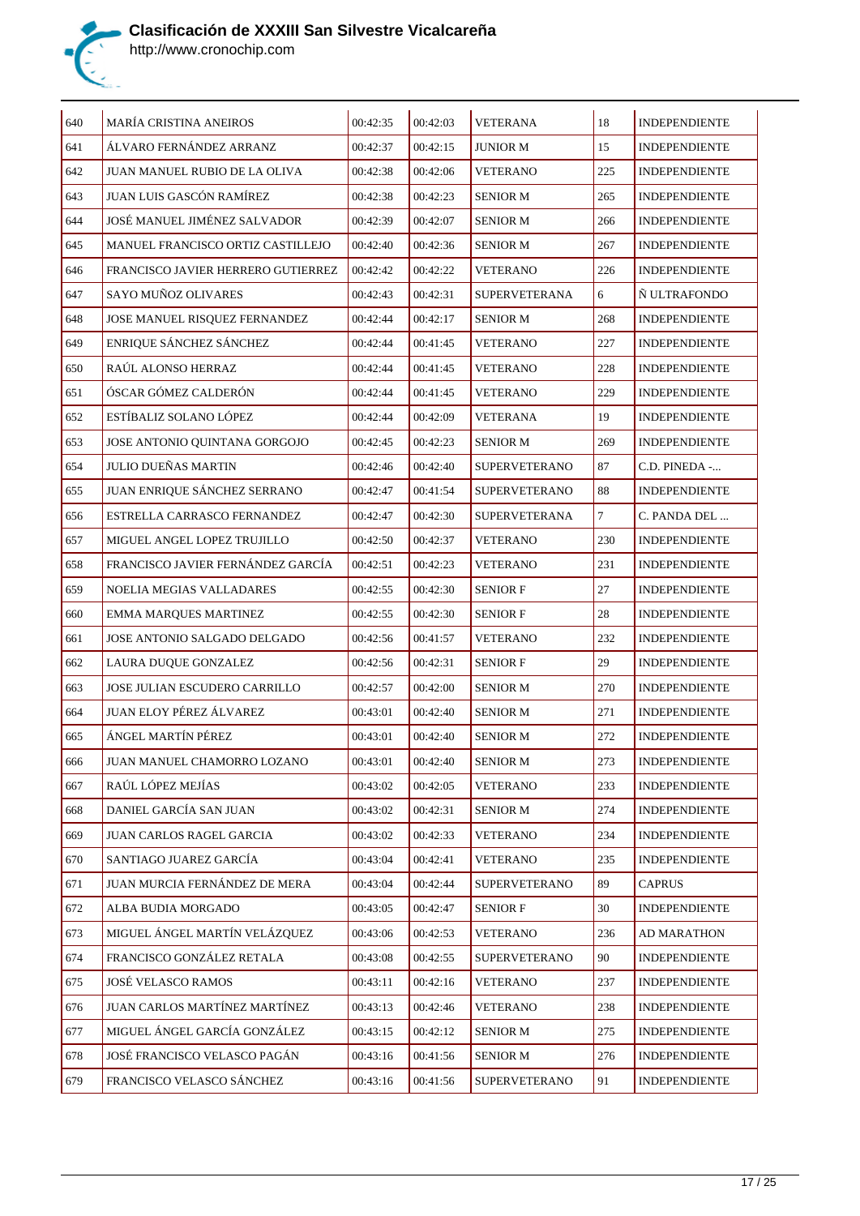| 640 | MARÍA CRISTINA ANEIROS | 00:42:35 | 00:42:03 | VETERANA | 18 | INDEPENDIENTE |
|---|---|---|---|---|---|---|
| 641 | ÁLVARO FERNÁNDEZ ARRANZ | 00:42:37 | 00:42:15 | JUNIOR M | 15 | INDEPENDIENTE |
| 642 | JUAN MANUEL RUBIO DE LA OLIVA | 00:42:38 | 00:42:06 | VETERANO | 225 | INDEPENDIENTE |
| 643 | JUAN LUIS GASCÓN RAMÍREZ | 00:42:38 | 00:42:23 | SENIOR M | 265 | INDEPENDIENTE |
| 644 | JOSÉ MANUEL JIMÉNEZ SALVADOR | 00:42:39 | 00:42:07 | SENIOR M | 266 | INDEPENDIENTE |
| 645 | MANUEL FRANCISCO ORTIZ CASTILLEJO | 00:42:40 | 00:42:36 | SENIOR M | 267 | INDEPENDIENTE |
| 646 | FRANCISCO JAVIER HERRERO GUTIERREZ | 00:42:42 | 00:42:22 | VETERANO | 226 | INDEPENDIENTE |
| 647 | SAYO MUÑOZ OLIVARES | 00:42:43 | 00:42:31 | SUPERVETERANA | 6 | Ñ ULTRAFONDO |
| 648 | JOSE MANUEL RISQUEZ FERNANDEZ | 00:42:44 | 00:42:17 | SENIOR M | 268 | INDEPENDIENTE |
| 649 | ENRIQUE SÁNCHEZ SÁNCHEZ | 00:42:44 | 00:41:45 | VETERANO | 227 | INDEPENDIENTE |
| 650 | RAÚL ALONSO HERRAZ | 00:42:44 | 00:41:45 | VETERANO | 228 | INDEPENDIENTE |
| 651 | ÓSCAR GÓMEZ CALDERÓN | 00:42:44 | 00:41:45 | VETERANO | 229 | INDEPENDIENTE |
| 652 | ESTÍBALIZ SOLANO LÓPEZ | 00:42:44 | 00:42:09 | VETERANA | 19 | INDEPENDIENTE |
| 653 | JOSE ANTONIO QUINTANA GORGOJO | 00:42:45 | 00:42:23 | SENIOR M | 269 | INDEPENDIENTE |
| 654 | JULIO DUEÑAS MARTIN | 00:42:46 | 00:42:40 | SUPERVETERANO | 87 | C.D. PINEDA -... |
| 655 | JUAN ENRIQUE SÁNCHEZ SERRANO | 00:42:47 | 00:41:54 | SUPERVETERANO | 88 | INDEPENDIENTE |
| 656 | ESTRELLA CARRASCO FERNANDEZ | 00:42:47 | 00:42:30 | SUPERVETERANA | 7 | C. PANDA DEL ... |
| 657 | MIGUEL ANGEL LOPEZ TRUJILLO | 00:42:50 | 00:42:37 | VETERANO | 230 | INDEPENDIENTE |
| 658 | FRANCISCO JAVIER FERNÁNDEZ GARCÍA | 00:42:51 | 00:42:23 | VETERANO | 231 | INDEPENDIENTE |
| 659 | NOELIA MEGIAS VALLADARES | 00:42:55 | 00:42:30 | SENIOR F | 27 | INDEPENDIENTE |
| 660 | EMMA MARQUES MARTINEZ | 00:42:55 | 00:42:30 | SENIOR F | 28 | INDEPENDIENTE |
| 661 | JOSE ANTONIO SALGADO DELGADO | 00:42:56 | 00:41:57 | VETERANO | 232 | INDEPENDIENTE |
| 662 | LAURA DUQUE GONZALEZ | 00:42:56 | 00:42:31 | SENIOR F | 29 | INDEPENDIENTE |
| 663 | JOSE JULIAN ESCUDERO CARRILLO | 00:42:57 | 00:42:00 | SENIOR M | 270 | INDEPENDIENTE |
| 664 | JUAN ELOY PÉREZ ÁLVAREZ | 00:43:01 | 00:42:40 | SENIOR M | 271 | INDEPENDIENTE |
| 665 | ÁNGEL MARTÍN PÉREZ | 00:43:01 | 00:42:40 | SENIOR M | 272 | INDEPENDIENTE |
| 666 | JUAN MANUEL CHAMORRO LOZANO | 00:43:01 | 00:42:40 | SENIOR M | 273 | INDEPENDIENTE |
| 667 | RAÚL LÓPEZ MEJÍAS | 00:43:02 | 00:42:05 | VETERANO | 233 | INDEPENDIENTE |
| 668 | DANIEL GARCÍA SAN JUAN | 00:43:02 | 00:42:31 | SENIOR M | 274 | INDEPENDIENTE |
| 669 | JUAN CARLOS RAGEL GARCIA | 00:43:02 | 00:42:33 | VETERANO | 234 | INDEPENDIENTE |
| 670 | SANTIAGO JUAREZ GARCÍA | 00:43:04 | 00:42:41 | VETERANO | 235 | INDEPENDIENTE |
| 671 | JUAN MURCIA FERNÁNDEZ DE MERA | 00:43:04 | 00:42:44 | SUPERVETERANO | 89 | CAPRUS |
| 672 | ALBA BUDIA MORGADO | 00:43:05 | 00:42:47 | SENIOR F | 30 | INDEPENDIENTE |
| 673 | MIGUEL ÁNGEL MARTÍN VELÁZQUEZ | 00:43:06 | 00:42:53 | VETERANO | 236 | AD MARATHON |
| 674 | FRANCISCO GONZÁLEZ RETALA | 00:43:08 | 00:42:55 | SUPERVETERANO | 90 | INDEPENDIENTE |
| 675 | JOSÉ VELASCO RAMOS | 00:43:11 | 00:42:16 | VETERANO | 237 | INDEPENDIENTE |
| 676 | JUAN CARLOS MARTÍNEZ MARTÍNEZ | 00:43:13 | 00:42:46 | VETERANO | 238 | INDEPENDIENTE |
| 677 | MIGUEL ÁNGEL GARCÍA GONZÁLEZ | 00:43:15 | 00:42:12 | SENIOR M | 275 | INDEPENDIENTE |
| 678 | JOSÉ FRANCISCO VELASCO PAGÁN | 00:43:16 | 00:41:56 | SENIOR M | 276 | INDEPENDIENTE |
| 679 | FRANCISCO VELASCO SÁNCHEZ | 00:43:16 | 00:41:56 | SUPERVETERANO | 91 | INDEPENDIENTE |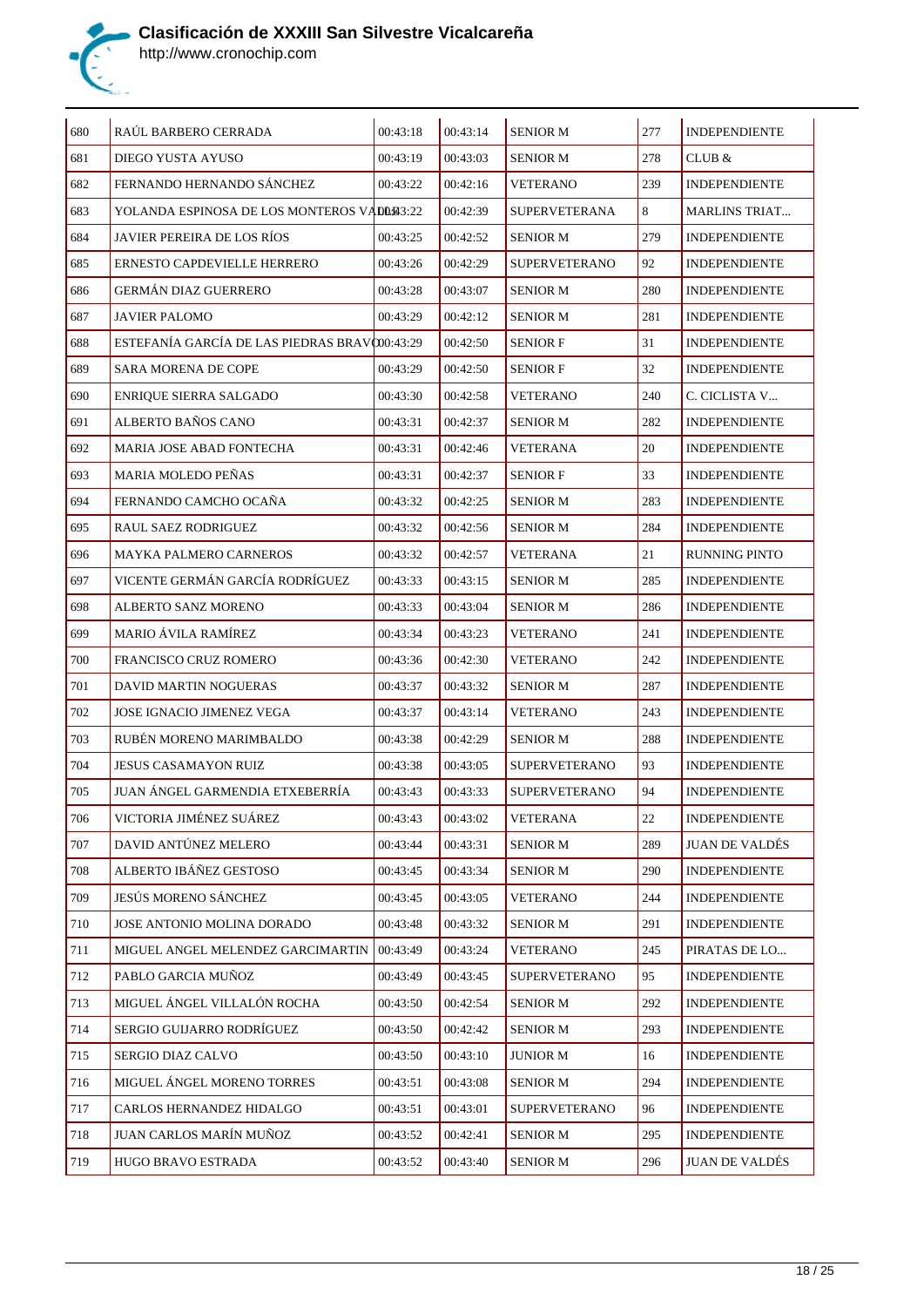| 680 | RAÚL BARBERO CERRADA | 00:43:18 | 00:43:14 | SENIOR M | 277 | INDEPENDIENTE |
|---|---|---|---|---|---|---|
| 681 | DIEGO YUSTA AYUSO | 00:43:19 | 00:43:03 | SENIOR M | 278 | CLUB & |
| 682 | FERNANDO HERNANDO SÁNCHEZ | 00:43:22 | 00:42:16 | VETERANO | 239 | INDEPENDIENTE |
| 683 | YOLANDA ESPINOSA DE LOS MONTEROS VAD | 00:43:22 | 00:42:39 | SUPERVETERANA | 8 | MARLINS TRIAT... |
| 684 | JAVIER PEREIRA DE LOS RÍOS | 00:43:25 | 00:42:52 | SENIOR M | 279 | INDEPENDIENTE |
| 685 | ERNESTO CAPDEVIELLE HERRERO | 00:43:26 | 00:42:29 | SUPERVETERANO | 92 | INDEPENDIENTE |
| 686 | GERMÁN DIAZ GUERRERO | 00:43:28 | 00:43:07 | SENIOR M | 280 | INDEPENDIENTE |
| 687 | JAVIER PALOMO | 00:43:29 | 00:42:12 | SENIOR M | 281 | INDEPENDIENTE |
| 688 | ESTEFANÍA GARCÍA DE LAS PIEDRAS BRAVO | 00:43:29 | 00:42:50 | SENIOR F | 31 | INDEPENDIENTE |
| 689 | SARA MORENA DE COPE | 00:43:29 | 00:42:50 | SENIOR F | 32 | INDEPENDIENTE |
| 690 | ENRIQUE SIERRA SALGADO | 00:43:30 | 00:42:58 | VETERANO | 240 | C. CICLISTA V... |
| 691 | ALBERTO BAÑOS CANO | 00:43:31 | 00:42:37 | SENIOR M | 282 | INDEPENDIENTE |
| 692 | MARIA JOSE ABAD FONTECHA | 00:43:31 | 00:42:46 | VETERANA | 20 | INDEPENDIENTE |
| 693 | MARIA MOLEDO PEÑAS | 00:43:31 | 00:42:37 | SENIOR F | 33 | INDEPENDIENTE |
| 694 | FERNANDO CAMCHO OCAÑA | 00:43:32 | 00:42:25 | SENIOR M | 283 | INDEPENDIENTE |
| 695 | RAUL SAEZ RODRIGUEZ | 00:43:32 | 00:42:56 | SENIOR M | 284 | INDEPENDIENTE |
| 696 | MAYKA PALMERO CARNEROS | 00:43:32 | 00:42:57 | VETERANA | 21 | RUNNING PINTO |
| 697 | VICENTE GERMÁN GARCÍA RODRÍGUEZ | 00:43:33 | 00:43:15 | SENIOR M | 285 | INDEPENDIENTE |
| 698 | ALBERTO SANZ MORENO | 00:43:33 | 00:43:04 | SENIOR M | 286 | INDEPENDIENTE |
| 699 | MARIO ÁVILA RAMÍREZ | 00:43:34 | 00:43:23 | VETERANO | 241 | INDEPENDIENTE |
| 700 | FRANCISCO CRUZ ROMERO | 00:43:36 | 00:42:30 | VETERANO | 242 | INDEPENDIENTE |
| 701 | DAVID MARTIN NOGUERAS | 00:43:37 | 00:43:32 | SENIOR M | 287 | INDEPENDIENTE |
| 702 | JOSE IGNACIO JIMENEZ VEGA | 00:43:37 | 00:43:14 | VETERANO | 243 | INDEPENDIENTE |
| 703 | RUBÉN MORENO MARIMBALDO | 00:43:38 | 00:42:29 | SENIOR M | 288 | INDEPENDIENTE |
| 704 | JESUS CASAMAYON RUIZ | 00:43:38 | 00:43:05 | SUPERVETERANO | 93 | INDEPENDIENTE |
| 705 | JUAN ÁNGEL GARMENDIA ETXEBERRÍA | 00:43:43 | 00:43:33 | SUPERVETERANO | 94 | INDEPENDIENTE |
| 706 | VICTORIA JIMÉNEZ SUÁREZ | 00:43:43 | 00:43:02 | VETERANA | 22 | INDEPENDIENTE |
| 707 | DAVID ANTÚNEZ MELERO | 00:43:44 | 00:43:31 | SENIOR M | 289 | JUAN DE VALDÉS |
| 708 | ALBERTO IBÁÑEZ GESTOSO | 00:43:45 | 00:43:34 | SENIOR M | 290 | INDEPENDIENTE |
| 709 | JESÚS MORENO SÁNCHEZ | 00:43:45 | 00:43:05 | VETERANO | 244 | INDEPENDIENTE |
| 710 | JOSE ANTONIO MOLINA DORADO | 00:43:48 | 00:43:32 | SENIOR M | 291 | INDEPENDIENTE |
| 711 | MIGUEL ANGEL MELENDEZ GARCIMARTIN | 00:43:49 | 00:43:24 | VETERANO | 245 | PIRATAS DE LO... |
| 712 | PABLO GARCIA MUÑOZ | 00:43:49 | 00:43:45 | SUPERVETERANO | 95 | INDEPENDIENTE |
| 713 | MIGUEL ÁNGEL VILLALÓN ROCHA | 00:43:50 | 00:42:54 | SENIOR M | 292 | INDEPENDIENTE |
| 714 | SERGIO GUIJARRO RODRÍGUEZ | 00:43:50 | 00:42:42 | SENIOR M | 293 | INDEPENDIENTE |
| 715 | SERGIO DIAZ CALVO | 00:43:50 | 00:43:10 | JUNIOR M | 16 | INDEPENDIENTE |
| 716 | MIGUEL ÁNGEL MORENO TORRES | 00:43:51 | 00:43:08 | SENIOR M | 294 | INDEPENDIENTE |
| 717 | CARLOS HERNANDEZ HIDALGO | 00:43:51 | 00:43:01 | SUPERVETERANO | 96 | INDEPENDIENTE |
| 718 | JUAN CARLOS MARÍN MUÑOZ | 00:43:52 | 00:42:41 | SENIOR M | 295 | INDEPENDIENTE |
| 719 | HUGO BRAVO ESTRADA | 00:43:52 | 00:43:40 | SENIOR M | 296 | JUAN DE VALDÉS |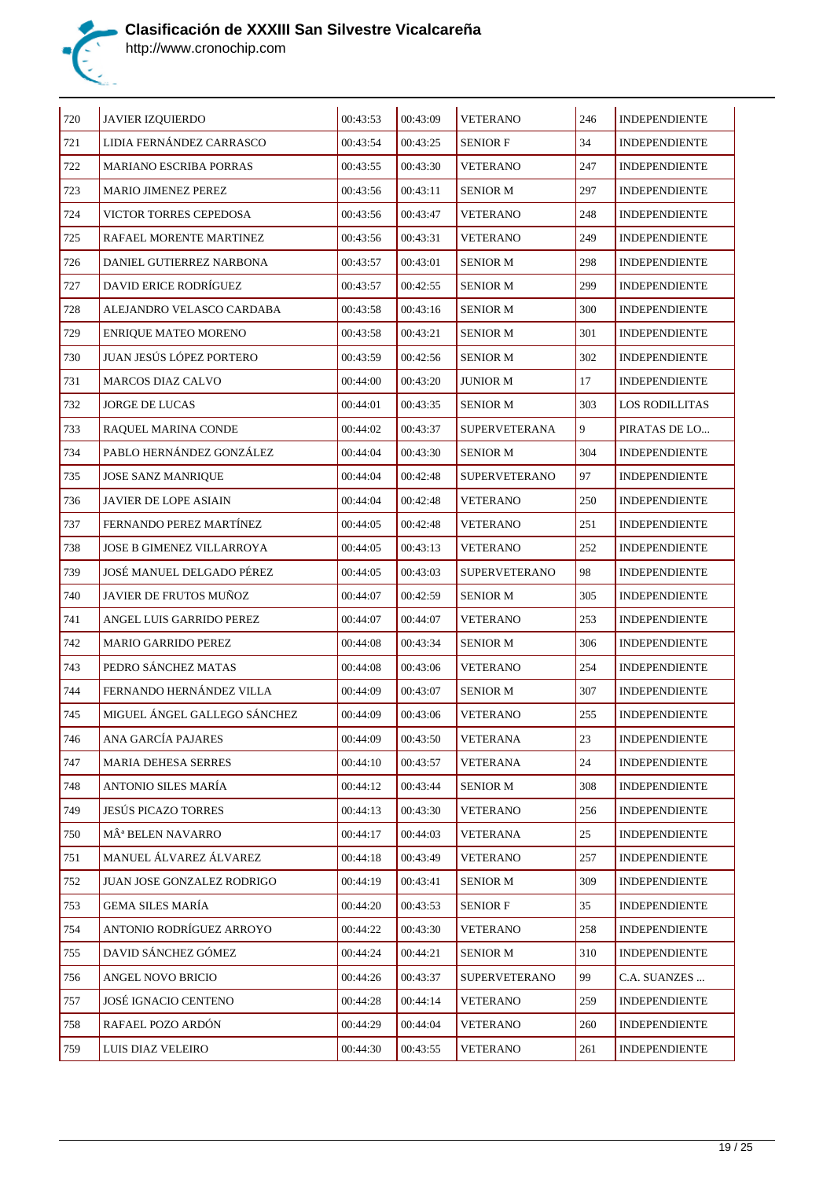# Clasificación de XXXIII San Silvestre Vicalcareña

http://www.cronochip.com

| | | | | | | |
|---|---|---|---|---|---|---|
| 720 | JAVIER IZQUIERDO | 00:43:53 | 00:43:09 | VETERANO | 246 | INDEPENDIENTE |
| 721 | LIDIA FERNÁNDEZ CARRASCO | 00:43:54 | 00:43:25 | SENIOR F | 34 | INDEPENDIENTE |
| 722 | MARIANO ESCRIBA PORRAS | 00:43:55 | 00:43:30 | VETERANO | 247 | INDEPENDIENTE |
| 723 | MARIO JIMENEZ PEREZ | 00:43:56 | 00:43:11 | SENIOR M | 297 | INDEPENDIENTE |
| 724 | VICTOR TORRES CEPEDOSA | 00:43:56 | 00:43:47 | VETERANO | 248 | INDEPENDIENTE |
| 725 | RAFAEL MORENTE MARTINEZ | 00:43:56 | 00:43:31 | VETERANO | 249 | INDEPENDIENTE |
| 726 | DANIEL GUTIERREZ NARBONA | 00:43:57 | 00:43:01 | SENIOR M | 298 | INDEPENDIENTE |
| 727 | DAVID ERICE RODRÍGUEZ | 00:43:57 | 00:42:55 | SENIOR M | 299 | INDEPENDIENTE |
| 728 | ALEJANDRO VELASCO CARDABA | 00:43:58 | 00:43:16 | SENIOR M | 300 | INDEPENDIENTE |
| 729 | ENRIQUE MATEO MORENO | 00:43:58 | 00:43:21 | SENIOR M | 301 | INDEPENDIENTE |
| 730 | JUAN JESÚS LÓPEZ PORTERO | 00:43:59 | 00:42:56 | SENIOR M | 302 | INDEPENDIENTE |
| 731 | MARCOS DIAZ CALVO | 00:44:00 | 00:43:20 | JUNIOR M | 17 | INDEPENDIENTE |
| 732 | JORGE DE LUCAS | 00:44:01 | 00:43:35 | SENIOR M | 303 | LOS RODILLITAS |
| 733 | RAQUEL MARINA CONDE | 00:44:02 | 00:43:37 | SUPERVETERANA | 9 | PIRATAS DE LO... |
| 734 | PABLO HERNÁNDEZ GONZÁLEZ | 00:44:04 | 00:43:30 | SENIOR M | 304 | INDEPENDIENTE |
| 735 | JOSE SANZ MANRIQUE | 00:44:04 | 00:42:48 | SUPERVETERANO | 97 | INDEPENDIENTE |
| 736 | JAVIER DE LOPE ASIAIN | 00:44:04 | 00:42:48 | VETERANO | 250 | INDEPENDIENTE |
| 737 | FERNANDO PEREZ MARTÍNEZ | 00:44:05 | 00:42:48 | VETERANO | 251 | INDEPENDIENTE |
| 738 | JOSE B GIMENEZ VILLARROYA | 00:44:05 | 00:43:13 | VETERANO | 252 | INDEPENDIENTE |
| 739 | JOSÉ MANUEL DELGADO PÉREZ | 00:44:05 | 00:43:03 | SUPERVETERANO | 98 | INDEPENDIENTE |
| 740 | JAVIER DE FRUTOS MUÑOZ | 00:44:07 | 00:42:59 | SENIOR M | 305 | INDEPENDIENTE |
| 741 | ANGEL LUIS GARRIDO PEREZ | 00:44:07 | 00:44:07 | VETERANO | 253 | INDEPENDIENTE |
| 742 | MARIO GARRIDO PEREZ | 00:44:08 | 00:43:34 | SENIOR M | 306 | INDEPENDIENTE |
| 743 | PEDRO SÁNCHEZ MATAS | 00:44:08 | 00:43:06 | VETERANO | 254 | INDEPENDIENTE |
| 744 | FERNANDO HERNÁNDEZ VILLA | 00:44:09 | 00:43:07 | SENIOR M | 307 | INDEPENDIENTE |
| 745 | MIGUEL ÁNGEL GALLEGO SÁNCHEZ | 00:44:09 | 00:43:06 | VETERANO | 255 | INDEPENDIENTE |
| 746 | ANA GARCÍA PAJARES | 00:44:09 | 00:43:50 | VETERANA | 23 | INDEPENDIENTE |
| 747 | MARIA DEHESA SERRES | 00:44:10 | 00:43:57 | VETERANA | 24 | INDEPENDIENTE |
| 748 | ANTONIO SILES MARÍA | 00:44:12 | 00:43:44 | SENIOR M | 308 | INDEPENDIENTE |
| 749 | JESÚS PICAZO TORRES | 00:44:13 | 00:43:30 | VETERANO | 256 | INDEPENDIENTE |
| 750 | MÂª BELEN NAVARRO | 00:44:17 | 00:44:03 | VETERANA | 25 | INDEPENDIENTE |
| 751 | MANUEL ÁLVAREZ ÁLVAREZ | 00:44:18 | 00:43:49 | VETERANO | 257 | INDEPENDIENTE |
| 752 | JUAN JOSE GONZALEZ RODRIGO | 00:44:19 | 00:43:41 | SENIOR M | 309 | INDEPENDIENTE |
| 753 | GEMA SILES MARÍA | 00:44:20 | 00:43:53 | SENIOR F | 35 | INDEPENDIENTE |
| 754 | ANTONIO RODRÍGUEZ ARROYO | 00:44:22 | 00:43:30 | VETERANO | 258 | INDEPENDIENTE |
| 755 | DAVID SÁNCHEZ GÓMEZ | 00:44:24 | 00:44:21 | SENIOR M | 310 | INDEPENDIENTE |
| 756 | ANGEL NOVO BRICIO | 00:44:26 | 00:43:37 | SUPERVETERANO | 99 | C.A. SUANZES ... |
| 757 | JOSÉ IGNACIO CENTENO | 00:44:28 | 00:44:14 | VETERANO | 259 | INDEPENDIENTE |
| 758 | RAFAEL POZO ARDÓN | 00:44:29 | 00:44:04 | VETERANO | 260 | INDEPENDIENTE |
| 759 | LUIS DIAZ VELEIRO | 00:44:30 | 00:43:55 | VETERANO | 261 | INDEPENDIENTE |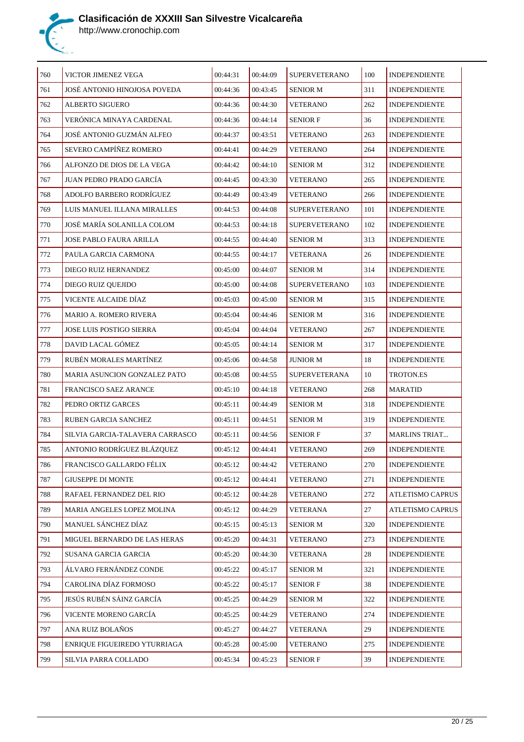| 760 | VICTOR JIMENEZ VEGA | 00:44:31 | 00:44:09 | SUPERVETERANO | 100 | INDEPENDIENTE |
|---|---|---|---|---|---|---|
| 761 | JOSÉ ANTONIO HINOJOSA POVEDA | 00:44:36 | 00:43:45 | SENIOR M | 311 | INDEPENDIENTE |
| 762 | ALBERTO SIGUERO | 00:44:36 | 00:44:30 | VETERANO | 262 | INDEPENDIENTE |
| 763 | VERÓNICA MINAYA CARDENAL | 00:44:36 | 00:44:14 | SENIOR F | 36 | INDEPENDIENTE |
| 764 | JOSÉ ANTONIO GUZMÁN ALFEO | 00:44:37 | 00:43:51 | VETERANO | 263 | INDEPENDIENTE |
| 765 | SEVERO CAMPÍÑEZ ROMERO | 00:44:41 | 00:44:29 | VETERANO | 264 | INDEPENDIENTE |
| 766 | ALFONZO DE DIOS DE LA VEGA | 00:44:42 | 00:44:10 | SENIOR M | 312 | INDEPENDIENTE |
| 767 | JUAN PEDRO PRADO GARCÍA | 00:44:45 | 00:43:30 | VETERANO | 265 | INDEPENDIENTE |
| 768 | ADOLFO BARBERO RODRÍGUEZ | 00:44:49 | 00:43:49 | VETERANO | 266 | INDEPENDIENTE |
| 769 | LUIS MANUEL ILLANA MIRALLES | 00:44:53 | 00:44:08 | SUPERVETERANO | 101 | INDEPENDIENTE |
| 770 | JOSÉ MARÍA SOLANILLA COLOM | 00:44:53 | 00:44:18 | SUPERVETERANO | 102 | INDEPENDIENTE |
| 771 | JOSE PABLO FAURA ARILLA | 00:44:55 | 00:44:40 | SENIOR M | 313 | INDEPENDIENTE |
| 772 | PAULA GARCIA CARMONA | 00:44:55 | 00:44:17 | VETERANA | 26 | INDEPENDIENTE |
| 773 | DIEGO RUIZ HERNANDEZ | 00:45:00 | 00:44:07 | SENIOR M | 314 | INDEPENDIENTE |
| 774 | DIEGO RUIZ QUEJIDO | 00:45:00 | 00:44:08 | SUPERVETERANO | 103 | INDEPENDIENTE |
| 775 | VICENTE ALCAIDE DÍAZ | 00:45:03 | 00:45:00 | SENIOR M | 315 | INDEPENDIENTE |
| 776 | MARIO A. ROMERO RIVERA | 00:45:04 | 00:44:46 | SENIOR M | 316 | INDEPENDIENTE |
| 777 | JOSE LUIS POSTIGO SIERRA | 00:45:04 | 00:44:04 | VETERANO | 267 | INDEPENDIENTE |
| 778 | DAVID LACAL GÓMEZ | 00:45:05 | 00:44:14 | SENIOR M | 317 | INDEPENDIENTE |
| 779 | RUBÉN MORALES MARTÍNEZ | 00:45:06 | 00:44:58 | JUNIOR M | 18 | INDEPENDIENTE |
| 780 | MARIA ASUNCION GONZALEZ PATO | 00:45:08 | 00:44:55 | SUPERVETERANA | 10 | TROTON.ES |
| 781 | FRANCISCO SAEZ ARANCE | 00:45:10 | 00:44:18 | VETERANO | 268 | MARATID |
| 782 | PEDRO ORTIZ GARCES | 00:45:11 | 00:44:49 | SENIOR M | 318 | INDEPENDIENTE |
| 783 | RUBEN GARCIA SANCHEZ | 00:45:11 | 00:44:51 | SENIOR M | 319 | INDEPENDIENTE |
| 784 | SILVIA GARCIA-TALAVERA CARRASCO | 00:45:11 | 00:44:56 | SENIOR F | 37 | MARLINS TRIAT... |
| 785 | ANTONIO RODRÍGUEZ BLÁZQUEZ | 00:45:12 | 00:44:41 | VETERANO | 269 | INDEPENDIENTE |
| 786 | FRANCISCO GALLARDO FÉLIX | 00:45:12 | 00:44:42 | VETERANO | 270 | INDEPENDIENTE |
| 787 | GIUSEPPE DI MONTE | 00:45:12 | 00:44:41 | VETERANO | 271 | INDEPENDIENTE |
| 788 | RAFAEL FERNANDEZ DEL RIO | 00:45:12 | 00:44:28 | VETERANO | 272 | ATLETISMO CAPRUS |
| 789 | MARIA ANGELES LOPEZ MOLINA | 00:45:12 | 00:44:29 | VETERANA | 27 | ATLETISMO CAPRUS |
| 790 | MANUEL SÁNCHEZ DÍAZ | 00:45:15 | 00:45:13 | SENIOR M | 320 | INDEPENDIENTE |
| 791 | MIGUEL BERNARDO DE LAS HERAS | 00:45:20 | 00:44:31 | VETERANO | 273 | INDEPENDIENTE |
| 792 | SUSANA GARCIA GARCIA | 00:45:20 | 00:44:30 | VETERANA | 28 | INDEPENDIENTE |
| 793 | ÁLVARO FERNÁNDEZ CONDE | 00:45:22 | 00:45:17 | SENIOR M | 321 | INDEPENDIENTE |
| 794 | CAROLINA DÍAZ FORMOSO | 00:45:22 | 00:45:17 | SENIOR F | 38 | INDEPENDIENTE |
| 795 | JESÚS RUBÉN SÁINZ GARCÍA | 00:45:25 | 00:44:29 | SENIOR M | 322 | INDEPENDIENTE |
| 796 | VICENTE MORENO GARCÍA | 00:45:25 | 00:44:29 | VETERANO | 274 | INDEPENDIENTE |
| 797 | ANA RUIZ BOLAÑOS | 00:45:27 | 00:44:27 | VETERANA | 29 | INDEPENDIENTE |
| 798 | ENRIQUE FIGUEIREDO YTURRIAGA | 00:45:28 | 00:45:00 | VETERANO | 275 | INDEPENDIENTE |
| 799 | SILVIA PARRA COLLADO | 00:45:34 | 00:45:23 | SENIOR F | 39 | INDEPENDIENTE |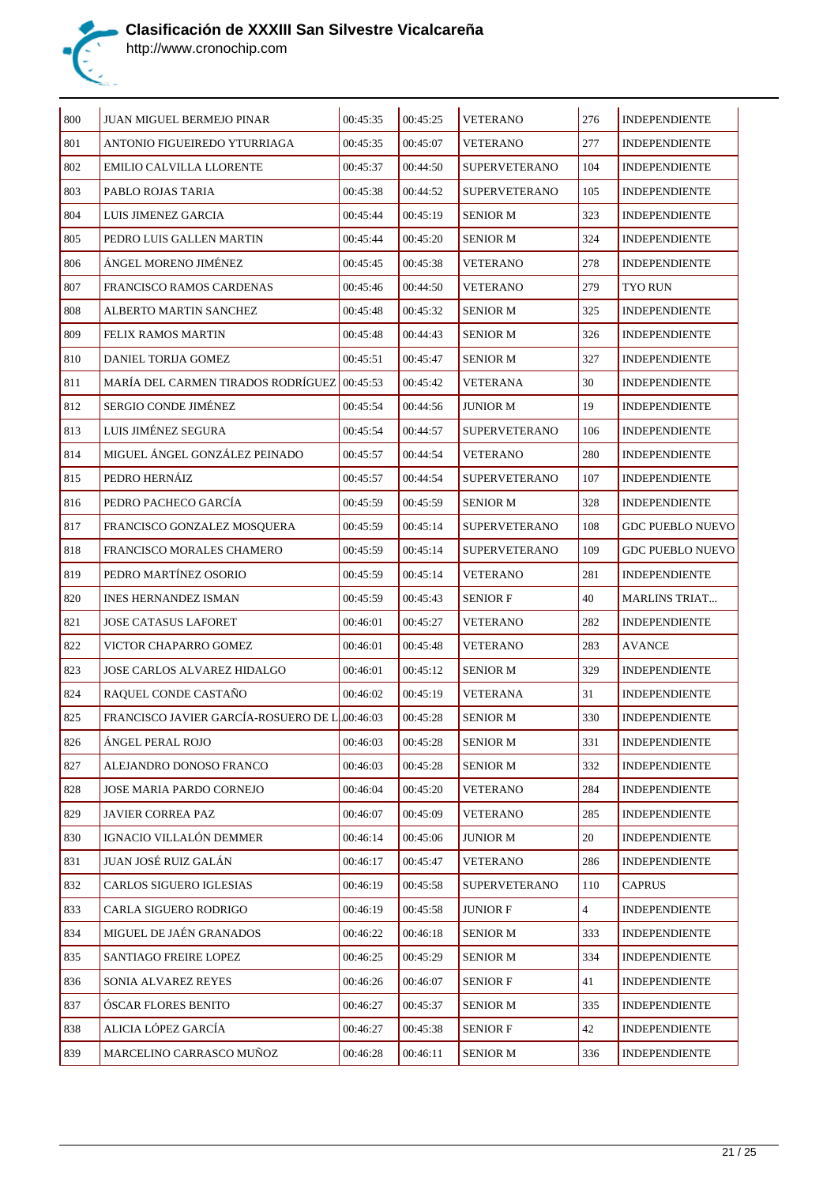| 800 | JUAN MIGUEL BERMEJO PINAR | 00:45:35 | 00:45:25 | VETERANO | 276 | INDEPENDIENTE |
|---|---|---|---|---|---|---|
| 801 | ANTONIO FIGUEIREDO YTURRIAGA | 00:45:35 | 00:45:07 | VETERANO | 277 | INDEPENDIENTE |
| 802 | EMILIO CALVILLA LLORENTE | 00:45:37 | 00:44:50 | SUPERVETERANO | 104 | INDEPENDIENTE |
| 803 | PABLO ROJAS TARIA | 00:45:38 | 00:44:52 | SUPERVETERANO | 105 | INDEPENDIENTE |
| 804 | LUIS JIMENEZ GARCIA | 00:45:44 | 00:45:19 | SENIOR M | 323 | INDEPENDIENTE |
| 805 | PEDRO LUIS GALLEN MARTIN | 00:45:44 | 00:45:20 | SENIOR M | 324 | INDEPENDIENTE |
| 806 | ÁNGEL MORENO JIMÉNEZ | 00:45:45 | 00:45:38 | VETERANO | 278 | INDEPENDIENTE |
| 807 | FRANCISCO RAMOS CARDENAS | 00:45:46 | 00:44:50 | VETERANO | 279 | TYO RUN |
| 808 | ALBERTO MARTIN SANCHEZ | 00:45:48 | 00:45:32 | SENIOR M | 325 | INDEPENDIENTE |
| 809 | FELIX RAMOS MARTIN | 00:45:48 | 00:44:43 | SENIOR M | 326 | INDEPENDIENTE |
| 810 | DANIEL TORIJA GOMEZ | 00:45:51 | 00:45:47 | SENIOR M | 327 | INDEPENDIENTE |
| 811 | MARÍA DEL CARMEN TIRADOS RODRÍGUEZ | 00:45:53 | 00:45:42 | VETERANA | 30 | INDEPENDIENTE |
| 812 | SERGIO CONDE JIMÉNEZ | 00:45:54 | 00:44:56 | JUNIOR M | 19 | INDEPENDIENTE |
| 813 | LUIS JIMÉNEZ SEGURA | 00:45:54 | 00:44:57 | SUPERVETERANO | 106 | INDEPENDIENTE |
| 814 | MIGUEL ÁNGEL GONZÁLEZ PEINADO | 00:45:57 | 00:44:54 | VETERANO | 280 | INDEPENDIENTE |
| 815 | PEDRO HERNÁIZ | 00:45:57 | 00:44:54 | SUPERVETERANO | 107 | INDEPENDIENTE |
| 816 | PEDRO PACHECO GARCÍA | 00:45:59 | 00:45:59 | SENIOR M | 328 | INDEPENDIENTE |
| 817 | FRANCISCO GONZALEZ MOSQUERA | 00:45:59 | 00:45:14 | SUPERVETERANO | 108 | GDC PUEBLO NUEVO |
| 818 | FRANCISCO MORALES CHAMERO | 00:45:59 | 00:45:14 | SUPERVETERANO | 109 | GDC PUEBLO NUEVO |
| 819 | PEDRO MARTÍNEZ OSORIO | 00:45:59 | 00:45:14 | VETERANO | 281 | INDEPENDIENTE |
| 820 | INES HERNANDEZ ISMAN | 00:45:59 | 00:45:43 | SENIOR F | 40 | MARLINS TRIAT... |
| 821 | JOSE CATASUS LAFORET | 00:46:01 | 00:45:27 | VETERANO | 282 | INDEPENDIENTE |
| 822 | VICTOR CHAPARRO GOMEZ | 00:46:01 | 00:45:48 | VETERANO | 283 | AVANCE |
| 823 | JOSE CARLOS ALVAREZ HIDALGO | 00:46:01 | 00:45:12 | SENIOR M | 329 | INDEPENDIENTE |
| 824 | RAQUEL CONDE CASTAÑO | 00:46:02 | 00:45:19 | VETERANA | 31 | INDEPENDIENTE |
| 825 | FRANCISCO JAVIER GARCÍA-ROSUERO DE L | 00:46:03 | 00:45:28 | SENIOR M | 330 | INDEPENDIENTE |
| 826 | ÁNGEL PERAL ROJO | 00:46:03 | 00:45:28 | SENIOR M | 331 | INDEPENDIENTE |
| 827 | ALEJANDRO DONOSO FRANCO | 00:46:03 | 00:45:28 | SENIOR M | 332 | INDEPENDIENTE |
| 828 | JOSE MARIA PARDO CORNEJO | 00:46:04 | 00:45:20 | VETERANO | 284 | INDEPENDIENTE |
| 829 | JAVIER CORREA PAZ | 00:46:07 | 00:45:09 | VETERANO | 285 | INDEPENDIENTE |
| 830 | IGNACIO VILLALÓN DEMMER | 00:46:14 | 00:45:06 | JUNIOR M | 20 | INDEPENDIENTE |
| 831 | JUAN JOSÉ RUIZ GALÁN | 00:46:17 | 00:45:47 | VETERANO | 286 | INDEPENDIENTE |
| 832 | CARLOS SIGUERO IGLESIAS | 00:46:19 | 00:45:58 | SUPERVETERANO | 110 | CAPRUS |
| 833 | CARLA SIGUERO RODRIGO | 00:46:19 | 00:45:58 | JUNIOR F | 4 | INDEPENDIENTE |
| 834 | MIGUEL DE JAÉN GRANADOS | 00:46:22 | 00:46:18 | SENIOR M | 333 | INDEPENDIENTE |
| 835 | SANTIAGO FREIRE LOPEZ | 00:46:25 | 00:45:29 | SENIOR M | 334 | INDEPENDIENTE |
| 836 | SONIA ALVAREZ REYES | 00:46:26 | 00:46:07 | SENIOR F | 41 | INDEPENDIENTE |
| 837 | ÓSCAR FLORES BENITO | 00:46:27 | 00:45:37 | SENIOR M | 335 | INDEPENDIENTE |
| 838 | ALICIA LÓPEZ GARCÍA | 00:46:27 | 00:45:38 | SENIOR F | 42 | INDEPENDIENTE |
| 839 | MARCELINO CARRASCO MUÑOZ | 00:46:28 | 00:46:11 | SENIOR M | 336 | INDEPENDIENTE |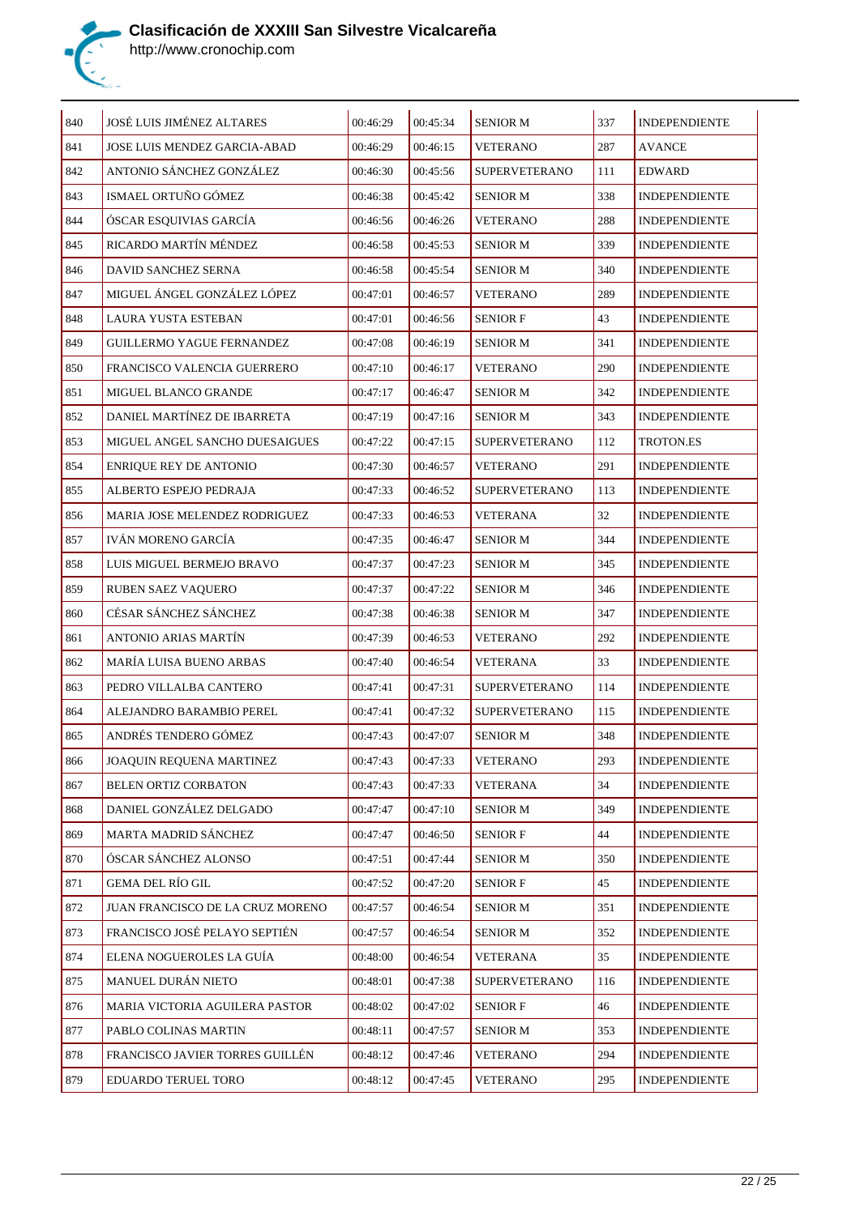# Clasificación de XXXIII San Silvestre Vicalcareña

http://www.cronochip.com

| | | | | | | |
|---|---|---|---|---|---|---|
| 840 | JOSÉ LUIS JIMÉNEZ ALTARES | 00:46:29 | 00:45:34 | SENIOR M | 337 | INDEPENDIENTE |
| 841 | JOSE LUIS MENDEZ GARCIA-ABAD | 00:46:29 | 00:46:15 | VETERANO | 287 | AVANCE |
| 842 | ANTONIO SÁNCHEZ GONZÁLEZ | 00:46:30 | 00:45:56 | SUPERVETERANO | 111 | EDWARD |
| 843 | ISMAEL ORTUÑO GÓMEZ | 00:46:38 | 00:45:42 | SENIOR M | 338 | INDEPENDIENTE |
| 844 | ÓSCAR ESQUIVIAS GARCÍA | 00:46:56 | 00:46:26 | VETERANO | 288 | INDEPENDIENTE |
| 845 | RICARDO MARTÍN MÉNDEZ | 00:46:58 | 00:45:53 | SENIOR M | 339 | INDEPENDIENTE |
| 846 | DAVID SANCHEZ SERNA | 00:46:58 | 00:45:54 | SENIOR M | 340 | INDEPENDIENTE |
| 847 | MIGUEL ÁNGEL GONZÁLEZ LÓPEZ | 00:47:01 | 00:46:57 | VETERANO | 289 | INDEPENDIENTE |
| 848 | LAURA YUSTA ESTEBAN | 00:47:01 | 00:46:56 | SENIOR F | 43 | INDEPENDIENTE |
| 849 | GUILLERMO YAGUE FERNANDEZ | 00:47:08 | 00:46:19 | SENIOR M | 341 | INDEPENDIENTE |
| 850 | FRANCISCO VALENCIA GUERRERO | 00:47:10 | 00:46:17 | VETERANO | 290 | INDEPENDIENTE |
| 851 | MIGUEL BLANCO GRANDE | 00:47:17 | 00:46:47 | SENIOR M | 342 | INDEPENDIENTE |
| 852 | DANIEL MARTÍNEZ DE IBARRETA | 00:47:19 | 00:47:16 | SENIOR M | 343 | INDEPENDIENTE |
| 853 | MIGUEL ANGEL SANCHO DUESAIGUES | 00:47:22 | 00:47:15 | SUPERVETERANO | 112 | TROTON.ES |
| 854 | ENRIQUE REY DE ANTONIO | 00:47:30 | 00:46:57 | VETERANO | 291 | INDEPENDIENTE |
| 855 | ALBERTO ESPEJO PEDRAJA | 00:47:33 | 00:46:52 | SUPERVETERANO | 113 | INDEPENDIENTE |
| 856 | MARIA JOSE MELENDEZ RODRIGUEZ | 00:47:33 | 00:46:53 | VETERANA | 32 | INDEPENDIENTE |
| 857 | IVÁN MORENO GARCÍA | 00:47:35 | 00:46:47 | SENIOR M | 344 | INDEPENDIENTE |
| 858 | LUIS MIGUEL BERMEJO BRAVO | 00:47:37 | 00:47:23 | SENIOR M | 345 | INDEPENDIENTE |
| 859 | RUBEN SAEZ VAQUERO | 00:47:37 | 00:47:22 | SENIOR M | 346 | INDEPENDIENTE |
| 860 | CÉSAR SÁNCHEZ SÁNCHEZ | 00:47:38 | 00:46:38 | SENIOR M | 347 | INDEPENDIENTE |
| 861 | ANTONIO ARIAS MARTÍN | 00:47:39 | 00:46:53 | VETERANO | 292 | INDEPENDIENTE |
| 862 | MARÍA LUISA BUENO ARBAS | 00:47:40 | 00:46:54 | VETERANA | 33 | INDEPENDIENTE |
| 863 | PEDRO VILLALBA CANTERO | 00:47:41 | 00:47:31 | SUPERVETERANO | 114 | INDEPENDIENTE |
| 864 | ALEJANDRO BARAMBIO PEREL | 00:47:41 | 00:47:32 | SUPERVETERANO | 115 | INDEPENDIENTE |
| 865 | ANDRÉS TENDERO GÓMEZ | 00:47:43 | 00:47:07 | SENIOR M | 348 | INDEPENDIENTE |
| 866 | JOAQUIN REQUENA MARTINEZ | 00:47:43 | 00:47:33 | VETERANO | 293 | INDEPENDIENTE |
| 867 | BELEN ORTIZ CORBATON | 00:47:43 | 00:47:33 | VETERANA | 34 | INDEPENDIENTE |
| 868 | DANIEL GONZÁLEZ DELGADO | 00:47:47 | 00:47:10 | SENIOR M | 349 | INDEPENDIENTE |
| 869 | MARTA MADRID SÁNCHEZ | 00:47:47 | 00:46:50 | SENIOR F | 44 | INDEPENDIENTE |
| 870 | ÓSCAR SÁNCHEZ ALONSO | 00:47:51 | 00:47:44 | SENIOR M | 350 | INDEPENDIENTE |
| 871 | GEMA DEL RÍO GIL | 00:47:52 | 00:47:20 | SENIOR F | 45 | INDEPENDIENTE |
| 872 | JUAN FRANCISCO DE LA CRUZ MORENO | 00:47:57 | 00:46:54 | SENIOR M | 351 | INDEPENDIENTE |
| 873 | FRANCISCO JOSÉ PELAYO SEPTIÉN | 00:47:57 | 00:46:54 | SENIOR M | 352 | INDEPENDIENTE |
| 874 | ELENA NOGUEROLES LA GUÍA | 00:48:00 | 00:46:54 | VETERANA | 35 | INDEPENDIENTE |
| 875 | MANUEL DURÁN NIETO | 00:48:01 | 00:47:38 | SUPERVETERANO | 116 | INDEPENDIENTE |
| 876 | MARIA VICTORIA AGUILERA PASTOR | 00:48:02 | 00:47:02 | SENIOR F | 46 | INDEPENDIENTE |
| 877 | PABLO COLINAS MARTIN | 00:48:11 | 00:47:57 | SENIOR M | 353 | INDEPENDIENTE |
| 878 | FRANCISCO JAVIER TORRES GUILLÉN | 00:48:12 | 00:47:46 | VETERANO | 294 | INDEPENDIENTE |
| 879 | EDUARDO TERUEL TORO | 00:48:12 | 00:47:45 | VETERANO | 295 | INDEPENDIENTE |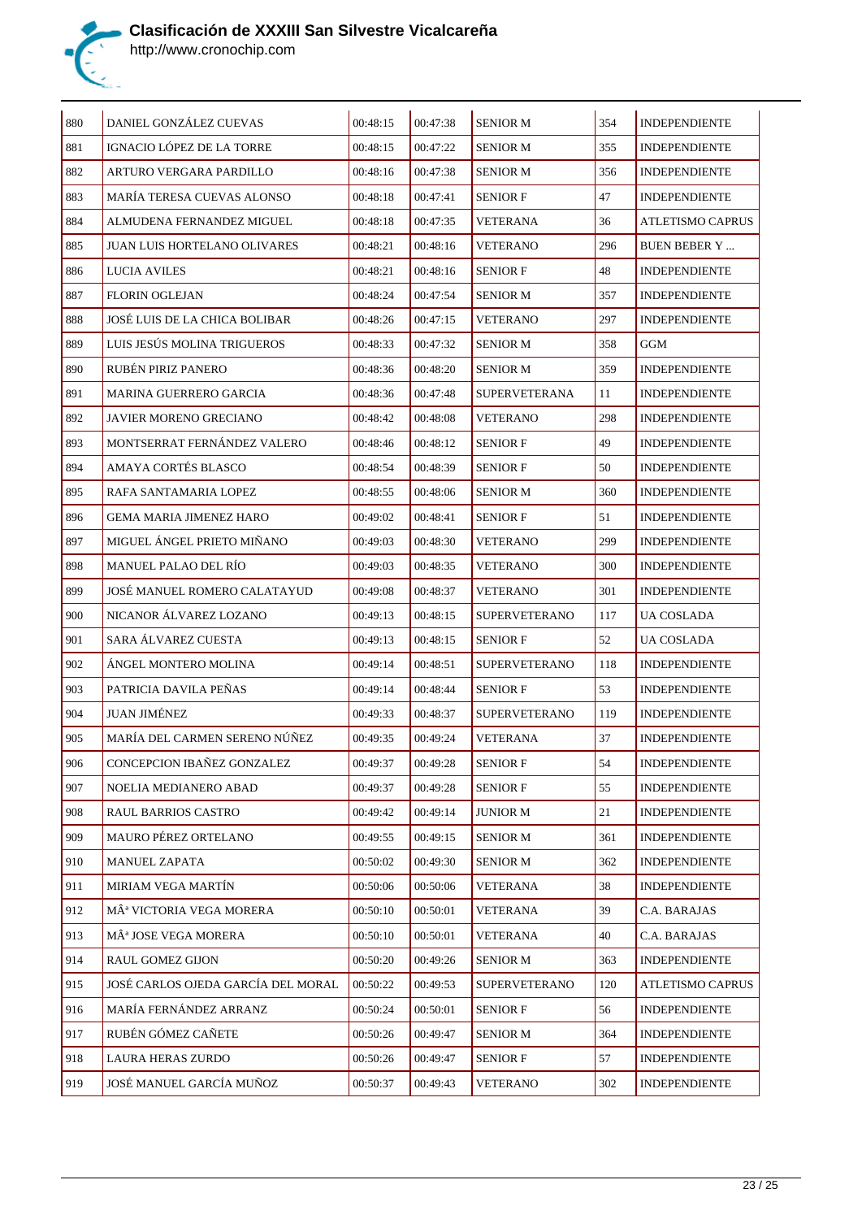# Clasificación de XXXIII San Silvestre Vicalcareña

http://www.cronochip.com

| | | | | | | |
|---|---|---|---|---|---|---|
| 880 | DANIEL GONZÁLEZ CUEVAS | 00:48:15 | 00:47:38 | SENIOR M | 354 | INDEPENDIENTE |
| 881 | IGNACIO LÓPEZ DE LA TORRE | 00:48:15 | 00:47:22 | SENIOR M | 355 | INDEPENDIENTE |
| 882 | ARTURO VERGARA PARDILLO | 00:48:16 | 00:47:38 | SENIOR M | 356 | INDEPENDIENTE |
| 883 | MARÍA TERESA CUEVAS ALONSO | 00:48:18 | 00:47:41 | SENIOR F | 47 | INDEPENDIENTE |
| 884 | ALMUDENA FERNANDEZ MIGUEL | 00:48:18 | 00:47:35 | VETERANA | 36 | ATLETISMO CAPRUS |
| 885 | JUAN LUIS HORTELANO OLIVARES | 00:48:21 | 00:48:16 | VETERANO | 296 | BUEN BEBER Y ... |
| 886 | LUCIA AVILES | 00:48:21 | 00:48:16 | SENIOR F | 48 | INDEPENDIENTE |
| 887 | FLORIN OGLEJAN | 00:48:24 | 00:47:54 | SENIOR M | 357 | INDEPENDIENTE |
| 888 | JOSÉ LUIS DE LA CHICA BOLIBAR | 00:48:26 | 00:47:15 | VETERANO | 297 | INDEPENDIENTE |
| 889 | LUIS JESÚS MOLINA TRIGUEROS | 00:48:33 | 00:47:32 | SENIOR M | 358 | GGM |
| 890 | RUBÉN PIRIZ PANERO | 00:48:36 | 00:48:20 | SENIOR M | 359 | INDEPENDIENTE |
| 891 | MARINA GUERRERO GARCIA | 00:48:36 | 00:47:48 | SUPERVETERANA | 11 | INDEPENDIENTE |
| 892 | JAVIER MORENO GRECIANO | 00:48:42 | 00:48:08 | VETERANO | 298 | INDEPENDIENTE |
| 893 | MONTSERRAT FERNÁNDEZ VALERO | 00:48:46 | 00:48:12 | SENIOR F | 49 | INDEPENDIENTE |
| 894 | AMAYA CORTÉS BLASCO | 00:48:54 | 00:48:39 | SENIOR F | 50 | INDEPENDIENTE |
| 895 | RAFA SANTAMARIA LOPEZ | 00:48:55 | 00:48:06 | SENIOR M | 360 | INDEPENDIENTE |
| 896 | GEMA MARIA JIMENEZ HARO | 00:49:02 | 00:48:41 | SENIOR F | 51 | INDEPENDIENTE |
| 897 | MIGUEL ÁNGEL PRIETO MIÑANO | 00:49:03 | 00:48:30 | VETERANO | 299 | INDEPENDIENTE |
| 898 | MANUEL PALAO DEL RÍO | 00:49:03 | 00:48:35 | VETERANO | 300 | INDEPENDIENTE |
| 899 | JOSÉ MANUEL ROMERO CALATAYUD | 00:49:08 | 00:48:37 | VETERANO | 301 | INDEPENDIENTE |
| 900 | NICANOR ÁLVAREZ LOZANO | 00:49:13 | 00:48:15 | SUPERVETERANO | 117 | UA COSLADA |
| 901 | SARA ÁLVAREZ CUESTA | 00:49:13 | 00:48:15 | SENIOR F | 52 | UA COSLADA |
| 902 | ÁNGEL MONTERO MOLINA | 00:49:14 | 00:48:51 | SUPERVETERANO | 118 | INDEPENDIENTE |
| 903 | PATRICIA DAVILA PEÑAS | 00:49:14 | 00:48:44 | SENIOR F | 53 | INDEPENDIENTE |
| 904 | JUAN JIMÉNEZ | 00:49:33 | 00:48:37 | SUPERVETERANO | 119 | INDEPENDIENTE |
| 905 | MARÍA DEL CARMEN SERENO NÚÑEZ | 00:49:35 | 00:49:24 | VETERANA | 37 | INDEPENDIENTE |
| 906 | CONCEPCION IBAÑEZ GONZALEZ | 00:49:37 | 00:49:28 | SENIOR F | 54 | INDEPENDIENTE |
| 907 | NOELIA MEDIANERO ABAD | 00:49:37 | 00:49:28 | SENIOR F | 55 | INDEPENDIENTE |
| 908 | RAUL BARRIOS CASTRO | 00:49:42 | 00:49:14 | JUNIOR M | 21 | INDEPENDIENTE |
| 909 | MAURO PÉREZ ORTELANO | 00:49:55 | 00:49:15 | SENIOR M | 361 | INDEPENDIENTE |
| 910 | MANUEL ZAPATA | 00:50:02 | 00:49:30 | SENIOR M | 362 | INDEPENDIENTE |
| 911 | MIRIAM VEGA MARTÍN | 00:50:06 | 00:50:06 | VETERANA | 38 | INDEPENDIENTE |
| 912 | MÂª VICTORIA VEGA MORERA | 00:50:10 | 00:50:01 | VETERANA | 39 | C.A. BARAJAS |
| 913 | MÂª JOSE VEGA MORERA | 00:50:10 | 00:50:01 | VETERANA | 40 | C.A. BARAJAS |
| 914 | RAUL GOMEZ GIJON | 00:50:20 | 00:49:26 | SENIOR M | 363 | INDEPENDIENTE |
| 915 | JOSÉ CARLOS OJEDA GARCÍA DEL MORAL | 00:50:22 | 00:49:53 | SUPERVETERANO | 120 | ATLETISMO CAPRUS |
| 916 | MARÍA FERNÁNDEZ ARRANZ | 00:50:24 | 00:50:01 | SENIOR F | 56 | INDEPENDIENTE |
| 917 | RUBÉN GÓMEZ CAÑETE | 00:50:26 | 00:49:47 | SENIOR M | 364 | INDEPENDIENTE |
| 918 | LAURA HERAS ZURDO | 00:50:26 | 00:49:47 | SENIOR F | 57 | INDEPENDIENTE |
| 919 | JOSÉ MANUEL GARCÍA MUÑOZ | 00:50:37 | 00:49:43 | VETERANO | 302 | INDEPENDIENTE |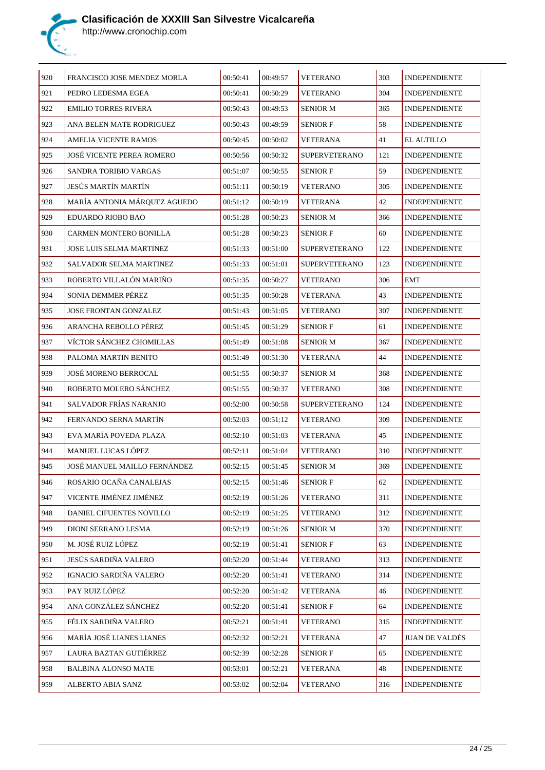# Clasificación de XXXIII San Silvestre Vicalcareña

http://www.cronochip.com

| | | | | | | |
|---|---|---|---|---|---|---|
| 920 | FRANCISCO JOSE MENDEZ MORLA | 00:50:41 | 00:49:57 | VETERANO | 303 | INDEPENDIENTE |
| 921 | PEDRO LEDESMA EGEA | 00:50:41 | 00:50:29 | VETERANO | 304 | INDEPENDIENTE |
| 922 | EMILIO TORRES RIVERA | 00:50:43 | 00:49:53 | SENIOR M | 365 | INDEPENDIENTE |
| 923 | ANA BELEN MATE RODRIGUEZ | 00:50:43 | 00:49:59 | SENIOR F | 58 | INDEPENDIENTE |
| 924 | AMELIA VICENTE RAMOS | 00:50:45 | 00:50:02 | VETERANA | 41 | EL ALTILLO |
| 925 | JOSÉ VICENTE PEREA ROMERO | 00:50:56 | 00:50:32 | SUPERVETERANO | 121 | INDEPENDIENTE |
| 926 | SANDRA TORIBIO VARGAS | 00:51:07 | 00:50:55 | SENIOR F | 59 | INDEPENDIENTE |
| 927 | JESÚS MARTÍN MARTÍN | 00:51:11 | 00:50:19 | VETERANO | 305 | INDEPENDIENTE |
| 928 | MARÍA ANTONIA MÁRQUEZ AGUEDO | 00:51:12 | 00:50:19 | VETERANA | 42 | INDEPENDIENTE |
| 929 | EDUARDO RIOBO BAO | 00:51:28 | 00:50:23 | SENIOR M | 366 | INDEPENDIENTE |
| 930 | CARMEN MONTERO BONILLA | 00:51:28 | 00:50:23 | SENIOR F | 60 | INDEPENDIENTE |
| 931 | JOSE LUIS SELMA MARTINEZ | 00:51:33 | 00:51:00 | SUPERVETERANO | 122 | INDEPENDIENTE |
| 932 | SALVADOR SELMA MARTINEZ | 00:51:33 | 00:51:01 | SUPERVETERANO | 123 | INDEPENDIENTE |
| 933 | ROBERTO VILLALÓN MARIÑO | 00:51:35 | 00:50:27 | VETERANO | 306 | EMT |
| 934 | SONIA DEMMER PÉREZ | 00:51:35 | 00:50:28 | VETERANA | 43 | INDEPENDIENTE |
| 935 | JOSE FRONTAN GONZALEZ | 00:51:43 | 00:51:05 | VETERANO | 307 | INDEPENDIENTE |
| 936 | ARANCHA REBOLLO PÉREZ | 00:51:45 | 00:51:29 | SENIOR F | 61 | INDEPENDIENTE |
| 937 | VÍCTOR SÁNCHEZ CHOMILLAS | 00:51:49 | 00:51:08 | SENIOR M | 367 | INDEPENDIENTE |
| 938 | PALOMA MARTIN BENITO | 00:51:49 | 00:51:30 | VETERANA | 44 | INDEPENDIENTE |
| 939 | JOSÉ MORENO BERROCAL | 00:51:55 | 00:50:37 | SENIOR M | 368 | INDEPENDIENTE |
| 940 | ROBERTO MOLERO SÁNCHEZ | 00:51:55 | 00:50:37 | VETERANO | 308 | INDEPENDIENTE |
| 941 | SALVADOR FRÍAS NARANJO | 00:52:00 | 00:50:58 | SUPERVETERANO | 124 | INDEPENDIENTE |
| 942 | FERNANDO SERNA MARTÍN | 00:52:03 | 00:51:12 | VETERANO | 309 | INDEPENDIENTE |
| 943 | EVA MARÍA POVEDA PLAZA | 00:52:10 | 00:51:03 | VETERANA | 45 | INDEPENDIENTE |
| 944 | MANUEL LUCAS LÓPEZ | 00:52:11 | 00:51:04 | VETERANO | 310 | INDEPENDIENTE |
| 945 | JOSÉ MANUEL MAILLO FERNÁNDEZ | 00:52:15 | 00:51:45 | SENIOR M | 369 | INDEPENDIENTE |
| 946 | ROSARIO OCAÑA CANALEJAS | 00:52:15 | 00:51:46 | SENIOR F | 62 | INDEPENDIENTE |
| 947 | VICENTE JIMÉNEZ JIMÉNEZ | 00:52:19 | 00:51:26 | VETERANO | 311 | INDEPENDIENTE |
| 948 | DANIEL CIFUENTES NOVILLO | 00:52:19 | 00:51:25 | VETERANO | 312 | INDEPENDIENTE |
| 949 | DIONI SERRANO LESMA | 00:52:19 | 00:51:26 | SENIOR M | 370 | INDEPENDIENTE |
| 950 | M. JOSÉ RUIZ LÓPEZ | 00:52:19 | 00:51:41 | SENIOR F | 63 | INDEPENDIENTE |
| 951 | JESÚS SARDIÑA VALERO | 00:52:20 | 00:51:44 | VETERANO | 313 | INDEPENDIENTE |
| 952 | IGNACIO SARDIÑA VALERO | 00:52:20 | 00:51:41 | VETERANO | 314 | INDEPENDIENTE |
| 953 | PAY RUIZ LÓPEZ | 00:52:20 | 00:51:42 | VETERANA | 46 | INDEPENDIENTE |
| 954 | ANA GONZÁLEZ SÁNCHEZ | 00:52:20 | 00:51:41 | SENIOR F | 64 | INDEPENDIENTE |
| 955 | FÉLIX SARDIÑA VALERO | 00:52:21 | 00:51:41 | VETERANO | 315 | INDEPENDIENTE |
| 956 | MARÍA JOSÉ LIANES LIANES | 00:52:32 | 00:52:21 | VETERANA | 47 | JUAN DE VALDÉS |
| 957 | LAURA BAZTAN GUTIÉRREZ | 00:52:39 | 00:52:28 | SENIOR F | 65 | INDEPENDIENTE |
| 958 | BALBINA ALONSO MATE | 00:53:01 | 00:52:21 | VETERANA | 48 | INDEPENDIENTE |
| 959 | ALBERTO ABIA SANZ | 00:53:02 | 00:52:04 | VETERANO | 316 | INDEPENDIENTE |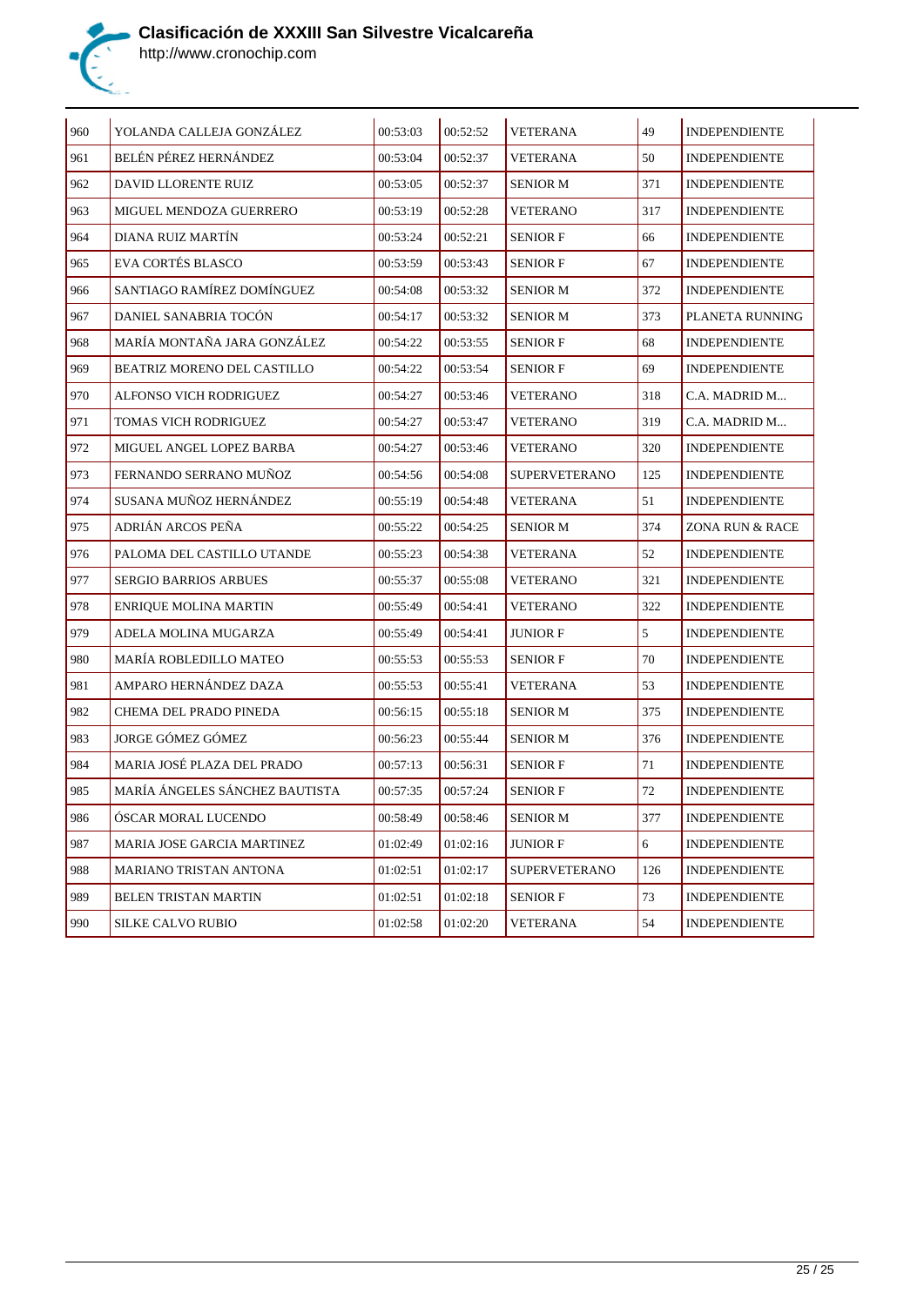| | | | | | | |
|---|---|---|---|---|---|---|
| 960 | YOLANDA CALLEJA GONZÁLEZ | 00:53:03 | 00:52:52 | VETERANA | 49 | INDEPENDIENTE |
| 961 | BELÉN PÉREZ HERNÁNDEZ | 00:53:04 | 00:52:37 | VETERANA | 50 | INDEPENDIENTE |
| 962 | DAVID LLORENTE RUIZ | 00:53:05 | 00:52:37 | SENIOR M | 371 | INDEPENDIENTE |
| 963 | MIGUEL MENDOZA GUERRERO | 00:53:19 | 00:52:28 | VETERANO | 317 | INDEPENDIENTE |
| 964 | DIANA RUIZ MARTÍN | 00:53:24 | 00:52:21 | SENIOR F | 66 | INDEPENDIENTE |
| 965 | EVA CORTÉS BLASCO | 00:53:59 | 00:53:43 | SENIOR F | 67 | INDEPENDIENTE |
| 966 | SANTIAGO RAMÍREZ DOMÍNGUEZ | 00:54:08 | 00:53:32 | SENIOR M | 372 | INDEPENDIENTE |
| 967 | DANIEL SANABRIA TOCÓN | 00:54:17 | 00:53:32 | SENIOR M | 373 | PLANETA RUNNING |
| 968 | MARÍA MONTAÑA JARA GONZÁLEZ | 00:54:22 | 00:53:55 | SENIOR F | 68 | INDEPENDIENTE |
| 969 | BEATRIZ MORENO DEL CASTILLO | 00:54:22 | 00:53:54 | SENIOR F | 69 | INDEPENDIENTE |
| 970 | ALFONSO VICH RODRIGUEZ | 00:54:27 | 00:53:46 | VETERANO | 318 | C.A. MADRID M... |
| 971 | TOMAS VICH RODRIGUEZ | 00:54:27 | 00:53:47 | VETERANO | 319 | C.A. MADRID M... |
| 972 | MIGUEL ANGEL LOPEZ BARBA | 00:54:27 | 00:53:46 | VETERANO | 320 | INDEPENDIENTE |
| 973 | FERNANDO SERRANO MUÑOZ | 00:54:56 | 00:54:08 | SUPERVETERANO | 125 | INDEPENDIENTE |
| 974 | SUSANA MUÑOZ HERNÁNDEZ | 00:55:19 | 00:54:48 | VETERANA | 51 | INDEPENDIENTE |
| 975 | ADRIÁN ARCOS PEÑA | 00:55:22 | 00:54:25 | SENIOR M | 374 | ZONA RUN & RACE |
| 976 | PALOMA DEL CASTILLO UTANDE | 00:55:23 | 00:54:38 | VETERANA | 52 | INDEPENDIENTE |
| 977 | SERGIO BARRIOS ARBUES | 00:55:37 | 00:55:08 | VETERANO | 321 | INDEPENDIENTE |
| 978 | ENRIQUE MOLINA MARTIN | 00:55:49 | 00:54:41 | VETERANO | 322 | INDEPENDIENTE |
| 979 | ADELA MOLINA MUGARZA | 00:55:49 | 00:54:41 | JUNIOR F | 5 | INDEPENDIENTE |
| 980 | MARÍA ROBLEDILLO MATEO | 00:55:53 | 00:55:53 | SENIOR F | 70 | INDEPENDIENTE |
| 981 | AMPARO HERNÁNDEZ DAZA | 00:55:53 | 00:55:41 | VETERANA | 53 | INDEPENDIENTE |
| 982 | CHEMA DEL PRADO PINEDA | 00:56:15 | 00:55:18 | SENIOR M | 375 | INDEPENDIENTE |
| 983 | JORGE GÓMEZ GÓMEZ | 00:56:23 | 00:55:44 | SENIOR M | 376 | INDEPENDIENTE |
| 984 | MARIA JOSÉ PLAZA DEL PRADO | 00:57:13 | 00:56:31 | SENIOR F | 71 | INDEPENDIENTE |
| 985 | MARÍA ÁNGELES SÁNCHEZ BAUTISTA | 00:57:35 | 00:57:24 | SENIOR F | 72 | INDEPENDIENTE |
| 986 | ÓSCAR MORAL LUCENDO | 00:58:49 | 00:58:46 | SENIOR M | 377 | INDEPENDIENTE |
| 987 | MARIA JOSE GARCIA MARTINEZ | 01:02:49 | 01:02:16 | JUNIOR F | 6 | INDEPENDIENTE |
| 988 | MARIANO TRISTAN ANTONA | 01:02:51 | 01:02:17 | SUPERVETERANO | 126 | INDEPENDIENTE |
| 989 | BELEN TRISTAN MARTIN | 01:02:51 | 01:02:18 | SENIOR F | 73 | INDEPENDIENTE |
| 990 | SILKE CALVO RUBIO | 01:02:58 | 01:02:20 | VETERANA | 54 | INDEPENDIENTE |